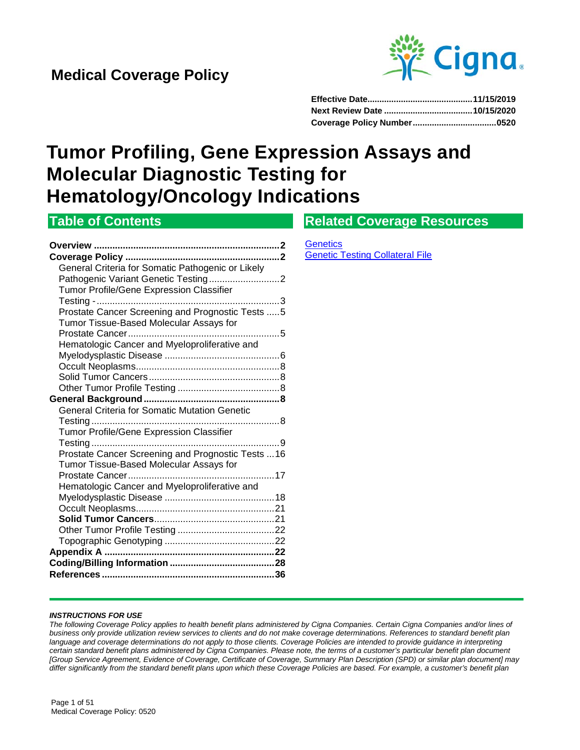**Medical Coverage Policy**

**Effective Date** ........................................... **11/15/2019**
**Next Review Date** ..................................... **10/15/2020**
**Coverage Policy Number** ................................. **0520**

# Tumor Profiling, Gene Expression Assays and Molecular Diagnostic Testing for Hematology/Oncology Indications

## Table of Contents

**Overview** ..................................................................... **2**
**Coverage Policy** ........................................................... **2**
- General Criteria for Somatic Pathogenic or Likely Pathogenic Variant Genetic Testing ........................... 2
- Tumor Profile/Gene Expression Classifier Testing - ..................................................................... 3
- Prostate Cancer Screening and Prognostic Tests ..... 5
- Tumor Tissue-Based Molecular Assays for Prostate Cancer .......................................................... 5
- Hematologic Cancer and Myeloproliferative and Myelodysplastic Disease ........................................... 6
- Occult Neoplasms....................................................... 8
- Solid Tumor Cancers .................................................. 8
- Other Tumor Profile Testing ....................................... 8

**General Background** ................................................... **8**
- General Criteria for Somatic Mutation Genetic Testing ....................................................................... 8
- Tumor Profile/Gene Expression Classifier Testing ....................................................................... 9
- Prostate Cancer Screening and Prognostic Tests ... 16
- Tumor Tissue-Based Molecular Assays for Prostate Cancer ........................................................ 17
- Hematologic Cancer and Myeloproliferative and Myelodysplastic Disease .......................................... 18
- Occult Neoplasms..................................................... 21
- **Solid Tumor Cancers** ............................................. 21
- Other Tumor Profile Testing ..................................... 22
- Topographic Genotyping .......................................... 22

**Appendix A** ................................................................ **22**
**Coding/Billing Information** ........................................ **28**
**References** ................................................................. **36**

## Related Coverage Resources

[Genetics](#)
[Genetic Testing Collateral File](#)

---

***INSTRUCTIONS FOR USE***

*The following Coverage Policy applies to health benefit plans administered by Cigna Companies. Certain Cigna Companies and/or lines of business only provide utilization review services to clients and do not make coverage determinations. References to standard benefit plan language and coverage determinations do not apply to those clients. Coverage Policies are intended to provide guidance in interpreting certain standard benefit plans administered by Cigna Companies. Please note, the terms of a customer's particular benefit plan document [Group Service Agreement, Evidence of Coverage, Certificate of Coverage, Summary Plan Description (SPD) or similar plan document] may differ significantly from the standard benefit plans upon which these Coverage Policies are based. For example, a customer's benefit plan*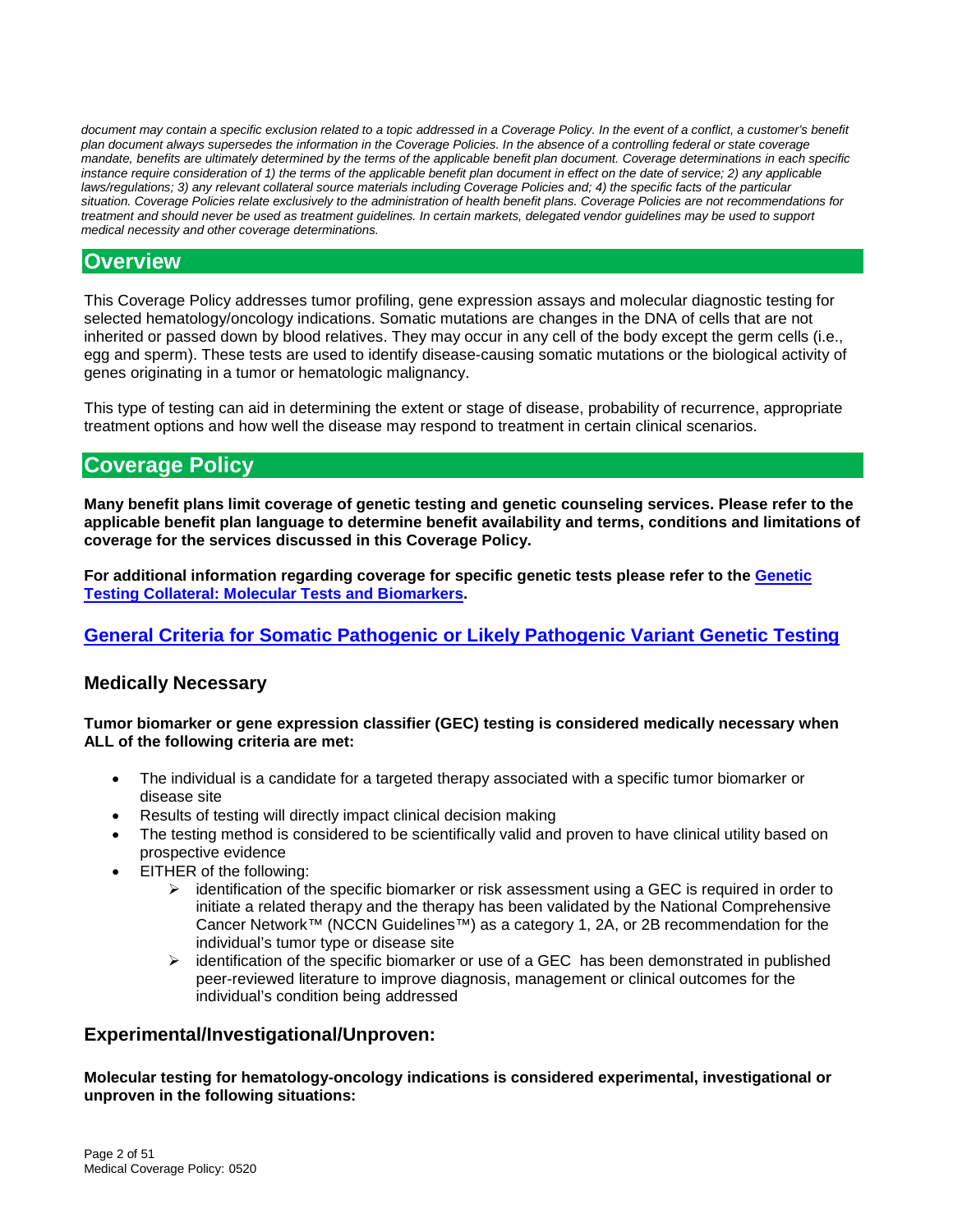*document may contain a specific exclusion related to a topic addressed in a Coverage Policy. In the event of a conflict, a customer's benefit plan document always supersedes the information in the Coverage Policies. In the absence of a controlling federal or state coverage mandate, benefits are ultimately determined by the terms of the applicable benefit plan document. Coverage determinations in each specific instance require consideration of 1) the terms of the applicable benefit plan document in effect on the date of service; 2) any applicable laws/regulations; 3) any relevant collateral source materials including Coverage Policies and; 4) the specific facts of the particular situation. Coverage Policies relate exclusively to the administration of health benefit plans. Coverage Policies are not recommendations for treatment and should never be used as treatment guidelines. In certain markets, delegated vendor guidelines may be used to support medical necessity and other coverage determinations.*

# Overview

This Coverage Policy addresses tumor profiling, gene expression assays and molecular diagnostic testing for selected hematology/oncology indications. Somatic mutations are changes in the DNA of cells that are not inherited or passed down by blood relatives. They may occur in any cell of the body except the germ cells (i.e., egg and sperm). These tests are used to identify disease-causing somatic mutations or the biological activity of genes originating in a tumor or hematologic malignancy.

This type of testing can aid in determining the extent or stage of disease, probability of recurrence, appropriate treatment options and how well the disease may respond to treatment in certain clinical scenarios.

# Coverage Policy

**Many benefit plans limit coverage of genetic testing and genetic counseling services. Please refer to the applicable benefit plan language to determine benefit availability and terms, conditions and limitations of coverage for the services discussed in this Coverage Policy.**

**For additional information regarding coverage for specific genetic tests please refer to the Genetic Testing Collateral: Molecular Tests and Biomarkers.**

## General Criteria for Somatic Pathogenic or Likely Pathogenic Variant Genetic Testing

### Medically Necessary

**Tumor biomarker or gene expression classifier (GEC) testing is considered medically necessary when ALL of the following criteria are met:**

- The individual is a candidate for a targeted therapy associated with a specific tumor biomarker or disease site
- Results of testing will directly impact clinical decision making
- The testing method is considered to be scientifically valid and proven to have clinical utility based on prospective evidence
- EITHER of the following:
  - identification of the specific biomarker or risk assessment using a GEC is required in order to initiate a related therapy and the therapy has been validated by the National Comprehensive Cancer Network™ (NCCN Guidelines™) as a category 1, 2A, or 2B recommendation for the individual's tumor type or disease site
  - identification of the specific biomarker or use of a GEC has been demonstrated in published peer-reviewed literature to improve diagnosis, management or clinical outcomes for the individual's condition being addressed

### Experimental/Investigational/Unproven:

**Molecular testing for hematology-oncology indications is considered experimental, investigational or unproven in the following situations:**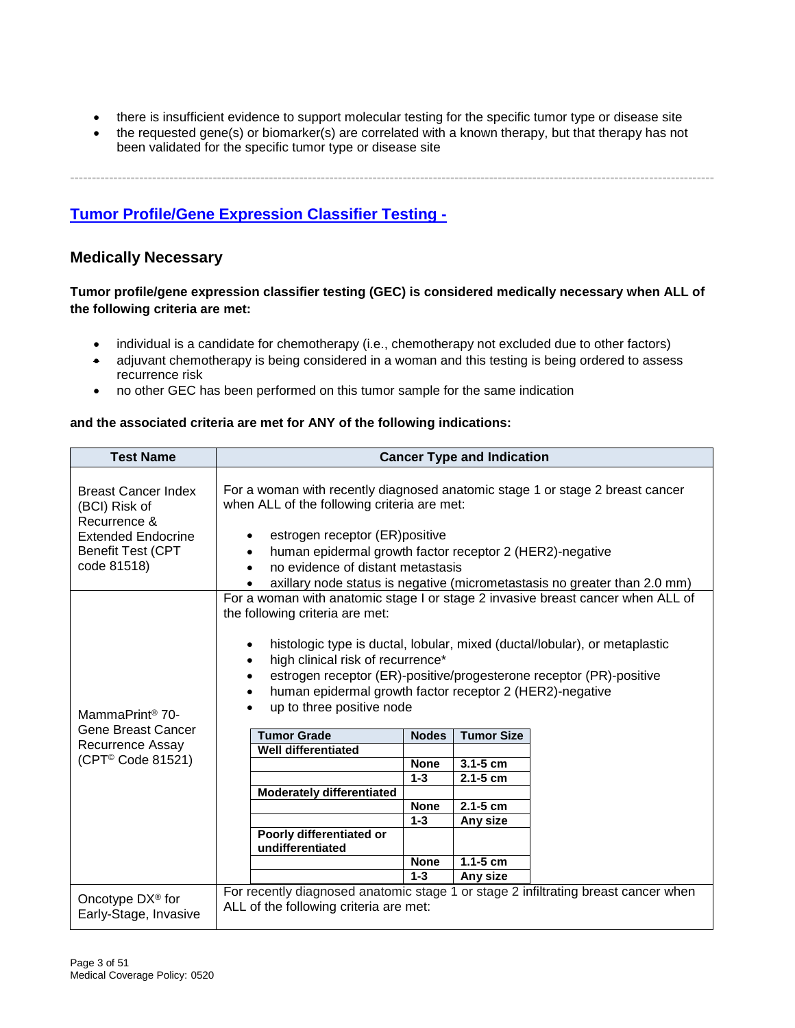- there is insufficient evidence to support molecular testing for the specific tumor type or disease site
- the requested gene(s) or biomarker(s) are correlated with a known therapy, but that therapy has not been validated for the specific tumor type or disease site

---

## Tumor Profile/Gene Expression Classifier Testing -

### Medically Necessary

**Tumor profile/gene expression classifier testing (GEC) is considered medically necessary when ALL of the following criteria are met:**

- individual is a candidate for chemotherapy (i.e., chemotherapy not excluded due to other factors)
- adjuvant chemotherapy is being considered in a woman and this testing is being ordered to assess recurrence risk
- no other GEC has been performed on this tumor sample for the same indication

**and the associated criteria are met for ANY of the following indications:**

| Test Name | Cancer Type and Indication |
|---|---|
| Breast Cancer Index (BCI) Risk of Recurrence & Extended Endocrine Benefit Test (CPT code 81518) | For a woman with recently diagnosed anatomic stage 1 or stage 2 breast cancer when ALL of the following criteria are met:<br>• estrogen receptor (ER)positive<br>• human epidermal growth factor receptor 2 (HER2)-negative<br>• no evidence of distant metastasis<br>• axillary node status is negative (micrometastasis no greater than 2.0 mm) |
| MammaPrint® 70-Gene Breast Cancer Recurrence Assay (CPT© Code 81521) | For a woman with anatomic stage I or stage 2 invasive breast cancer when ALL of the following criteria are met:<br>• histologic type is ductal, lobular, mixed (ductal/lobular), or metaplastic<br>• high clinical risk of recurrence*<br>• estrogen receptor (ER)-positive/progesterone receptor (PR)-positive<br>• human epidermal growth factor receptor 2 (HER2)-negative<br>• up to three positive node<br><br>**Tumor Grade / Nodes / Tumor Size:**<br>**Well differentiated:** None – 3.1-5 cm; 1-3 – 2.1-5 cm<br>**Moderately differentiated:** None – 2.1-5 cm; 1-3 – Any size<br>**Poorly differentiated or undifferentiated:** None – 1.1-5 cm; 1-3 – Any size |
| Oncotype DX® for Early-Stage, Invasive | For recently diagnosed anatomic stage 1 or stage 2 infiltrating breast cancer when ALL of the following criteria are met: |

| Tumor Grade | Nodes | Tumor Size |
|---|---|---|
| **Well differentiated** | | |
| | **None** | **3.1-5 cm** |
| | **1-3** | **2.1-5 cm** |
| **Moderately differentiated** | | |
| | **None** | **2.1-5 cm** |
| | **1-3** | **Any size** |
| **Poorly differentiated or undifferentiated** | | |
| | **None** | **1.1-5 cm** |
| | **1-3** | **Any size** |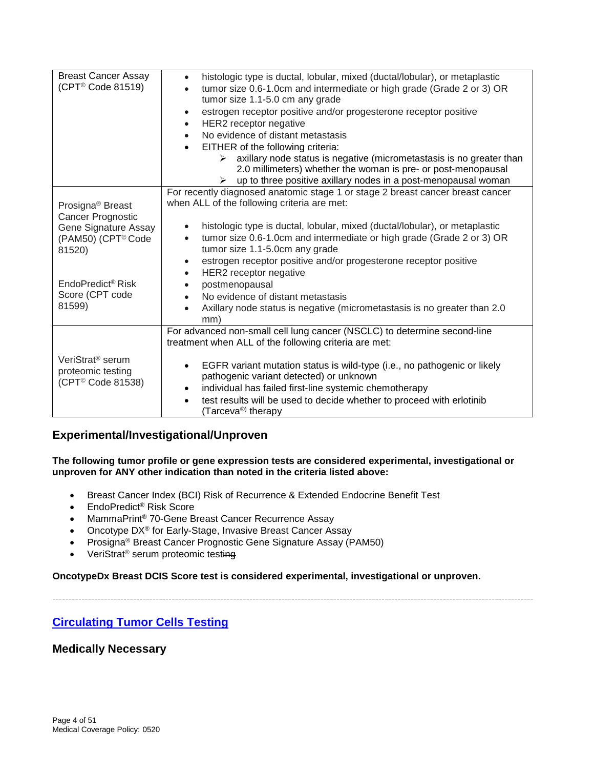| | |
|---|---|
| Breast Cancer Assay (CPT© Code 81519) | • histologic type is ductal, lobular, mixed (ductal/lobular), or metaplastic<br>• tumor size 0.6-1.0cm and intermediate or high grade (Grade 2 or 3) OR tumor size 1.1-5.0 cm any grade<br>• estrogen receptor positive and/or progesterone receptor positive<br>• HER2 receptor negative<br>• No evidence of distant metastasis<br>• EITHER of the following criteria:<br>  ➢ axillary node status is negative (micrometastasis is no greater than 2.0 millimeters) whether the woman is pre- or post-menopausal<br>  ➢ up to three positive axillary nodes in a post-menopausal woman |
| Prosigna® Breast Cancer Prognostic Gene Signature Assay (PAM50) (CPT© Code 81520)<br><br>EndoPredict® Risk Score (CPT code 81599) | For recently diagnosed anatomic stage 1 or stage 2 breast cancer breast cancer when ALL of the following criteria are met:<br><br>• histologic type is ductal, lobular, mixed (ductal/lobular), or metaplastic<br>• tumor size 0.6-1.0cm and intermediate or high grade (Grade 2 or 3) OR tumor size 1.1-5.0cm any grade<br>• estrogen receptor positive and/or progesterone receptor positive<br>• HER2 receptor negative<br>• postmenopausal<br>• No evidence of distant metastasis<br>• Axillary node status is negative (micrometastasis is no greater than 2.0 mm) |
| VeriStrat® serum proteomic testing (CPT© Code 81538) | For advanced non-small cell lung cancer (NSCLC) to determine second-line treatment when ALL of the following criteria are met:<br><br>• EGFR variant mutation status is wild-type (i.e., no pathogenic or likely pathogenic variant detected) or unknown<br>• individual has failed first-line systemic chemotherapy<br>• test results will be used to decide whether to proceed with erlotinib (Tarceva®) therapy |

## Experimental/Investigational/Unproven

**The following tumor profile or gene expression tests are considered experimental, investigational or unproven for ANY other indication than noted in the criteria listed above:**

- Breast Cancer Index (BCI) Risk of Recurrence & Extended Endocrine Benefit Test
- EndoPredict® Risk Score
- MammaPrint® 70-Gene Breast Cancer Recurrence Assay
- Oncotype DX® for Early-Stage, Invasive Breast Cancer Assay
- Prosigna® Breast Cancer Prognostic Gene Signature Assay (PAM50)
- VeriStrat® serum proteomic testing

**OncotypeDx Breast DCIS Score test is considered experimental, investigational or unproven.**

---

## Circulating Tumor Cells Testing

## Medically Necessary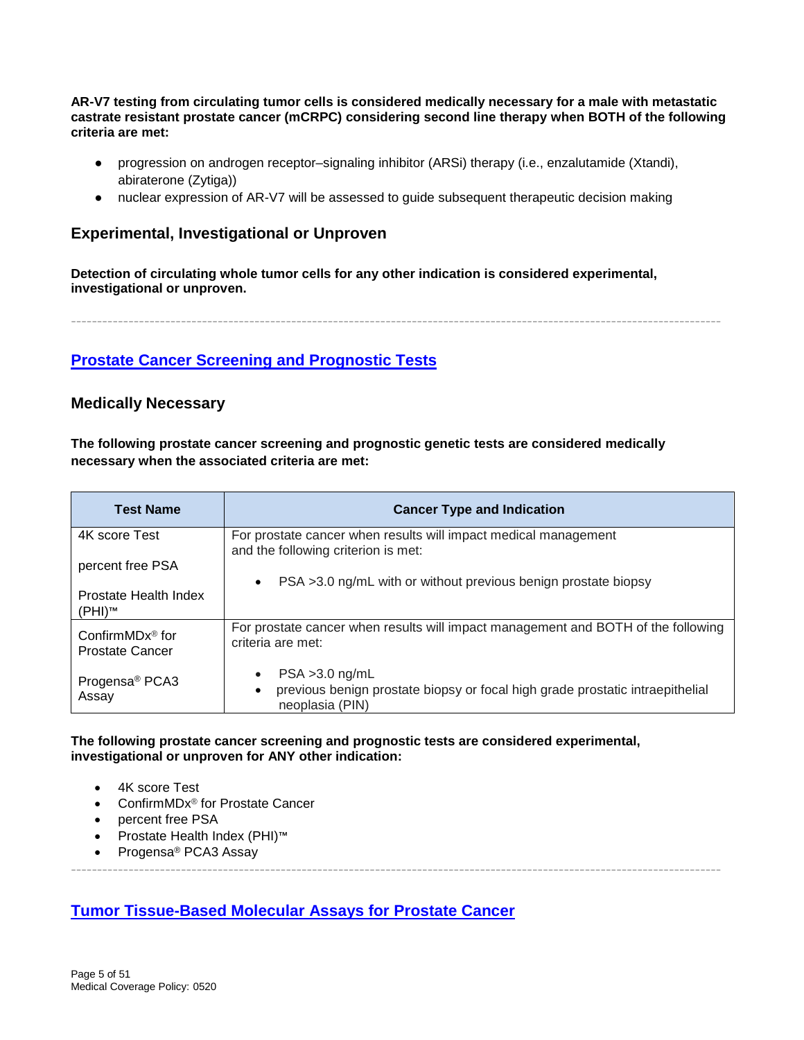**AR-V7 testing from circulating tumor cells is considered medically necessary for a male with metastatic castrate resistant prostate cancer (mCRPC) considering second line therapy when BOTH of the following criteria are met:**

- progression on androgen receptor–signaling inhibitor (ARSi) therapy (i.e., enzalutamide (Xtandi), abiraterone (Zytiga))
- nuclear expression of AR-V7 will be assessed to guide subsequent therapeutic decision making

### Experimental, Investigational or Unproven

**Detection of circulating whole tumor cells for any other indication is considered experimental, investigational or unproven.**

---

## Prostate Cancer Screening and Prognostic Tests

### Medically Necessary

**The following prostate cancer screening and prognostic genetic tests are considered medically necessary when the associated criteria are met:**

| Test Name | Cancer Type and Indication |
|---|---|
| 4K score Test<br><br>percent free PSA<br><br>Prostate Health Index (PHI)™ | For prostate cancer when results will impact medical management and the following criterion is met:<br><br>• PSA >3.0 ng/mL with or without previous benign prostate biopsy |
| ConfirmMDx® for Prostate Cancer<br><br>Progensa® PCA3 Assay | For prostate cancer when results will impact management and BOTH of the following criteria are met:<br><br>• PSA >3.0 ng/mL<br>• previous benign prostate biopsy or focal high grade prostatic intraepithelial neoplasia (PIN) |

**The following prostate cancer screening and prognostic tests are considered experimental, investigational or unproven for ANY other indication:**

- 4K score Test
- ConfirmMDx® for Prostate Cancer
- percent free PSA
- Prostate Health Index (PHI)™
- Progensa® PCA3 Assay

---

## Tumor Tissue-Based Molecular Assays for Prostate Cancer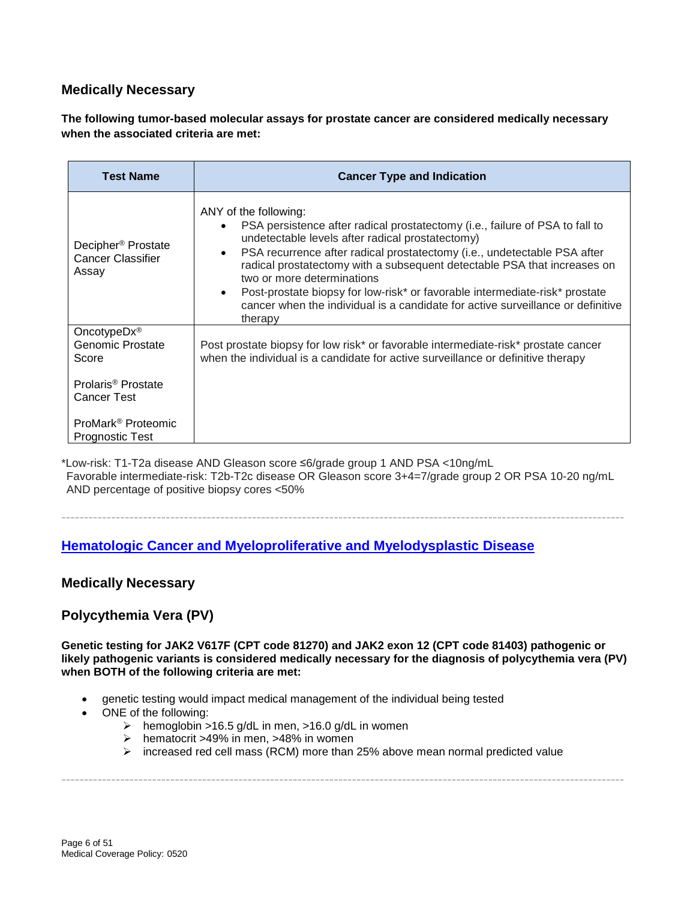## Medically Necessary

**The following tumor-based molecular assays for prostate cancer are considered medically necessary when the associated criteria are met:**

| Test Name | Cancer Type and Indication |
|---|---|
| Decipher® Prostate Cancer Classifier Assay | ANY of the following:<br>• PSA persistence after radical prostatectomy (i.e., failure of PSA to fall to undetectable levels after radical prostatectomy)<br>• PSA recurrence after radical prostatectomy (i.e., undetectable PSA after radical prostatectomy with a subsequent detectable PSA that increases on two or more determinations<br>• Post-prostate biopsy for low-risk* or favorable intermediate-risk* prostate cancer when the individual is a candidate for active surveillance or definitive therapy |
| OncotypeDx® Genomic Prostate Score<br><br>Prolaris® Prostate Cancer Test<br><br>ProMark® Proteomic Prognostic Test | Post prostate biopsy for low risk* or favorable intermediate-risk* prostate cancer when the individual is a candidate for active surveillance or definitive therapy |

*Low-risk: T1-T2a disease AND Gleason score ≤6/grade group 1 AND PSA <10ng/mL
Favorable intermediate-risk: T2b-T2c disease OR Gleason score 3+4=7/grade group 2 OR PSA 10-20 ng/mL AND percentage of positive biopsy cores <50%

---

## Hematologic Cancer and Myeloproliferative and Myelodysplastic Disease

## Medically Necessary

### Polycythemia Vera (PV)

**Genetic testing for JAK2 V617F (CPT code 81270) and JAK2 exon 12 (CPT code 81403) pathogenic or likely pathogenic variants is considered medically necessary for the diagnosis of polycythemia vera (PV) when BOTH of the following criteria are met:**

- genetic testing would impact medical management of the individual being tested
- ONE of the following:
  - hemoglobin >16.5 g/dL in men, >16.0 g/dL in women
  - hematocrit >49% in men, >48% in women
  - increased red cell mass (RCM) more than 25% above mean normal predicted value

---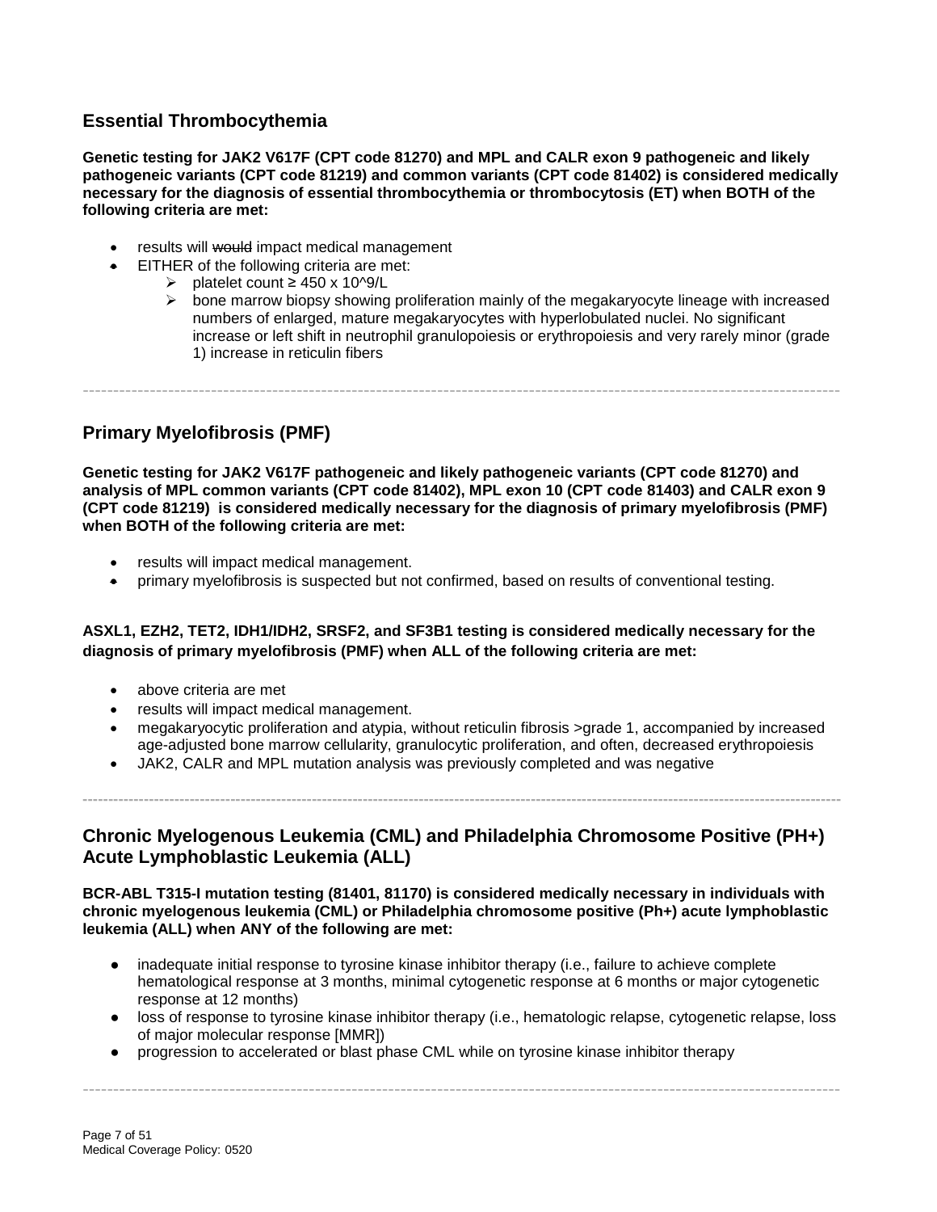## Essential Thrombocythemia

**Genetic testing for JAK2 V617F (CPT code 81270) and MPL and CALR exon 9 pathogeneic and likely pathogeneic variants (CPT code 81219) and common variants (CPT code 81402) is considered medically necessary for the diagnosis of essential thrombocythemia or thrombocytosis (ET) when BOTH of the following criteria are met:**

- results will ~~would~~ impact medical management
- EITHER of the following criteria are met:
  - platelet count ≥ 450 x 10^9/L
  - bone marrow biopsy showing proliferation mainly of the megakaryocyte lineage with increased numbers of enlarged, mature megakaryocytes with hyperlobulated nuclei. No significant increase or left shift in neutrophil granulopoiesis or erythropoiesis and very rarely minor (grade 1) increase in reticulin fibers

---

## Primary Myelofibrosis (PMF)

**Genetic testing for JAK2 V617F pathogeneic and likely pathogeneic variants (CPT code 81270) and analysis of MPL common variants (CPT code 81402), MPL exon 10 (CPT code 81403) and CALR exon 9 (CPT code 81219) is considered medically necessary for the diagnosis of primary myelofibrosis (PMF) when BOTH of the following criteria are met:**

- results will impact medical management.
- primary myelofibrosis is suspected but not confirmed, based on results of conventional testing.

**ASXL1, EZH2, TET2, IDH1/IDH2, SRSF2, and SF3B1 testing is considered medically necessary for the diagnosis of primary myelofibrosis (PMF) when ALL of the following criteria are met:**

- above criteria are met
- results will impact medical management.
- megakaryocytic proliferation and atypia, without reticulin fibrosis >grade 1, accompanied by increased age-adjusted bone marrow cellularity, granulocytic proliferation, and often, decreased erythropoiesis
- JAK2, CALR and MPL mutation analysis was previously completed and was negative

---

## Chronic Myelogenous Leukemia (CML) and Philadelphia Chromosome Positive (PH+) Acute Lymphoblastic Leukemia (ALL)

**BCR-ABL T315-I mutation testing (81401, 81170) is considered medically necessary in individuals with chronic myelogenous leukemia (CML) or Philadelphia chromosome positive (Ph+) acute lymphoblastic leukemia (ALL) when ANY of the following are met:**

- inadequate initial response to tyrosine kinase inhibitor therapy (i.e., failure to achieve complete hematological response at 3 months, minimal cytogenetic response at 6 months or major cytogenetic response at 12 months)
- loss of response to tyrosine kinase inhibitor therapy (i.e., hematologic relapse, cytogenetic relapse, loss of major molecular response [MMR])
- progression to accelerated or blast phase CML while on tyrosine kinase inhibitor therapy

---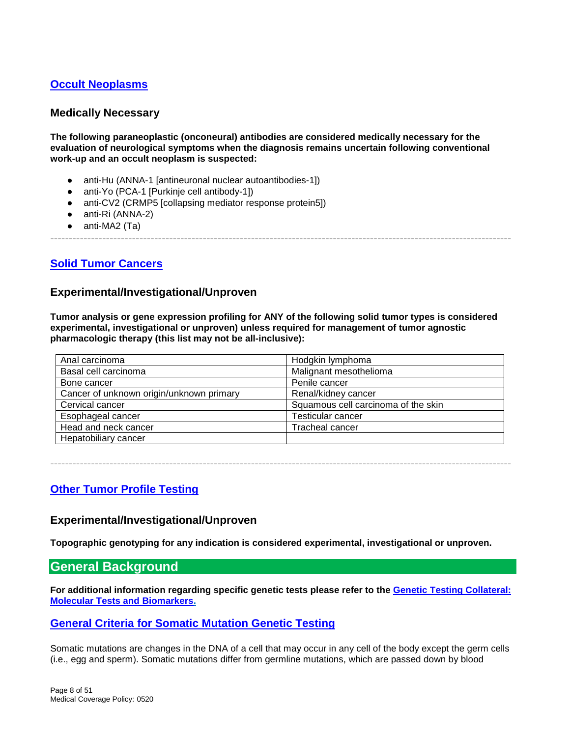## Occult Neoplasms

### Medically Necessary

**The following paraneoplastic (onconeural) antibodies are considered medically necessary for the evaluation of neurological symptoms when the diagnosis remains uncertain following conventional work-up and an occult neoplasm is suspected:**

- anti-Hu (ANNA-1 [antineuronal nuclear autoantibodies-1])
- anti-Yo (PCA-1 [Purkinje cell antibody-1])
- anti-CV2 (CRMP5 [collapsing mediator response protein5])
- anti-Ri (ANNA-2)
- anti-MA2 (Ta)

---

## Solid Tumor Cancers

### Experimental/Investigational/Unproven

**Tumor analysis or gene expression profiling for ANY of the following solid tumor types is considered experimental, investigational or unproven) unless required for management of tumor agnostic pharmacologic therapy (this list may not be all-inclusive):**

| | |
|---|---|
| Anal carcinoma | Hodgkin lymphoma |
| Basal cell carcinoma | Malignant mesothelioma |
| Bone cancer | Penile cancer |
| Cancer of unknown origin/unknown primary | Renal/kidney cancer |
| Cervical cancer | Squamous cell carcinoma of the skin |
| Esophageal cancer | Testicular cancer |
| Head and neck cancer | Tracheal cancer |
| Hepatobiliary cancer | |

---

## Other Tumor Profile Testing

### Experimental/Investigational/Unproven

**Topographic genotyping for any indication is considered experimental, investigational or unproven.**

# General Background

**For additional information regarding specific genetic tests please refer to the Genetic Testing Collateral: Molecular Tests and Biomarkers.**

## General Criteria for Somatic Mutation Genetic Testing

Somatic mutations are changes in the DNA of a cell that may occur in any cell of the body except the germ cells (i.e., egg and sperm). Somatic mutations differ from germline mutations, which are passed down by blood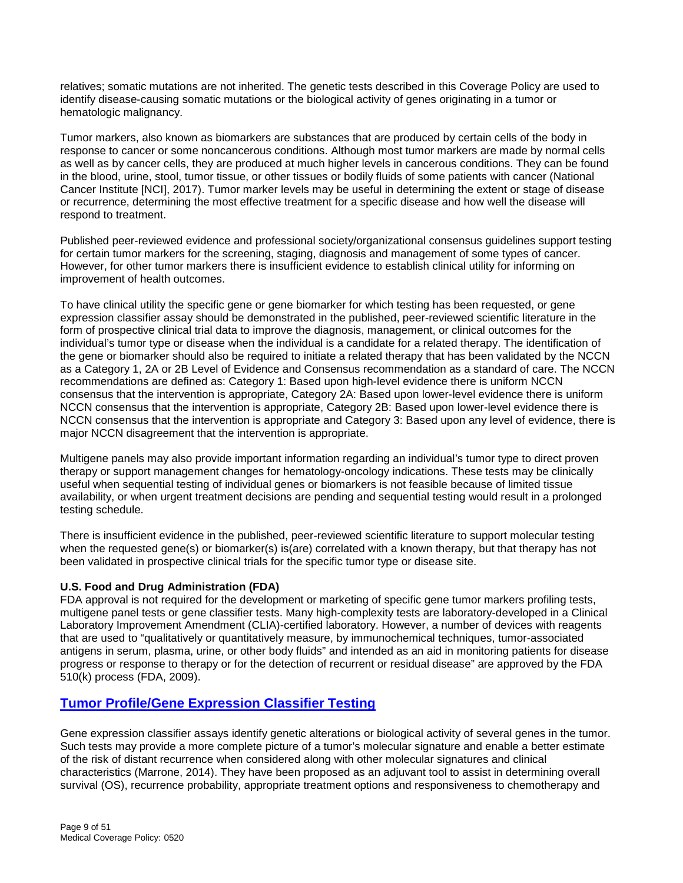relatives; somatic mutations are not inherited. The genetic tests described in this Coverage Policy are used to identify disease-causing somatic mutations or the biological activity of genes originating in a tumor or hematologic malignancy.

Tumor markers, also known as biomarkers are substances that are produced by certain cells of the body in response to cancer or some noncancerous conditions. Although most tumor markers are made by normal cells as well as by cancer cells, they are produced at much higher levels in cancerous conditions. They can be found in the blood, urine, stool, tumor tissue, or other tissues or bodily fluids of some patients with cancer (National Cancer Institute [NCI], 2017). Tumor marker levels may be useful in determining the extent or stage of disease or recurrence, determining the most effective treatment for a specific disease and how well the disease will respond to treatment.

Published peer-reviewed evidence and professional society/organizational consensus guidelines support testing for certain tumor markers for the screening, staging, diagnosis and management of some types of cancer. However, for other tumor markers there is insufficient evidence to establish clinical utility for informing on improvement of health outcomes.

To have clinical utility the specific gene or gene biomarker for which testing has been requested, or gene expression classifier assay should be demonstrated in the published, peer-reviewed scientific literature in the form of prospective clinical trial data to improve the diagnosis, management, or clinical outcomes for the individual's tumor type or disease when the individual is a candidate for a related therapy. The identification of the gene or biomarker should also be required to initiate a related therapy that has been validated by the NCCN as a Category 1, 2A or 2B Level of Evidence and Consensus recommendation as a standard of care. The NCCN recommendations are defined as: Category 1: Based upon high-level evidence there is uniform NCCN consensus that the intervention is appropriate, Category 2A: Based upon lower-level evidence there is uniform NCCN consensus that the intervention is appropriate, Category 2B: Based upon lower-level evidence there is NCCN consensus that the intervention is appropriate and Category 3: Based upon any level of evidence, there is major NCCN disagreement that the intervention is appropriate.

Multigene panels may also provide important information regarding an individual's tumor type to direct proven therapy or support management changes for hematology-oncology indications. These tests may be clinically useful when sequential testing of individual genes or biomarkers is not feasible because of limited tissue availability, or when urgent treatment decisions are pending and sequential testing would result in a prolonged testing schedule.

There is insufficient evidence in the published, peer-reviewed scientific literature to support molecular testing when the requested gene(s) or biomarker(s) is(are) correlated with a known therapy, but that therapy has not been validated in prospective clinical trials for the specific tumor type or disease site.

**U.S. Food and Drug Administration (FDA)**

FDA approval is not required for the development or marketing of specific gene tumor markers profiling tests, multigene panel tests or gene classifier tests. Many high-complexity tests are laboratory-developed in a Clinical Laboratory Improvement Amendment (CLIA)-certified laboratory. However, a number of devices with reagents that are used to "qualitatively or quantitatively measure, by immunochemical techniques, tumor-associated antigens in serum, plasma, urine, or other body fluids" and intended as an aid in monitoring patients for disease progress or response to therapy or for the detection of recurrent or residual disease" are approved by the FDA 510(k) process (FDA, 2009).

## Tumor Profile/Gene Expression Classifier Testing

Gene expression classifier assays identify genetic alterations or biological activity of several genes in the tumor. Such tests may provide a more complete picture of a tumor's molecular signature and enable a better estimate of the risk of distant recurrence when considered along with other molecular signatures and clinical characteristics (Marrone, 2014). They have been proposed as an adjuvant tool to assist in determining overall survival (OS), recurrence probability, appropriate treatment options and responsiveness to chemotherapy and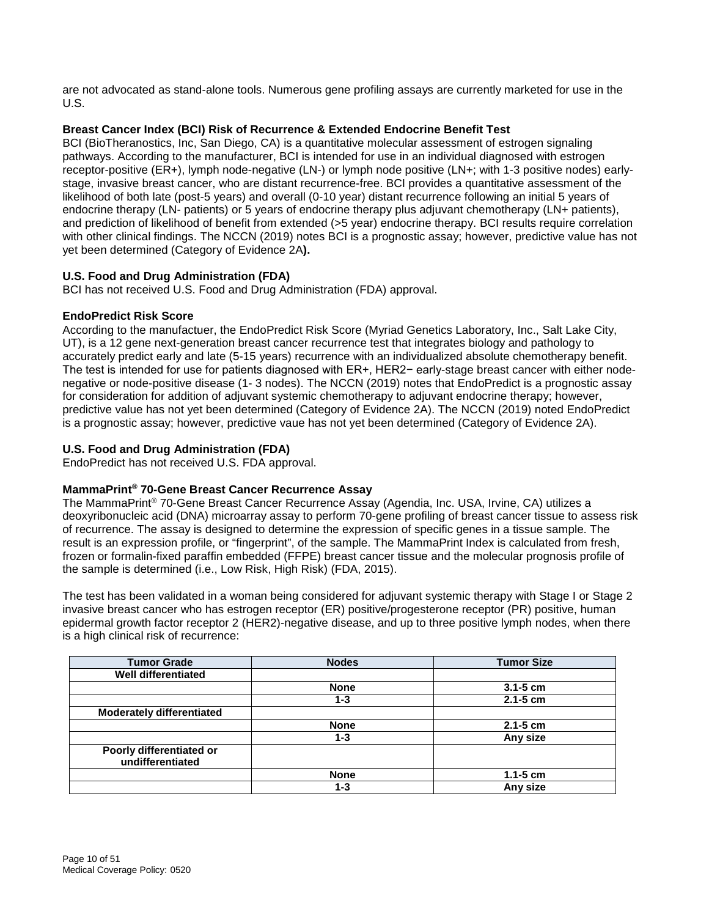are not advocated as stand-alone tools. Numerous gene profiling assays are currently marketed for use in the U.S.

**Breast Cancer Index (BCI) Risk of Recurrence & Extended Endocrine Benefit Test**

BCI (BioTheranostics, Inc, San Diego, CA) is a quantitative molecular assessment of estrogen signaling pathways. According to the manufacturer, BCI is intended for use in an individual diagnosed with estrogen receptor-positive (ER+), lymph node-negative (LN-) or lymph node positive (LN+; with 1-3 positive nodes) early-stage, invasive breast cancer, who are distant recurrence-free. BCI provides a quantitative assessment of the likelihood of both late (post-5 years) and overall (0-10 year) distant recurrence following an initial 5 years of endocrine therapy (LN- patients) or 5 years of endocrine therapy plus adjuvant chemotherapy (LN+ patients), and prediction of likelihood of benefit from extended (>5 year) endocrine therapy. BCI results require correlation with other clinical findings. The NCCN (2019) notes BCI is a prognostic assay; however, predictive value has not yet been determined (Category of Evidence 2A**).**

**U.S. Food and Drug Administration (FDA)**

BCI has not received U.S. Food and Drug Administration (FDA) approval.

**EndoPredict Risk Score**

According to the manufactuer, the EndoPredict Risk Score (Myriad Genetics Laboratory, Inc., Salt Lake City, UT), is a 12 gene next-generation breast cancer recurrence test that integrates biology and pathology to accurately predict early and late (5-15 years) recurrence with an individualized absolute chemotherapy benefit. The test is intended for use for patients diagnosed with ER+, HER2− early-stage breast cancer with either node-negative or node-positive disease (1- 3 nodes). The NCCN (2019) notes that EndoPredict is a prognostic assay for consideration for addition of adjuvant systemic chemotherapy to adjuvant endocrine therapy; however, predictive value has not yet been determined (Category of Evidence 2A). The NCCN (2019) noted EndoPredict is a prognostic assay; however, predictive vaue has not yet been determined (Category of Evidence 2A).

**U.S. Food and Drug Administration (FDA)**

EndoPredict has not received U.S. FDA approval.

**MammaPrint® 70-Gene Breast Cancer Recurrence Assay**

The MammaPrint® 70-Gene Breast Cancer Recurrence Assay (Agendia, Inc. USA, Irvine, CA) utilizes a deoxyribonucleic acid (DNA) microarray assay to perform 70-gene profiling of breast cancer tissue to assess risk of recurrence. The assay is designed to determine the expression of specific genes in a tissue sample. The result is an expression profile, or "fingerprint", of the sample. The MammaPrint Index is calculated from fresh, frozen or formalin-fixed paraffin embedded (FFPE) breast cancer tissue and the molecular prognosis profile of the sample is determined (i.e., Low Risk, High Risk) (FDA, 2015).

The test has been validated in a woman being considered for adjuvant systemic therapy with Stage I or Stage 2 invasive breast cancer who has estrogen receptor (ER) positive/progesterone receptor (PR) positive, human epidermal growth factor receptor 2 (HER2)-negative disease, and up to three positive lymph nodes, when there is a high clinical risk of recurrence:

| Tumor Grade | Nodes | Tumor Size |
|---|---|---|
| **Well differentiated** | | |
| | **None** | **3.1-5 cm** |
| | **1-3** | **2.1-5 cm** |
| **Moderately differentiated** | | |
| | **None** | **2.1-5 cm** |
| | **1-3** | **Any size** |
| **Poorly differentiated or undifferentiated** | | |
| | **None** | **1.1-5 cm** |
| | **1-3** | **Any size** |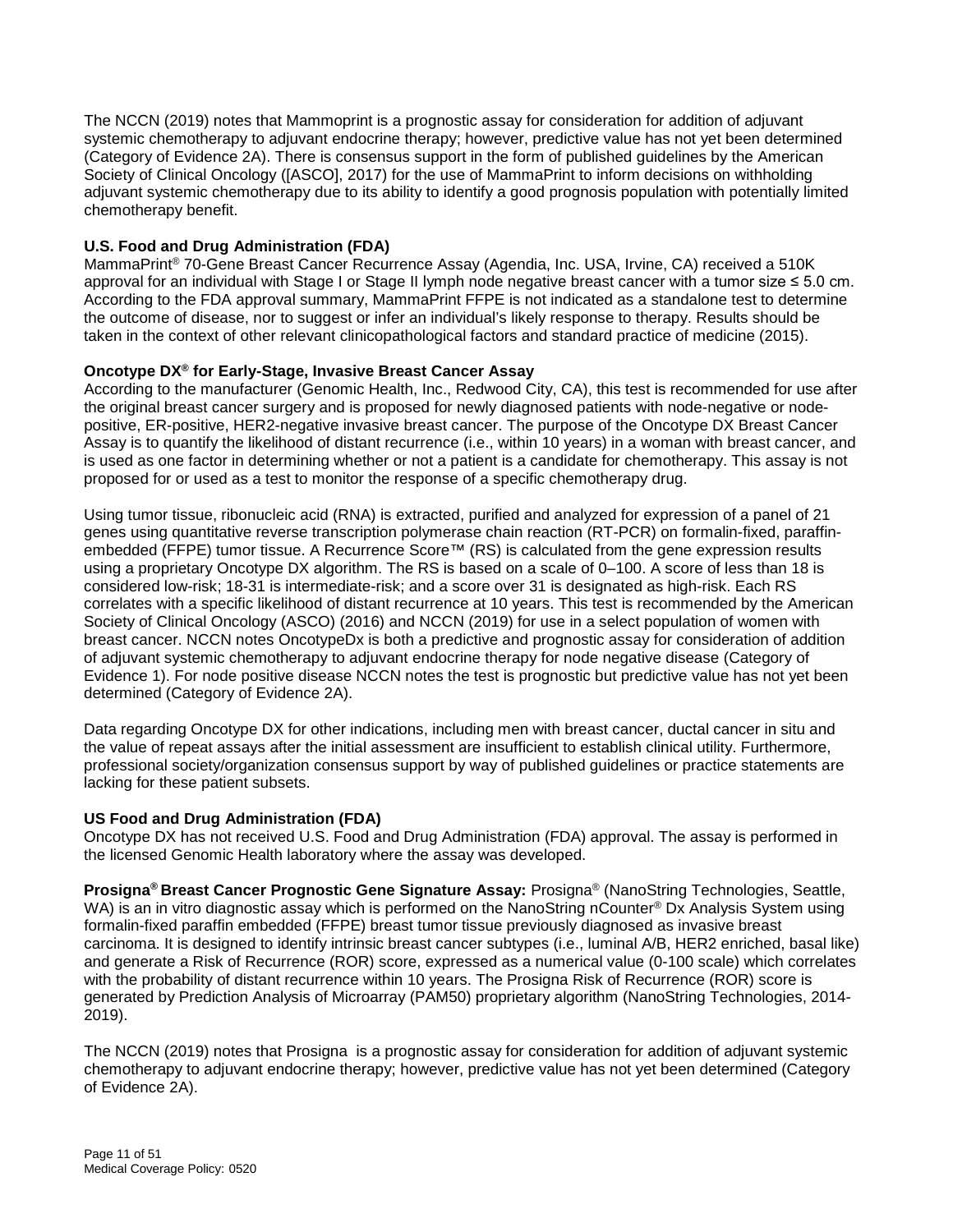The NCCN (2019) notes that Mammoprint is a prognostic assay for consideration for addition of adjuvant systemic chemotherapy to adjuvant endocrine therapy; however, predictive value has not yet been determined (Category of Evidence 2A). There is consensus support in the form of published guidelines by the American Society of Clinical Oncology ([ASCO], 2017) for the use of MammaPrint to inform decisions on withholding adjuvant systemic chemotherapy due to its ability to identify a good prognosis population with potentially limited chemotherapy benefit.

**U.S. Food and Drug Administration (FDA)**

MammaPrint® 70-Gene Breast Cancer Recurrence Assay (Agendia, Inc. USA, Irvine, CA) received a 510K approval for an individual with Stage I or Stage II lymph node negative breast cancer with a tumor size ≤ 5.0 cm. According to the FDA approval summary, MammaPrint FFPE is not indicated as a standalone test to determine the outcome of disease, nor to suggest or infer an individual's likely response to therapy. Results should be taken in the context of other relevant clinicopathological factors and standard practice of medicine (2015).

**Oncotype DX® for Early-Stage, Invasive Breast Cancer Assay**

According to the manufacturer (Genomic Health, Inc., Redwood City, CA), this test is recommended for use after the original breast cancer surgery and is proposed for newly diagnosed patients with node-negative or node-positive, ER-positive, HER2-negative invasive breast cancer. The purpose of the Oncotype DX Breast Cancer Assay is to quantify the likelihood of distant recurrence (i.e., within 10 years) in a woman with breast cancer, and is used as one factor in determining whether or not a patient is a candidate for chemotherapy. This assay is not proposed for or used as a test to monitor the response of a specific chemotherapy drug.

Using tumor tissue, ribonucleic acid (RNA) is extracted, purified and analyzed for expression of a panel of 21 genes using quantitative reverse transcription polymerase chain reaction (RT-PCR) on formalin-fixed, paraffin-embedded (FFPE) tumor tissue. A Recurrence Score™ (RS) is calculated from the gene expression results using a proprietary Oncotype DX algorithm. The RS is based on a scale of 0–100. A score of less than 18 is considered low-risk; 18-31 is intermediate-risk; and a score over 31 is designated as high-risk. Each RS correlates with a specific likelihood of distant recurrence at 10 years. This test is recommended by the American Society of Clinical Oncology (ASCO) (2016) and NCCN (2019) for use in a select population of women with breast cancer. NCCN notes OncotypeDx is both a predictive and prognostic assay for consideration of addition of adjuvant systemic chemotherapy to adjuvant endocrine therapy for node negative disease (Category of Evidence 1). For node positive disease NCCN notes the test is prognostic but predictive value has not yet been determined (Category of Evidence 2A).

Data regarding Oncotype DX for other indications, including men with breast cancer, ductal cancer in situ and the value of repeat assays after the initial assessment are insufficient to establish clinical utility. Furthermore, professional society/organization consensus support by way of published guidelines or practice statements are lacking for these patient subsets.

**US Food and Drug Administration (FDA)**

Oncotype DX has not received U.S. Food and Drug Administration (FDA) approval. The assay is performed in the licensed Genomic Health laboratory where the assay was developed.

**Prosigna® Breast Cancer Prognostic Gene Signature Assay:** Prosigna® (NanoString Technologies, Seattle, WA) is an in vitro diagnostic assay which is performed on the NanoString nCounter® Dx Analysis System using formalin-fixed paraffin embedded (FFPE) breast tumor tissue previously diagnosed as invasive breast carcinoma. It is designed to identify intrinsic breast cancer subtypes (i.e., luminal A/B, HER2 enriched, basal like) and generate a Risk of Recurrence (ROR) score, expressed as a numerical value (0-100 scale) which correlates with the probability of distant recurrence within 10 years. The Prosigna Risk of Recurrence (ROR) score is generated by Prediction Analysis of Microarray (PAM50) proprietary algorithm (NanoString Technologies, 2014-2019).

The NCCN (2019) notes that Prosigna is a prognostic assay for consideration for addition of adjuvant systemic chemotherapy to adjuvant endocrine therapy; however, predictive value has not yet been determined (Category of Evidence 2A).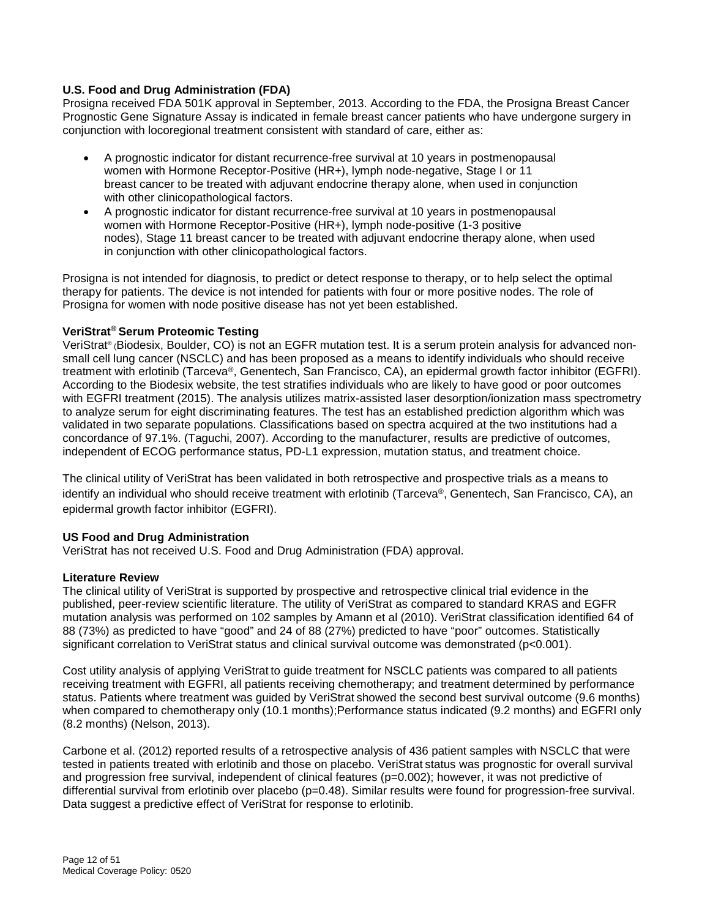**U.S. Food and Drug Administration (FDA)**

Prosigna received FDA 501K approval in September, 2013. According to the FDA, the Prosigna Breast Cancer Prognostic Gene Signature Assay is indicated in female breast cancer patients who have undergone surgery in conjunction with locoregional treatment consistent with standard of care, either as:

- A prognostic indicator for distant recurrence-free survival at 10 years in postmenopausal women with Hormone Receptor-Positive (HR+), lymph node-negative, Stage I or 11 breast cancer to be treated with adjuvant endocrine therapy alone, when used in conjunction with other clinicopathological factors.
- A prognostic indicator for distant recurrence-free survival at 10 years in postmenopausal women with Hormone Receptor-Positive (HR+), lymph node-positive (1-3 positive nodes), Stage 11 breast cancer to be treated with adjuvant endocrine therapy alone, when used in conjunction with other clinicopathological factors.

Prosigna is not intended for diagnosis, to predict or detect response to therapy, or to help select the optimal therapy for patients. The device is not intended for patients with four or more positive nodes. The role of Prosigna for women with node positive disease has not yet been established.

**VeriStrat® Serum Proteomic Testing**

VeriStrat® (Biodesix, Boulder, CO) is not an EGFR mutation test. It is a serum protein analysis for advanced non-small cell lung cancer (NSCLC) and has been proposed as a means to identify individuals who should receive treatment with erlotinib (Tarceva®, Genentech, San Francisco, CA), an epidermal growth factor inhibitor (EGFRI). According to the Biodesix website, the test stratifies individuals who are likely to have good or poor outcomes with EGFRI treatment (2015). The analysis utilizes matrix-assisted laser desorption/ionization mass spectrometry to analyze serum for eight discriminating features. The test has an established prediction algorithm which was validated in two separate populations. Classifications based on spectra acquired at the two institutions had a concordance of 97.1%. (Taguchi, 2007). According to the manufacturer, results are predictive of outcomes, independent of ECOG performance status, PD-L1 expression, mutation status, and treatment choice.

The clinical utility of VeriStrat has been validated in both retrospective and prospective trials as a means to identify an individual who should receive treatment with erlotinib (Tarceva®, Genentech, San Francisco, CA), an epidermal growth factor inhibitor (EGFRI).

**US Food and Drug Administration**

VeriStrat has not received U.S. Food and Drug Administration (FDA) approval.

**Literature Review**

The clinical utility of VeriStrat is supported by prospective and retrospective clinical trial evidence in the published, peer-review scientific literature. The utility of VeriStrat as compared to standard KRAS and EGFR mutation analysis was performed on 102 samples by Amann et al (2010). VeriStrat classification identified 64 of 88 (73%) as predicted to have "good" and 24 of 88 (27%) predicted to have "poor" outcomes. Statistically significant correlation to VeriStrat status and clinical survival outcome was demonstrated ($p<0.001$).

Cost utility analysis of applying VeriStrat to guide treatment for NSCLC patients was compared to all patients receiving treatment with EGFRI, all patients receiving chemotherapy; and treatment determined by performance status. Patients where treatment was guided by VeriStrat showed the second best survival outcome (9.6 months) when compared to chemotherapy only (10.1 months);Performance status indicated (9.2 months) and EGFRI only (8.2 months) (Nelson, 2013).

Carbone et al. (2012) reported results of a retrospective analysis of 436 patient samples with NSCLC that were tested in patients treated with erlotinib and those on placebo. VeriStrat status was prognostic for overall survival and progression free survival, independent of clinical features ($p=0.002$); however, it was not predictive of differential survival from erlotinib over placebo ($p=0.48$). Similar results were found for progression-free survival. Data suggest a predictive effect of VeriStrat for response to erlotinib.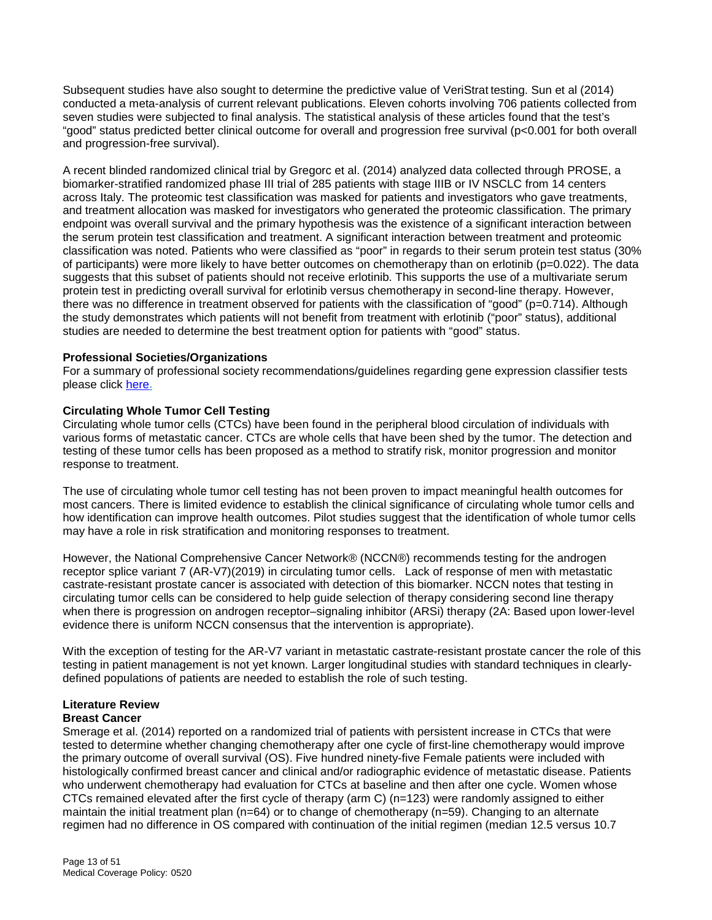Subsequent studies have also sought to determine the predictive value of VeriStrat testing. Sun et al (2014) conducted a meta-analysis of current relevant publications. Eleven cohorts involving 706 patients collected from seven studies were subjected to final analysis. The statistical analysis of these articles found that the test's "good" status predicted better clinical outcome for overall and progression free survival ($p<0.001$ for both overall and progression-free survival).

A recent blinded randomized clinical trial by Gregorc et al. (2014) analyzed data collected through PROSE, a biomarker-stratified randomized phase III trial of 285 patients with stage IIIB or IV NSCLC from 14 centers across Italy. The proteomic test classification was masked for patients and investigators who gave treatments, and treatment allocation was masked for investigators who generated the proteomic classification. The primary endpoint was overall survival and the primary hypothesis was the existence of a significant interaction between the serum protein test classification and treatment. A significant interaction between treatment and proteomic classification was noted. Patients who were classified as "poor" in regards to their serum protein test status (30% of participants) were more likely to have better outcomes on chemotherapy than on erlotinib ($p=0.022$). The data suggests that this subset of patients should not receive erlotinib. This supports the use of a multivariate serum protein test in predicting overall survival for erlotinib versus chemotherapy in second-line therapy. However, there was no difference in treatment observed for patients with the classification of "good" ($p=0.714$). Although the study demonstrates which patients will not benefit from treatment with erlotinib ("poor" status), additional studies are needed to determine the best treatment option for patients with "good" status.

**Professional Societies/Organizations**

For a summary of professional society recommendations/guidelines regarding gene expression classifier tests please click here.

**Circulating Whole Tumor Cell Testing**

Circulating whole tumor cells (CTCs) have been found in the peripheral blood circulation of individuals with various forms of metastatic cancer. CTCs are whole cells that have been shed by the tumor. The detection and testing of these tumor cells has been proposed as a method to stratify risk, monitor progression and monitor response to treatment.

The use of circulating whole tumor cell testing has not been proven to impact meaningful health outcomes for most cancers. There is limited evidence to establish the clinical significance of circulating whole tumor cells and how identification can improve health outcomes. Pilot studies suggest that the identification of whole tumor cells may have a role in risk stratification and monitoring responses to treatment.

However, the National Comprehensive Cancer Network® (NCCN®) recommends testing for the androgen receptor splice variant 7 (AR-V7)(2019) in circulating tumor cells. Lack of response of men with metastatic castrate-resistant prostate cancer is associated with detection of this biomarker. NCCN notes that testing in circulating tumor cells can be considered to help guide selection of therapy considering second line therapy when there is progression on androgen receptor–signaling inhibitor (ARSi) therapy (2A: Based upon lower-level evidence there is uniform NCCN consensus that the intervention is appropriate).

With the exception of testing for the AR-V7 variant in metastatic castrate-resistant prostate cancer the role of this testing in patient management is not yet known. Larger longitudinal studies with standard techniques in clearly-defined populations of patients are needed to establish the role of such testing.

**Literature Review**

**Breast Cancer**

Smerage et al. (2014) reported on a randomized trial of patients with persistent increase in CTCs that were tested to determine whether changing chemotherapy after one cycle of first-line chemotherapy would improve the primary outcome of overall survival (OS). Five hundred ninety-five Female patients were included with histologically confirmed breast cancer and clinical and/or radiographic evidence of metastatic disease. Patients who underwent chemotherapy had evaluation for CTCs at baseline and then after one cycle. Women whose CTCs remained elevated after the first cycle of therapy (arm C) (n=123) were randomly assigned to either maintain the initial treatment plan (n=64) or to change of chemotherapy (n=59). Changing to an alternate regimen had no difference in OS compared with continuation of the initial regimen (median 12.5 versus 10.7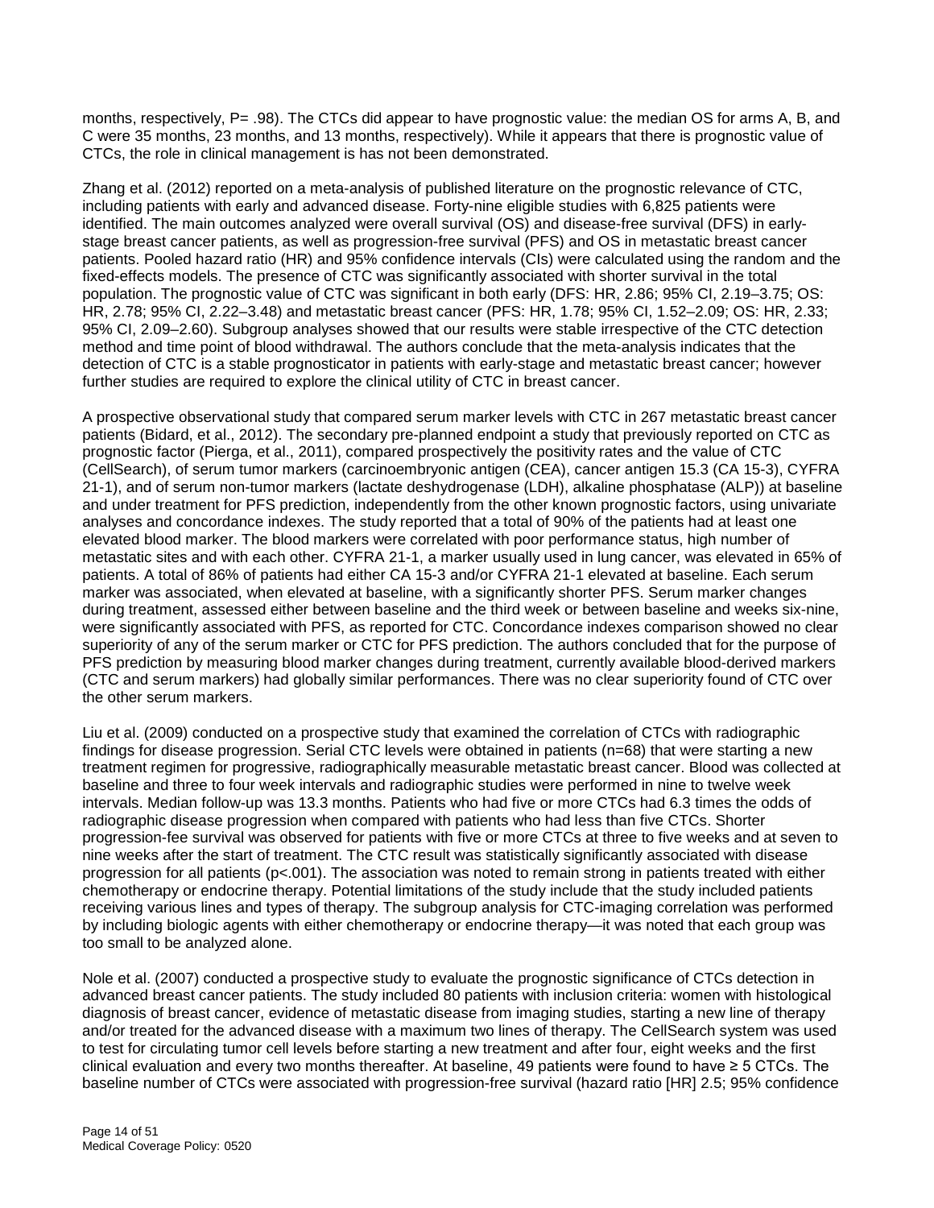months, respectively, P= .98). The CTCs did appear to have prognostic value: the median OS for arms A, B, and C were 35 months, 23 months, and 13 months, respectively). While it appears that there is prognostic value of CTCs, the role in clinical management is has not been demonstrated.

Zhang et al. (2012) reported on a meta-analysis of published literature on the prognostic relevance of CTC, including patients with early and advanced disease. Forty-nine eligible studies with 6,825 patients were identified. The main outcomes analyzed were overall survival (OS) and disease-free survival (DFS) in early-stage breast cancer patients, as well as progression-free survival (PFS) and OS in metastatic breast cancer patients. Pooled hazard ratio (HR) and 95% confidence intervals (CIs) were calculated using the random and the fixed-effects models. The presence of CTC was significantly associated with shorter survival in the total population. The prognostic value of CTC was significant in both early (DFS: HR, 2.86; 95% CI, 2.19–3.75; OS: HR, 2.78; 95% CI, 2.22–3.48) and metastatic breast cancer (PFS: HR, 1.78; 95% CI, 1.52–2.09; OS: HR, 2.33; 95% CI, 2.09–2.60). Subgroup analyses showed that our results were stable irrespective of the CTC detection method and time point of blood withdrawal. The authors conclude that the meta-analysis indicates that the detection of CTC is a stable prognosticator in patients with early-stage and metastatic breast cancer; however further studies are required to explore the clinical utility of CTC in breast cancer.

A prospective observational study that compared serum marker levels with CTC in 267 metastatic breast cancer patients (Bidard, et al., 2012). The secondary pre-planned endpoint a study that previously reported on CTC as prognostic factor (Pierga, et al., 2011), compared prospectively the positivity rates and the value of CTC (CellSearch), of serum tumor markers (carcinoembryonic antigen (CEA), cancer antigen 15.3 (CA 15-3), CYFRA 21-1), and of serum non-tumor markers (lactate deshydrogenase (LDH), alkaline phosphatase (ALP)) at baseline and under treatment for PFS prediction, independently from the other known prognostic factors, using univariate analyses and concordance indexes. The study reported that a total of 90% of the patients had at least one elevated blood marker. The blood markers were correlated with poor performance status, high number of metastatic sites and with each other. CYFRA 21-1, a marker usually used in lung cancer, was elevated in 65% of patients. A total of 86% of patients had either CA 15-3 and/or CYFRA 21-1 elevated at baseline. Each serum marker was associated, when elevated at baseline, with a significantly shorter PFS. Serum marker changes during treatment, assessed either between baseline and the third week or between baseline and weeks six-nine, were significantly associated with PFS, as reported for CTC. Concordance indexes comparison showed no clear superiority of any of the serum marker or CTC for PFS prediction. The authors concluded that for the purpose of PFS prediction by measuring blood marker changes during treatment, currently available blood-derived markers (CTC and serum markers) had globally similar performances. There was no clear superiority found of CTC over the other serum markers.

Liu et al. (2009) conducted on a prospective study that examined the correlation of CTCs with radiographic findings for disease progression. Serial CTC levels were obtained in patients (n=68) that were starting a new treatment regimen for progressive, radiographically measurable metastatic breast cancer. Blood was collected at baseline and three to four week intervals and radiographic studies were performed in nine to twelve week intervals. Median follow-up was 13.3 months. Patients who had five or more CTCs had 6.3 times the odds of radiographic disease progression when compared with patients who had less than five CTCs. Shorter progression-fee survival was observed for patients with five or more CTCs at three to five weeks and at seven to nine weeks after the start of treatment. The CTC result was statistically significantly associated with disease progression for all patients (p<.001). The association was noted to remain strong in patients treated with either chemotherapy or endocrine therapy. Potential limitations of the study include that the study included patients receiving various lines and types of therapy. The subgroup analysis for CTC-imaging correlation was performed by including biologic agents with either chemotherapy or endocrine therapy—it was noted that each group was too small to be analyzed alone.

Nole et al. (2007) conducted a prospective study to evaluate the prognostic significance of CTCs detection in advanced breast cancer patients. The study included 80 patients with inclusion criteria: women with histological diagnosis of breast cancer, evidence of metastatic disease from imaging studies, starting a new line of therapy and/or treated for the advanced disease with a maximum two lines of therapy. The CellSearch system was used to test for circulating tumor cell levels before starting a new treatment and after four, eight weeks and the first clinical evaluation and every two months thereafter. At baseline, 49 patients were found to have ≥ 5 CTCs. The baseline number of CTCs were associated with progression-free survival (hazard ratio [HR] 2.5; 95% confidence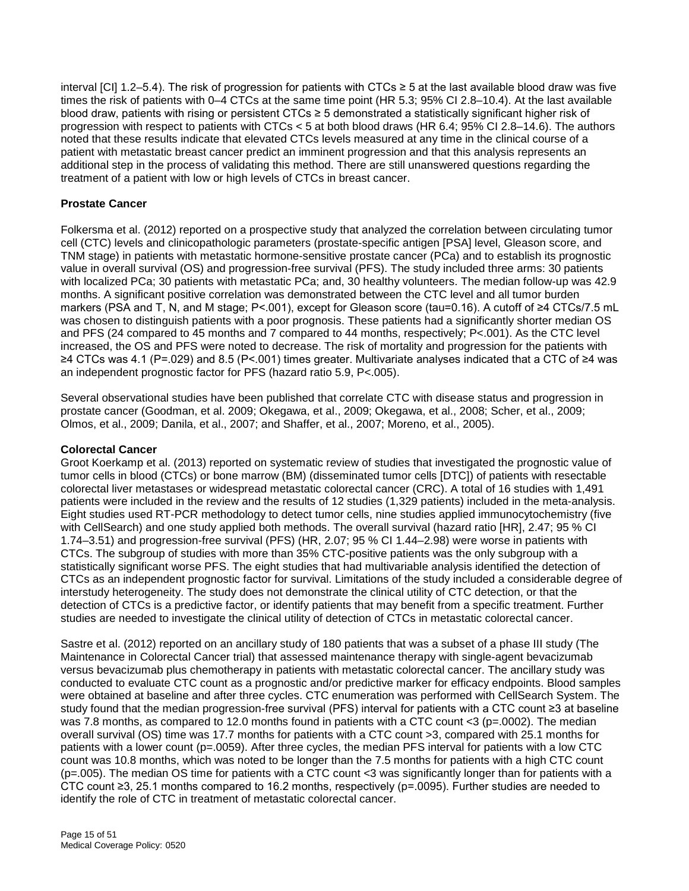interval [CI] 1.2–5.4). The risk of progression for patients with CTCs ≥ 5 at the last available blood draw was five times the risk of patients with 0–4 CTCs at the same time point (HR 5.3; 95% CI 2.8–10.4). At the last available blood draw, patients with rising or persistent CTCs ≥ 5 demonstrated a statistically significant higher risk of progression with respect to patients with CTCs < 5 at both blood draws (HR 6.4; 95% CI 2.8–14.6). The authors noted that these results indicate that elevated CTCs levels measured at any time in the clinical course of a patient with metastatic breast cancer predict an imminent progression and that this analysis represents an additional step in the process of validating this method. There are still unanswered questions regarding the treatment of a patient with low or high levels of CTCs in breast cancer.

**Prostate Cancer**

Folkersma et al. (2012) reported on a prospective study that analyzed the correlation between circulating tumor cell (CTC) levels and clinicopathologic parameters (prostate-specific antigen [PSA] level, Gleason score, and TNM stage) in patients with metastatic hormone-sensitive prostate cancer (PCa) and to establish its prognostic value in overall survival (OS) and progression-free survival (PFS). The study included three arms: 30 patients with localized PCa; 30 patients with metastatic PCa; and, 30 healthy volunteers. The median follow-up was 42.9 months. A significant positive correlation was demonstrated between the CTC level and all tumor burden markers (PSA and T, N, and M stage; P<.001), except for Gleason score (tau=0.16). A cutoff of ≥4 CTCs/7.5 mL was chosen to distinguish patients with a poor prognosis. These patients had a significantly shorter median OS and PFS (24 compared to 45 months and 7 compared to 44 months, respectively; P<.001). As the CTC level increased, the OS and PFS were noted to decrease. The risk of mortality and progression for the patients with ≥4 CTCs was 4.1 (P=.029) and 8.5 (P<.001) times greater. Multivariate analyses indicated that a CTC of ≥4 was an independent prognostic factor for PFS (hazard ratio 5.9, P<.005).

Several observational studies have been published that correlate CTC with disease status and progression in prostate cancer (Goodman, et al. 2009; Okegawa, et al., 2009; Okegawa, et al., 2008; Scher, et al., 2009; Olmos, et al., 2009; Danila, et al., 2007; and Shaffer, et al., 2007; Moreno, et al., 2005).

**Colorectal Cancer**

Groot Koerkamp et al. (2013) reported on systematic review of studies that investigated the prognostic value of tumor cells in blood (CTCs) or bone marrow (BM) (disseminated tumor cells [DTC]) of patients with resectable colorectal liver metastases or widespread metastatic colorectal cancer (CRC). A total of 16 studies with 1,491 patients were included in the review and the results of 12 studies (1,329 patients) included in the meta-analysis. Eight studies used RT-PCR methodology to detect tumor cells, nine studies applied immunocytochemistry (five with CellSearch) and one study applied both methods. The overall survival (hazard ratio [HR], 2.47; 95 % CI 1.74–3.51) and progression-free survival (PFS) (HR, 2.07; 95 % CI 1.44–2.98) were worse in patients with CTCs. The subgroup of studies with more than 35% CTC-positive patients was the only subgroup with a statistically significant worse PFS. The eight studies that had multivariable analysis identified the detection of CTCs as an independent prognostic factor for survival. Limitations of the study included a considerable degree of interstudy heterogeneity. The study does not demonstrate the clinical utility of CTC detection, or that the detection of CTCs is a predictive factor, or identify patients that may benefit from a specific treatment. Further studies are needed to investigate the clinical utility of detection of CTCs in metastatic colorectal cancer.

Sastre et al. (2012) reported on an ancillary study of 180 patients that was a subset of a phase III study (The Maintenance in Colorectal Cancer trial) that assessed maintenance therapy with single-agent bevacizumab versus bevacizumab plus chemotherapy in patients with metastatic colorectal cancer. The ancillary study was conducted to evaluate CTC count as a prognostic and/or predictive marker for efficacy endpoints. Blood samples were obtained at baseline and after three cycles. CTC enumeration was performed with CellSearch System. The study found that the median progression-free survival (PFS) interval for patients with a CTC count ≥3 at baseline was 7.8 months, as compared to 12.0 months found in patients with a CTC count <3 (p=.0002). The median overall survival (OS) time was 17.7 months for patients with a CTC count >3, compared with 25.1 months for patients with a lower count (p=.0059). After three cycles, the median PFS interval for patients with a low CTC count was 10.8 months, which was noted to be longer than the 7.5 months for patients with a high CTC count (p=.005). The median OS time for patients with a CTC count <3 was significantly longer than for patients with a CTC count ≥3, 25.1 months compared to 16.2 months, respectively (p=.0095). Further studies are needed to identify the role of CTC in treatment of metastatic colorectal cancer.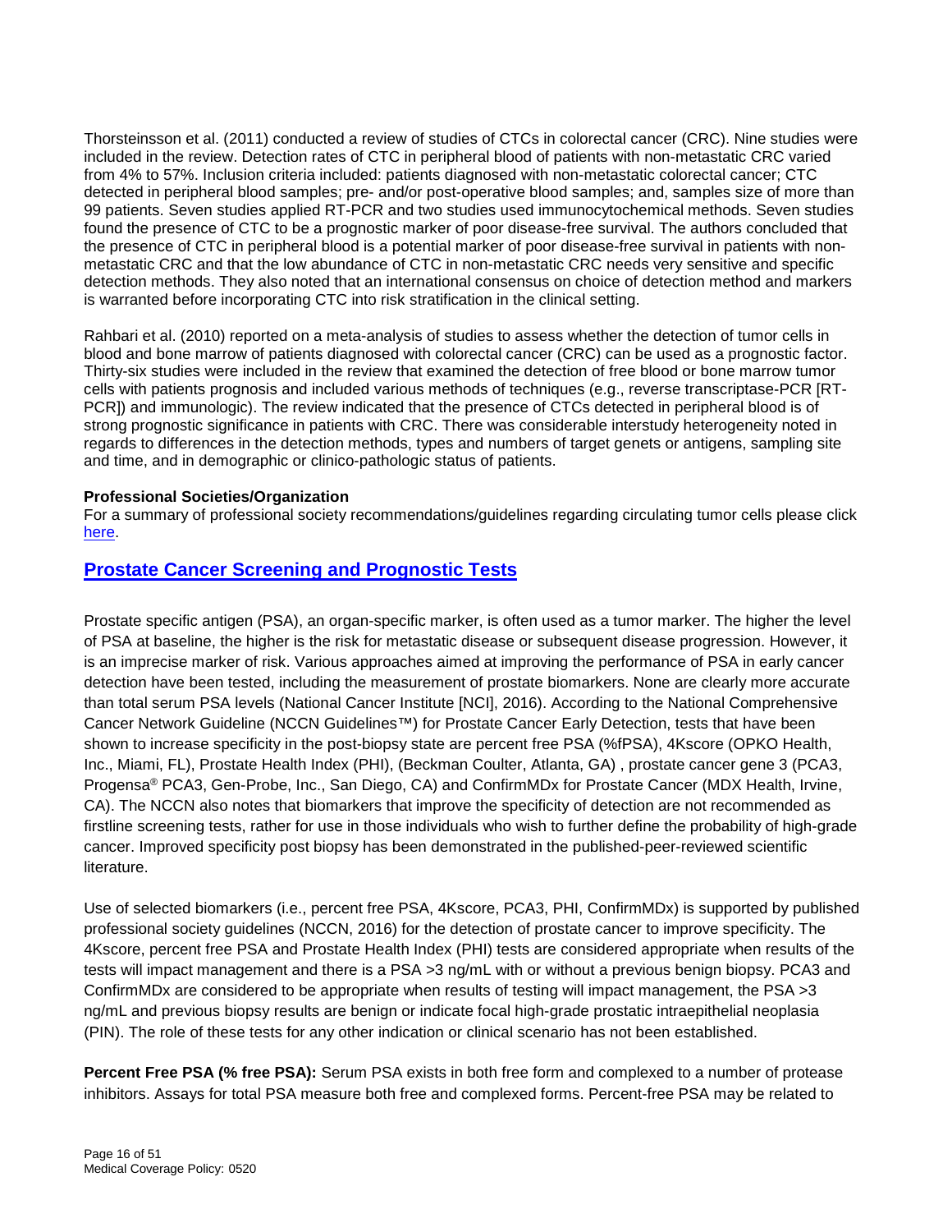Thorsteinsson et al. (2011) conducted a review of studies of CTCs in colorectal cancer (CRC). Nine studies were included in the review. Detection rates of CTC in peripheral blood of patients with non-metastatic CRC varied from 4% to 57%. Inclusion criteria included: patients diagnosed with non-metastatic colorectal cancer; CTC detected in peripheral blood samples; pre- and/or post-operative blood samples; and, samples size of more than 99 patients. Seven studies applied RT-PCR and two studies used immunocytochemical methods. Seven studies found the presence of CTC to be a prognostic marker of poor disease-free survival. The authors concluded that the presence of CTC in peripheral blood is a potential marker of poor disease-free survival in patients with non-metastatic CRC and that the low abundance of CTC in non-metastatic CRC needs very sensitive and specific detection methods. They also noted that an international consensus on choice of detection method and markers is warranted before incorporating CTC into risk stratification in the clinical setting.

Rahbari et al. (2010) reported on a meta-analysis of studies to assess whether the detection of tumor cells in blood and bone marrow of patients diagnosed with colorectal cancer (CRC) can be used as a prognostic factor. Thirty-six studies were included in the review that examined the detection of free blood or bone marrow tumor cells with patients prognosis and included various methods of techniques (e.g., reverse transcriptase-PCR [RT-PCR]) and immunologic). The review indicated that the presence of CTCs detected in peripheral blood is of strong prognostic significance in patients with CRC. There was considerable interstudy heterogeneity noted in regards to differences in the detection methods, types and numbers of target genets or antigens, sampling site and time, and in demographic or clinico-pathologic status of patients.

**Professional Societies/Organization**

For a summary of professional society recommendations/guidelines regarding circulating tumor cells please click here.

## Prostate Cancer Screening and Prognostic Tests

Prostate specific antigen (PSA), an organ-specific marker, is often used as a tumor marker. The higher the level of PSA at baseline, the higher is the risk for metastatic disease or subsequent disease progression. However, it is an imprecise marker of risk. Various approaches aimed at improving the performance of PSA in early cancer detection have been tested, including the measurement of prostate biomarkers. None are clearly more accurate than total serum PSA levels (National Cancer Institute [NCI], 2016). According to the National Comprehensive Cancer Network Guideline (NCCN Guidelines™) for Prostate Cancer Early Detection, tests that have been shown to increase specificity in the post-biopsy state are percent free PSA (%fPSA), 4Kscore (OPKO Health, Inc., Miami, FL), Prostate Health Index (PHI), (Beckman Coulter, Atlanta, GA) , prostate cancer gene 3 (PCA3, Progensa® PCA3, Gen-Probe, Inc., San Diego, CA) and ConfirmMDx for Prostate Cancer (MDX Health, Irvine, CA). The NCCN also notes that biomarkers that improve the specificity of detection are not recommended as firstline screening tests, rather for use in those individuals who wish to further define the probability of high-grade cancer. Improved specificity post biopsy has been demonstrated in the published-peer-reviewed scientific literature.

Use of selected biomarkers (i.e., percent free PSA, 4Kscore, PCA3, PHI, ConfirmMDx) is supported by published professional society guidelines (NCCN, 2016) for the detection of prostate cancer to improve specificity. The 4Kscore, percent free PSA and Prostate Health Index (PHI) tests are considered appropriate when results of the tests will impact management and there is a PSA >3 ng/mL with or without a previous benign biopsy. PCA3 and ConfirmMDx are considered to be appropriate when results of testing will impact management, the PSA >3 ng/mL and previous biopsy results are benign or indicate focal high-grade prostatic intraepithelial neoplasia (PIN). The role of these tests for any other indication or clinical scenario has not been established.

**Percent Free PSA (% free PSA):** Serum PSA exists in both free form and complexed to a number of protease inhibitors. Assays for total PSA measure both free and complexed forms. Percent-free PSA may be related to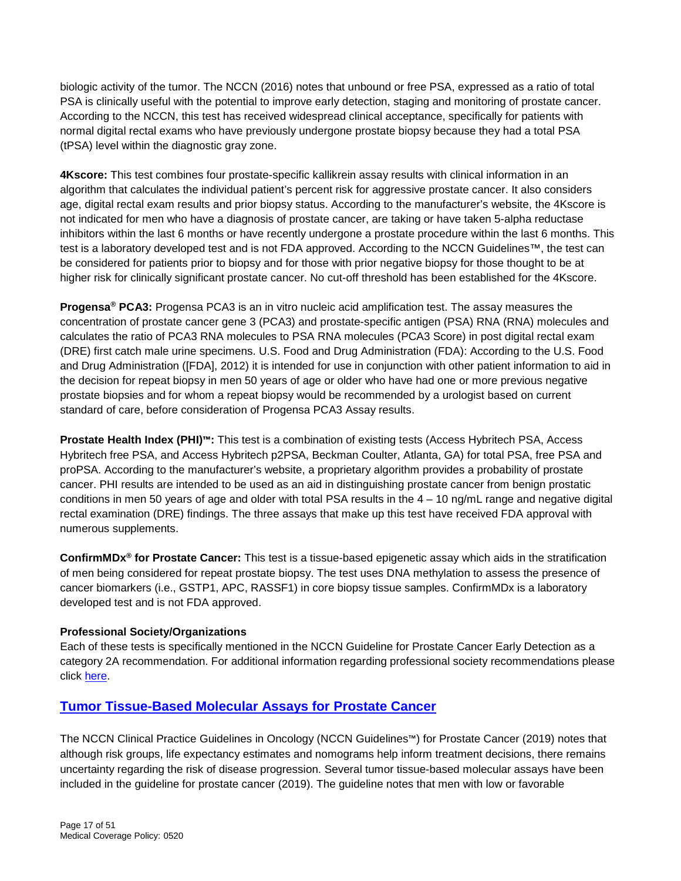biologic activity of the tumor. The NCCN (2016) notes that unbound or free PSA, expressed as a ratio of total PSA is clinically useful with the potential to improve early detection, staging and monitoring of prostate cancer. According to the NCCN, this test has received widespread clinical acceptance, specifically for patients with normal digital rectal exams who have previously undergone prostate biopsy because they had a total PSA (tPSA) level within the diagnostic gray zone.

**4Kscore:** This test combines four prostate-specific kallikrein assay results with clinical information in an algorithm that calculates the individual patient's percent risk for aggressive prostate cancer. It also considers age, digital rectal exam results and prior biopsy status. According to the manufacturer's website, the 4Kscore is not indicated for men who have a diagnosis of prostate cancer, are taking or have taken 5-alpha reductase inhibitors within the last 6 months or have recently undergone a prostate procedure within the last 6 months. This test is a laboratory developed test and is not FDA approved. According to the NCCN Guidelines™, the test can be considered for patients prior to biopsy and for those with prior negative biopsy for those thought to be at higher risk for clinically significant prostate cancer. No cut-off threshold has been established for the 4Kscore.

**Progensa® PCA3:** Progensa PCA3 is an in vitro nucleic acid amplification test. The assay measures the concentration of prostate cancer gene 3 (PCA3) and prostate-specific antigen (PSA) RNA (RNA) molecules and calculates the ratio of PCA3 RNA molecules to PSA RNA molecules (PCA3 Score) in post digital rectal exam (DRE) first catch male urine specimens. U.S. Food and Drug Administration (FDA): According to the U.S. Food and Drug Administration ([FDA], 2012) it is intended for use in conjunction with other patient information to aid in the decision for repeat biopsy in men 50 years of age or older who have had one or more previous negative prostate biopsies and for whom a repeat biopsy would be recommended by a urologist based on current standard of care, before consideration of Progensa PCA3 Assay results.

**Prostate Health Index (PHI)™:** This test is a combination of existing tests (Access Hybritech PSA, Access Hybritech free PSA, and Access Hybritech p2PSA, Beckman Coulter, Atlanta, GA) for total PSA, free PSA and proPSA. According to the manufacturer's website, a proprietary algorithm provides a probability of prostate cancer. PHI results are intended to be used as an aid in distinguishing prostate cancer from benign prostatic conditions in men 50 years of age and older with total PSA results in the 4 – 10 ng/mL range and negative digital rectal examination (DRE) findings. The three assays that make up this test have received FDA approval with numerous supplements.

**ConfirmMDx® for Prostate Cancer:** This test is a tissue-based epigenetic assay which aids in the stratification of men being considered for repeat prostate biopsy. The test uses DNA methylation to assess the presence of cancer biomarkers (i.e., GSTP1, APC, RASSF1) in core biopsy tissue samples. ConfirmMDx is a laboratory developed test and is not FDA approved.

**Professional Society/Organizations**

Each of these tests is specifically mentioned in the NCCN Guideline for Prostate Cancer Early Detection as a category 2A recommendation. For additional information regarding professional society recommendations please click here.

## Tumor Tissue-Based Molecular Assays for Prostate Cancer

The NCCN Clinical Practice Guidelines in Oncology (NCCN Guidelines™) for Prostate Cancer (2019) notes that although risk groups, life expectancy estimates and nomograms help inform treatment decisions, there remains uncertainty regarding the risk of disease progression. Several tumor tissue-based molecular assays have been included in the guideline for prostate cancer (2019). The guideline notes that men with low or favorable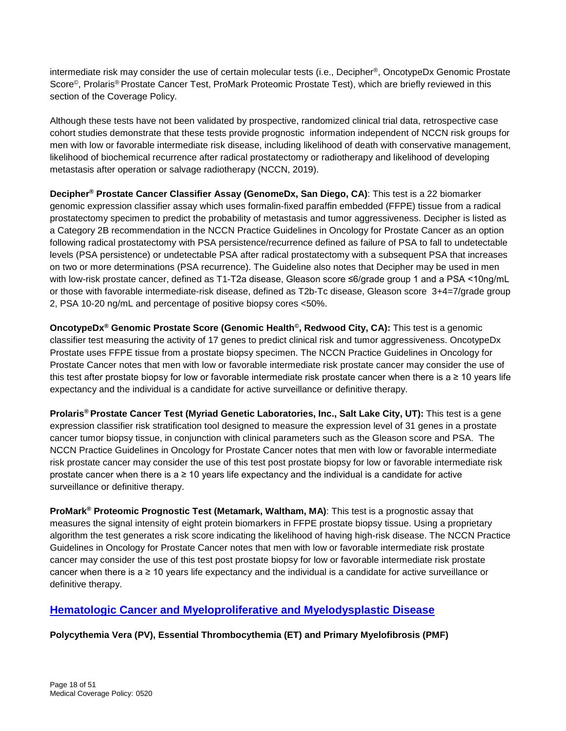intermediate risk may consider the use of certain molecular tests (i.e., Decipher®, OncotypeDx Genomic Prostate Score©, Prolaris® Prostate Cancer Test, ProMark Proteomic Prostate Test), which are briefly reviewed in this section of the Coverage Policy.

Although these tests have not been validated by prospective, randomized clinical trial data, retrospective case cohort studies demonstrate that these tests provide prognostic information independent of NCCN risk groups for men with low or favorable intermediate risk disease, including likelihood of death with conservative management, likelihood of biochemical recurrence after radical prostatectomy or radiotherapy and likelihood of developing metastasis after operation or salvage radiotherapy (NCCN, 2019).

**Decipher® Prostate Cancer Classifier Assay (GenomeDx, San Diego, CA)**: This test is a 22 biomarker genomic expression classifier assay which uses formalin-fixed paraffin embedded (FFPE) tissue from a radical prostatectomy specimen to predict the probability of metastasis and tumor aggressiveness. Decipher is listed as a Category 2B recommendation in the NCCN Practice Guidelines in Oncology for Prostate Cancer as an option following radical prostatectomy with PSA persistence/recurrence defined as failure of PSA to fall to undetectable levels (PSA persistence) or undetectable PSA after radical prostatectomy with a subsequent PSA that increases on two or more determinations (PSA recurrence). The Guideline also notes that Decipher may be used in men with low-risk prostate cancer, defined as T1-T2a disease, Gleason score ≤6/grade group 1 and a PSA <10ng/mL or those with favorable intermediate-risk disease, defined as T2b-Tc disease, Gleason score 3+4=7/grade group 2, PSA 10-20 ng/mL and percentage of positive biopsy cores <50%.

**OncotypeDx® Genomic Prostate Score (Genomic Health©, Redwood City, CA):** This test is a genomic classifier test measuring the activity of 17 genes to predict clinical risk and tumor aggressiveness. OncotypeDx Prostate uses FFPE tissue from a prostate biopsy specimen. The NCCN Practice Guidelines in Oncology for Prostate Cancer notes that men with low or favorable intermediate risk prostate cancer may consider the use of this test after prostate biopsy for low or favorable intermediate risk prostate cancer when there is a ≥ 10 years life expectancy and the individual is a candidate for active surveillance or definitive therapy.

**Prolaris® Prostate Cancer Test (Myriad Genetic Laboratories, Inc., Salt Lake City, UT):** This test is a gene expression classifier risk stratification tool designed to measure the expression level of 31 genes in a prostate cancer tumor biopsy tissue, in conjunction with clinical parameters such as the Gleason score and PSA. The NCCN Practice Guidelines in Oncology for Prostate Cancer notes that men with low or favorable intermediate risk prostate cancer may consider the use of this test post prostate biopsy for low or favorable intermediate risk prostate cancer when there is a ≥ 10 years life expectancy and the individual is a candidate for active surveillance or definitive therapy.

**ProMark® Proteomic Prognostic Test (Metamark, Waltham, MA)**: This test is a prognostic assay that measures the signal intensity of eight protein biomarkers in FFPE prostate biopsy tissue. Using a proprietary algorithm the test generates a risk score indicating the likelihood of having high-risk disease. The NCCN Practice Guidelines in Oncology for Prostate Cancer notes that men with low or favorable intermediate risk prostate cancer may consider the use of this test post prostate biopsy for low or favorable intermediate risk prostate cancer when there is a ≥ 10 years life expectancy and the individual is a candidate for active surveillance or definitive therapy.

## Hematologic Cancer and Myeloproliferative and Myelodysplastic Disease

**Polycythemia Vera (PV), Essential Thrombocythemia (ET) and Primary Myelofibrosis (PMF)**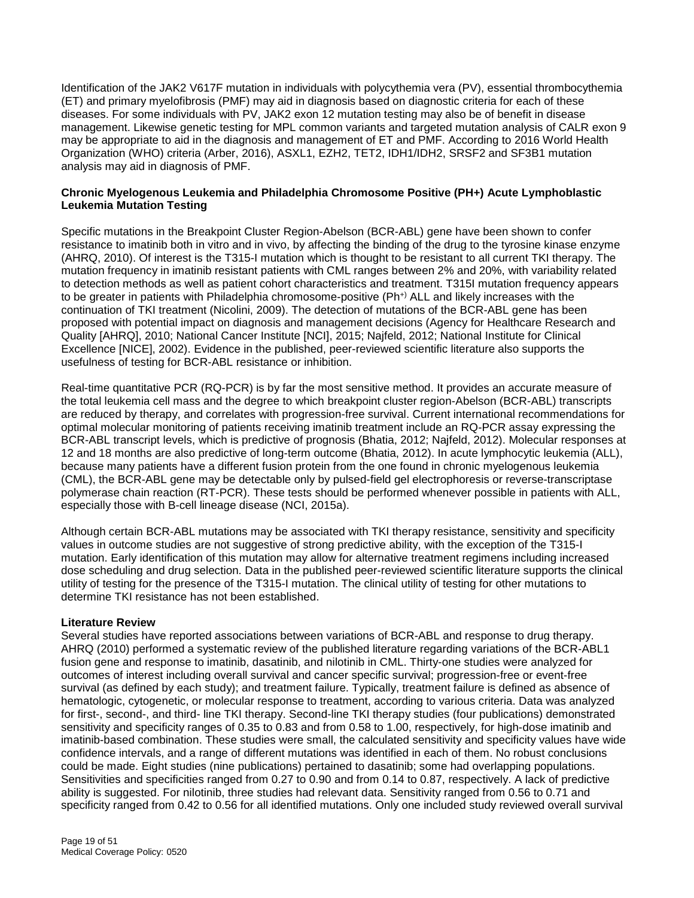Identification of the JAK2 V617F mutation in individuals with polycythemia vera (PV), essential thrombocythemia (ET) and primary myelofibrosis (PMF) may aid in diagnosis based on diagnostic criteria for each of these diseases. For some individuals with PV, JAK2 exon 12 mutation testing may also be of benefit in disease management. Likewise genetic testing for MPL common variants and targeted mutation analysis of CALR exon 9 may be appropriate to aid in the diagnosis and management of ET and PMF. According to 2016 World Health Organization (WHO) criteria (Arber, 2016), ASXL1, EZH2, TET2, IDH1/IDH2, SRSF2 and SF3B1 mutation analysis may aid in diagnosis of PMF.

**Chronic Myelogenous Leukemia and Philadelphia Chromosome Positive (PH+) Acute Lymphoblastic Leukemia Mutation Testing**

Specific mutations in the Breakpoint Cluster Region-Abelson (BCR-ABL) gene have been shown to confer resistance to imatinib both in vitro and in vivo, by affecting the binding of the drug to the tyrosine kinase enzyme (AHRQ, 2010). Of interest is the T315-I mutation which is thought to be resistant to all current TKI therapy. The mutation frequency in imatinib resistant patients with CML ranges between 2% and 20%, with variability related to detection methods as well as patient cohort characteristics and treatment. T315I mutation frequency appears to be greater in patients with Philadelphia chromosome-positive (Ph$^{+}$) ALL and likely increases with the continuation of TKI treatment (Nicolini, 2009). The detection of mutations of the BCR-ABL gene has been proposed with potential impact on diagnosis and management decisions (Agency for Healthcare Research and Quality [AHRQ], 2010; National Cancer Institute [NCI], 2015; Najfeld, 2012; National Institute for Clinical Excellence [NICE], 2002). Evidence in the published, peer-reviewed scientific literature also supports the usefulness of testing for BCR-ABL resistance or inhibition.

Real-time quantitative PCR (RQ-PCR) is by far the most sensitive method. It provides an accurate measure of the total leukemia cell mass and the degree to which breakpoint cluster region-Abelson (BCR-ABL) transcripts are reduced by therapy, and correlates with progression-free survival. Current international recommendations for optimal molecular monitoring of patients receiving imatinib treatment include an RQ-PCR assay expressing the BCR-ABL transcript levels, which is predictive of prognosis (Bhatia, 2012; Najfeld, 2012). Molecular responses at 12 and 18 months are also predictive of long-term outcome (Bhatia, 2012). In acute lymphocytic leukemia (ALL), because many patients have a different fusion protein from the one found in chronic myelogenous leukemia (CML), the BCR-ABL gene may be detectable only by pulsed-field gel electrophoresis or reverse-transcriptase polymerase chain reaction (RT-PCR). These tests should be performed whenever possible in patients with ALL, especially those with B-cell lineage disease (NCI, 2015a).

Although certain BCR-ABL mutations may be associated with TKI therapy resistance, sensitivity and specificity values in outcome studies are not suggestive of strong predictive ability, with the exception of the T315-I mutation. Early identification of this mutation may allow for alternative treatment regimens including increased dose scheduling and drug selection. Data in the published peer-reviewed scientific literature supports the clinical utility of testing for the presence of the T315-I mutation. The clinical utility of testing for other mutations to determine TKI resistance has not been established.

**Literature Review**

Several studies have reported associations between variations of BCR-ABL and response to drug therapy. AHRQ (2010) performed a systematic review of the published literature regarding variations of the BCR-ABL1 fusion gene and response to imatinib, dasatinib, and nilotinib in CML. Thirty-one studies were analyzed for outcomes of interest including overall survival and cancer specific survival; progression-free or event-free survival (as defined by each study); and treatment failure. Typically, treatment failure is defined as absence of hematologic, cytogenetic, or molecular response to treatment, according to various criteria. Data was analyzed for first-, second-, and third- line TKI therapy. Second-line TKI therapy studies (four publications) demonstrated sensitivity and specificity ranges of 0.35 to 0.83 and from 0.58 to 1.00, respectively, for high-dose imatinib and imatinib-based combination. These studies were small, the calculated sensitivity and specificity values have wide confidence intervals, and a range of different mutations was identified in each of them. No robust conclusions could be made. Eight studies (nine publications) pertained to dasatinib; some had overlapping populations. Sensitivities and specificities ranged from 0.27 to 0.90 and from 0.14 to 0.87, respectively. A lack of predictive ability is suggested. For nilotinib, three studies had relevant data. Sensitivity ranged from 0.56 to 0.71 and specificity ranged from 0.42 to 0.56 for all identified mutations. Only one included study reviewed overall survival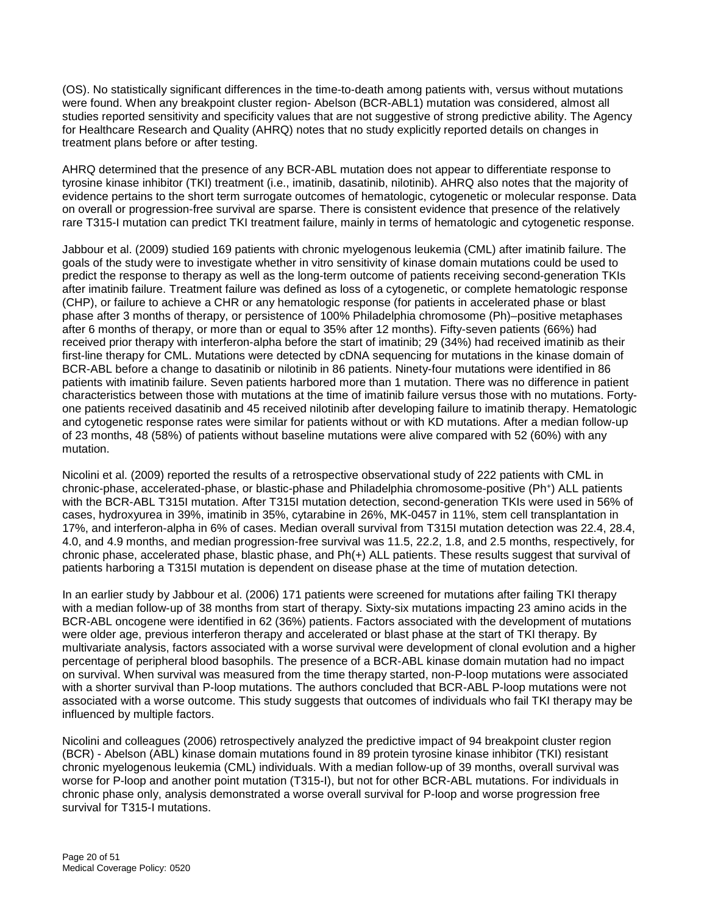(OS). No statistically significant differences in the time-to-death among patients with, versus without mutations were found. When any breakpoint cluster region- Abelson (BCR-ABL1) mutation was considered, almost all studies reported sensitivity and specificity values that are not suggestive of strong predictive ability. The Agency for Healthcare Research and Quality (AHRQ) notes that no study explicitly reported details on changes in treatment plans before or after testing.

AHRQ determined that the presence of any BCR-ABL mutation does not appear to differentiate response to tyrosine kinase inhibitor (TKI) treatment (i.e., imatinib, dasatinib, nilotinib). AHRQ also notes that the majority of evidence pertains to the short term surrogate outcomes of hematologic, cytogenetic or molecular response. Data on overall or progression-free survival are sparse. There is consistent evidence that presence of the relatively rare T315-I mutation can predict TKI treatment failure, mainly in terms of hematologic and cytogenetic response.

Jabbour et al. (2009) studied 169 patients with chronic myelogenous leukemia (CML) after imatinib failure. The goals of the study were to investigate whether in vitro sensitivity of kinase domain mutations could be used to predict the response to therapy as well as the long-term outcome of patients receiving second-generation TKIs after imatinib failure. Treatment failure was defined as loss of a cytogenetic, or complete hematologic response (CHP), or failure to achieve a CHR or any hematologic response (for patients in accelerated phase or blast phase after 3 months of therapy, or persistence of 100% Philadelphia chromosome (Ph)–positive metaphases after 6 months of therapy, or more than or equal to 35% after 12 months). Fifty-seven patients (66%) had received prior therapy with interferon-alpha before the start of imatinib; 29 (34%) had received imatinib as their first-line therapy for CML. Mutations were detected by cDNA sequencing for mutations in the kinase domain of BCR-ABL before a change to dasatinib or nilotinib in 86 patients. Ninety-four mutations were identified in 86 patients with imatinib failure. Seven patients harbored more than 1 mutation. There was no difference in patient characteristics between those with mutations at the time of imatinib failure versus those with no mutations. Forty-one patients received dasatinib and 45 received nilotinib after developing failure to imatinib therapy. Hematologic and cytogenetic response rates were similar for patients without or with KD mutations. After a median follow-up of 23 months, 48 (58%) of patients without baseline mutations were alive compared with 52 (60%) with any mutation.

Nicolini et al. (2009) reported the results of a retrospective observational study of 222 patients with CML in chronic-phase, accelerated-phase, or blastic-phase and Philadelphia chromosome-positive ($Ph^+$) ALL patients with the BCR-ABL T315I mutation. After T315I mutation detection, second-generation TKIs were used in 56% of cases, hydroxyurea in 39%, imatinib in 35%, cytarabine in 26%, MK-0457 in 11%, stem cell transplantation in 17%, and interferon-alpha in 6% of cases. Median overall survival from T315I mutation detection was 22.4, 28.4, 4.0, and 4.9 months, and median progression-free survival was 11.5, 22.2, 1.8, and 2.5 months, respectively, for chronic phase, accelerated phase, blastic phase, and Ph(+) ALL patients. These results suggest that survival of patients harboring a T315I mutation is dependent on disease phase at the time of mutation detection.

In an earlier study by Jabbour et al. (2006) 171 patients were screened for mutations after failing TKI therapy with a median follow-up of 38 months from start of therapy. Sixty-six mutations impacting 23 amino acids in the BCR-ABL oncogene were identified in 62 (36%) patients. Factors associated with the development of mutations were older age, previous interferon therapy and accelerated or blast phase at the start of TKI therapy. By multivariate analysis, factors associated with a worse survival were development of clonal evolution and a higher percentage of peripheral blood basophils. The presence of a BCR-ABL kinase domain mutation had no impact on survival. When survival was measured from the time therapy started, non-P-loop mutations were associated with a shorter survival than P-loop mutations. The authors concluded that BCR-ABL P-loop mutations were not associated with a worse outcome. This study suggests that outcomes of individuals who fail TKI therapy may be influenced by multiple factors.

Nicolini and colleagues (2006) retrospectively analyzed the predictive impact of 94 breakpoint cluster region (BCR) - Abelson (ABL) kinase domain mutations found in 89 protein tyrosine kinase inhibitor (TKI) resistant chronic myelogenous leukemia (CML) individuals. With a median follow-up of 39 months, overall survival was worse for P-loop and another point mutation (T315-I), but not for other BCR-ABL mutations. For individuals in chronic phase only, analysis demonstrated a worse overall survival for P-loop and worse progression free survival for T315-I mutations.

Medical Coverage Policy: 0520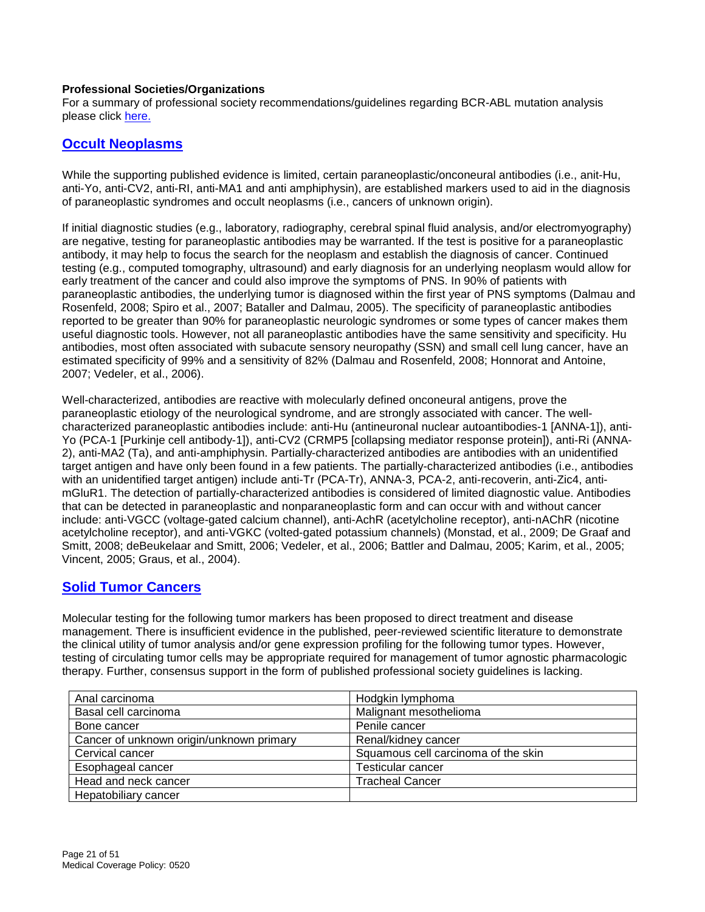**Professional Societies/Organizations**
For a summary of professional society recommendations/guidelines regarding BCR-ABL mutation analysis please click [here.]

## Occult Neoplasms

While the supporting published evidence is limited, certain paraneoplastic/onconeural antibodies (i.e., anit-Hu, anti-Yo, anti-CV2, anti-RI, anti-MA1 and anti amphiphysin), are established markers used to aid in the diagnosis of paraneoplastic syndromes and occult neoplasms (i.e., cancers of unknown origin).

If initial diagnostic studies (e.g., laboratory, radiography, cerebral spinal fluid analysis, and/or electromyography) are negative, testing for paraneoplastic antibodies may be warranted. If the test is positive for a paraneoplastic antibody, it may help to focus the search for the neoplasm and establish the diagnosis of cancer. Continued testing (e.g., computed tomography, ultrasound) and early diagnosis for an underlying neoplasm would allow for early treatment of the cancer and could also improve the symptoms of PNS. In 90% of patients with paraneoplastic antibodies, the underlying tumor is diagnosed within the first year of PNS symptoms (Dalmau and Rosenfeld, 2008; Spiro et al., 2007; Bataller and Dalmau, 2005). The specificity of paraneoplastic antibodies reported to be greater than 90% for paraneoplastic neurologic syndromes or some types of cancer makes them useful diagnostic tools. However, not all paraneoplastic antibodies have the same sensitivity and specificity. Hu antibodies, most often associated with subacute sensory neuropathy (SSN) and small cell lung cancer, have an estimated specificity of 99% and a sensitivity of 82% (Dalmau and Rosenfeld, 2008; Honnorat and Antoine, 2007; Vedeler, et al., 2006).

Well-characterized, antibodies are reactive with molecularly defined onconeural antigens, prove the paraneoplastic etiology of the neurological syndrome, and are strongly associated with cancer. The well-characterized paraneoplastic antibodies include: anti-Hu (antineuronal nuclear autoantibodies-1 [ANNA-1]), anti-Yo (PCA-1 [Purkinje cell antibody-1]), anti-CV2 (CRMP5 [collapsing mediator response protein]), anti-Ri (ANNA-2), anti-MA2 (Ta), and anti-amphiphysin. Partially-characterized antibodies are antibodies with an unidentified target antigen and have only been found in a few patients. The partially-characterized antibodies (i.e., antibodies with an unidentified target antigen) include anti-Tr (PCA-Tr), ANNA-3, PCA-2, anti-recoverin, anti-Zic4, anti-mGluR1. The detection of partially-characterized antibodies is considered of limited diagnostic value. Antibodies that can be detected in paraneoplastic and nonparaneoplastic form and can occur with and without cancer include: anti-VGCC (voltage-gated calcium channel), anti-AchR (acetylcholine receptor), anti-nAChR (nicotine acetylcholine receptor), and anti-VGKC (volted-gated potassium channels) (Monstad, et al., 2009; De Graaf and Smitt, 2008; deBeukelaar and Smitt, 2006; Vedeler, et al., 2006; Battler and Dalmau, 2005; Karim, et al., 2005; Vincent, 2005; Graus, et al., 2004).

## Solid Tumor Cancers

Molecular testing for the following tumor markers has been proposed to direct treatment and disease management. There is insufficient evidence in the published, peer-reviewed scientific literature to demonstrate the clinical utility of tumor analysis and/or gene expression profiling for the following tumor types. However, testing of circulating tumor cells may be appropriate required for management of tumor agnostic pharmacologic therapy. Further, consensus support in the form of published professional society guidelines is lacking.

| | |
|---|---|
| Anal carcinoma | Hodgkin lymphoma |
| Basal cell carcinoma | Malignant mesothelioma |
| Bone cancer | Penile cancer |
| Cancer of unknown origin/unknown primary | Renal/kidney cancer |
| Cervical cancer | Squamous cell carcinoma of the skin |
| Esophageal cancer | Testicular cancer |
| Head and neck cancer | Tracheal Cancer |
| Hepatobiliary cancer | |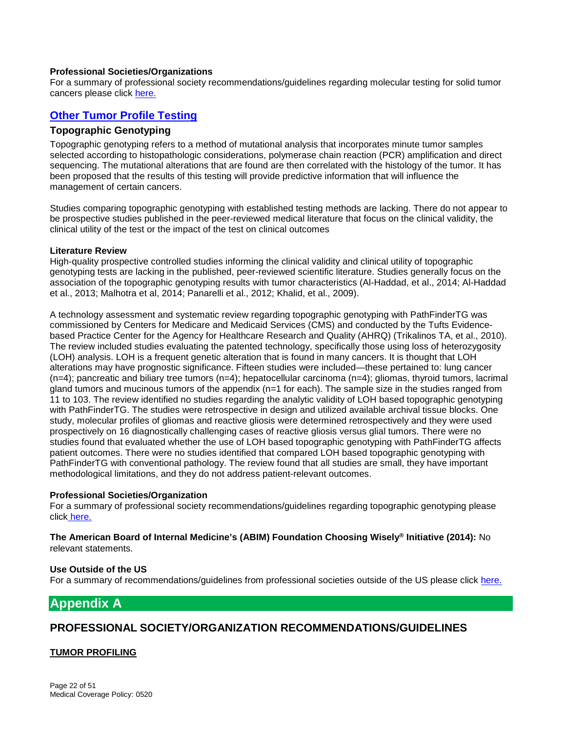**Professional Societies/Organizations**
For a summary of professional society recommendations/guidelines regarding molecular testing for solid tumor cancers please click here.

## Other Tumor Profile Testing

### Topographic Genotyping

Topographic genotyping refers to a method of mutational analysis that incorporates minute tumor samples selected according to histopathologic considerations, polymerase chain reaction (PCR) amplification and direct sequencing. The mutational alterations that are found are then correlated with the histology of the tumor. It has been proposed that the results of this testing will provide predictive information that will influence the management of certain cancers.

Studies comparing topographic genotyping with established testing methods are lacking. There do not appear to be prospective studies published in the peer-reviewed medical literature that focus on the clinical validity, the clinical utility of the test or the impact of the test on clinical outcomes

**Literature Review**
High-quality prospective controlled studies informing the clinical validity and clinical utility of topographic genotyping tests are lacking in the published, peer-reviewed scientific literature. Studies generally focus on the association of the topographic genotyping results with tumor characteristics (Al-Haddad, et al., 2014; Al-Haddad et al., 2013; Malhotra et al, 2014; Panarelli et al., 2012; Khalid, et al., 2009).

A technology assessment and systematic review regarding topographic genotyping with PathFinderTG was commissioned by Centers for Medicare and Medicaid Services (CMS) and conducted by the Tufts Evidence-based Practice Center for the Agency for Healthcare Research and Quality (AHRQ) (Trikalinos TA, et al., 2010). The review included studies evaluating the patented technology, specifically those using loss of heterozygosity (LOH) analysis. LOH is a frequent genetic alteration that is found in many cancers. It is thought that LOH alterations may have prognostic significance. Fifteen studies were included—these pertained to: lung cancer (n=4); pancreatic and biliary tree tumors (n=4); hepatocellular carcinoma (n=4); gliomas, thyroid tumors, lacrimal gland tumors and mucinous tumors of the appendix (n=1 for each). The sample size in the studies ranged from 11 to 103. The review identified no studies regarding the analytic validity of LOH based topographic genotyping with PathFinderTG. The studies were retrospective in design and utilized available archival tissue blocks. One study, molecular profiles of gliomas and reactive gliosis were determined retrospectively and they were used prospectively on 16 diagnostically challenging cases of reactive gliosis versus glial tumors. There were no studies found that evaluated whether the use of LOH based topographic genotyping with PathFinderTG affects patient outcomes. There were no studies identified that compared LOH based topographic genotyping with PathFinderTG with conventional pathology. The review found that all studies are small, they have important methodological limitations, and they do not address patient-relevant outcomes.

**Professional Societies/Organization**
For a summary of professional society recommendations/guidelines regarding topographic genotyping please click here.

**The American Board of Internal Medicine's (ABIM) Foundation Choosing Wisely® Initiative (2014):** No relevant statements.

**Use Outside of the US**
For a summary of recommendations/guidelines from professional societies outside of the US please click here.

# Appendix A

## PROFESSIONAL SOCIETY/ORGANIZATION RECOMMENDATIONS/GUIDELINES

**TUMOR PROFILING**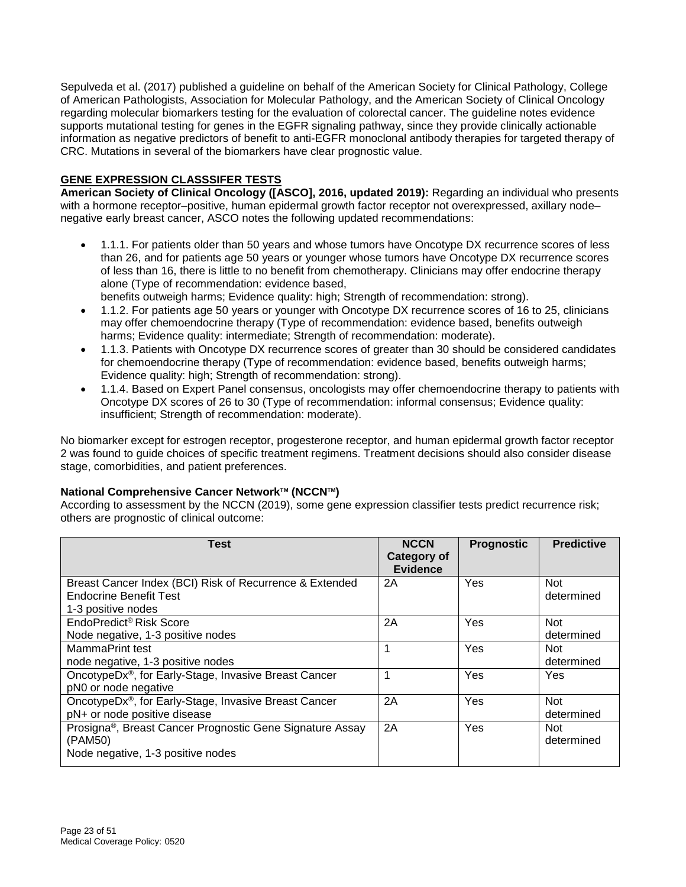Sepulveda et al. (2017) published a guideline on behalf of the American Society for Clinical Pathology, College of American Pathologists, Association for Molecular Pathology, and the American Society of Clinical Oncology regarding molecular biomarkers testing for the evaluation of colorectal cancer. The guideline notes evidence supports mutational testing for genes in the EGFR signaling pathway, since they provide clinically actionable information as negative predictors of benefit to anti-EGFR monoclonal antibody therapies for targeted therapy of CRC. Mutations in several of the biomarkers have clear prognostic value.

**GENE EXPRESSION CLASSSIFER TESTS**

**American Society of Clinical Oncology ([ASCO], 2016, updated 2019):** Regarding an individual who presents with a hormone receptor–positive, human epidermal growth factor receptor not overexpressed, axillary node–negative early breast cancer, ASCO notes the following updated recommendations:

- 1.1.1. For patients older than 50 years and whose tumors have Oncotype DX recurrence scores of less than 26, and for patients age 50 years or younger whose tumors have Oncotype DX recurrence scores of less than 16, there is little to no benefit from chemotherapy. Clinicians may offer endocrine therapy alone (Type of recommendation: evidence based,
  benefits outweigh harms; Evidence quality: high; Strength of recommendation: strong).
- 1.1.2. For patients age 50 years or younger with Oncotype DX recurrence scores of 16 to 25, clinicians may offer chemoendocrine therapy (Type of recommendation: evidence based, benefits outweigh harms; Evidence quality: intermediate; Strength of recommendation: moderate).
- 1.1.3. Patients with Oncotype DX recurrence scores of greater than 30 should be considered candidates for chemoendocrine therapy (Type of recommendation: evidence based, benefits outweigh harms; Evidence quality: high; Strength of recommendation: strong).
- 1.1.4. Based on Expert Panel consensus, oncologists may offer chemoendocrine therapy to patients with Oncotype DX scores of 26 to 30 (Type of recommendation: informal consensus; Evidence quality: insufficient; Strength of recommendation: moderate).

No biomarker except for estrogen receptor, progesterone receptor, and human epidermal growth factor receptor 2 was found to guide choices of specific treatment regimens. Treatment decisions should also consider disease stage, comorbidities, and patient preferences.

**National Comprehensive Cancer Network™ (NCCN™)**

According to assessment by the NCCN (2019), some gene expression classifier tests predict recurrence risk; others are prognostic of clinical outcome:

| Test | NCCN Category of Evidence | Prognostic | Predictive |
|---|---|---|---|
| Breast Cancer Index (BCI) Risk of Recurrence & Extended Endocrine Benefit Test<br>1-3 positive nodes | 2A | Yes | Not determined |
| EndoPredict® Risk Score<br>Node negative, 1-3 positive nodes | 2A | Yes | Not determined |
| MammaPrint test<br>node negative, 1-3 positive nodes | 1 | Yes | Not determined |
| OncotypeDx®, for Early-Stage, Invasive Breast Cancer<br>pN0 or node negative | 1 | Yes | Yes |
| OncotypeDx®, for Early-Stage, Invasive Breast Cancer<br>pN+ or node positive disease | 2A | Yes | Not determined |
| Prosigna®, Breast Cancer Prognostic Gene Signature Assay (PAM50)<br>Node negative, 1-3 positive nodes | 2A | Yes | Not determined |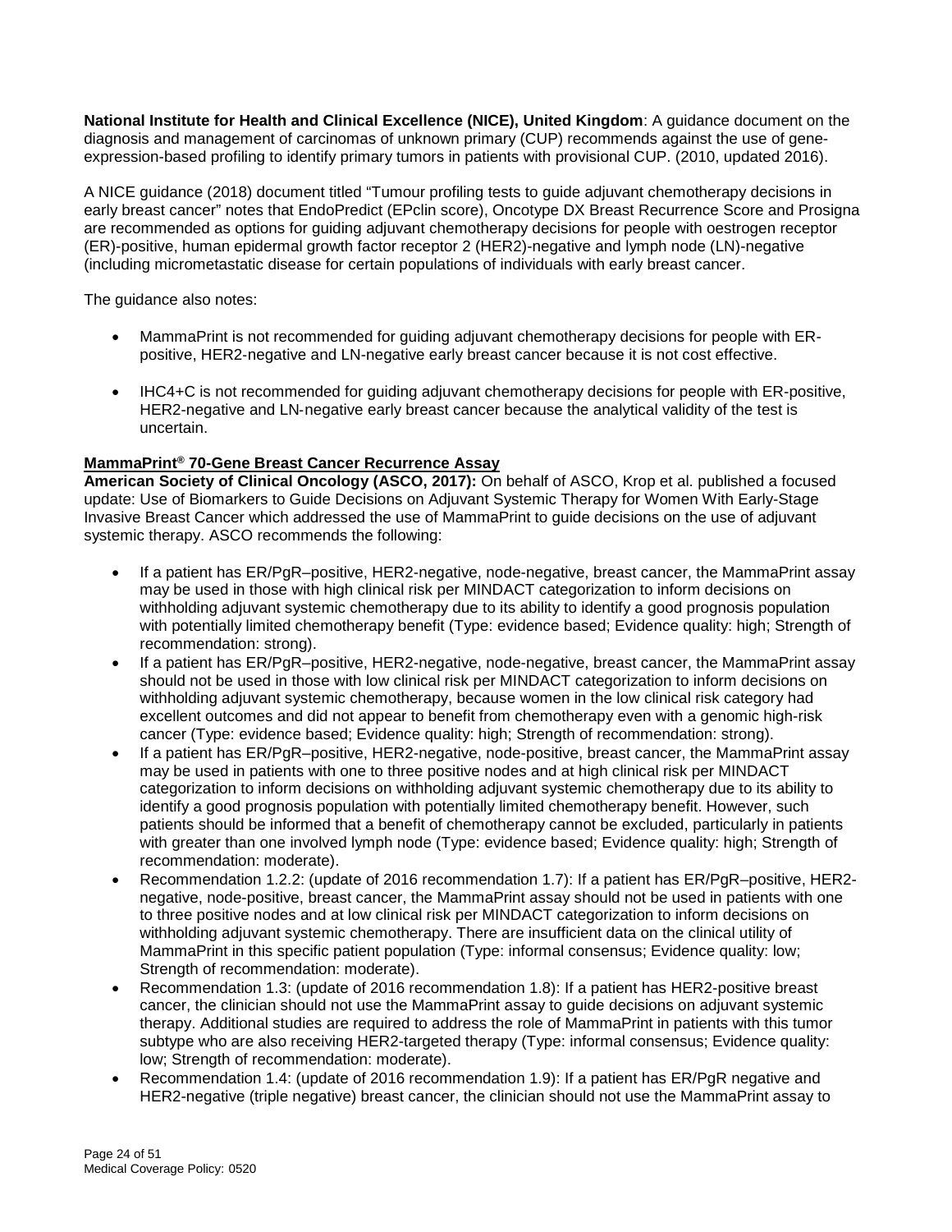**National Institute for Health and Clinical Excellence (NICE), United Kingdom**: A guidance document on the diagnosis and management of carcinomas of unknown primary (CUP) recommends against the use of gene-expression-based profiling to identify primary tumors in patients with provisional CUP. (2010, updated 2016).

A NICE guidance (2018) document titled "Tumour profiling tests to guide adjuvant chemotherapy decisions in early breast cancer" notes that EndoPredict (EPclin score), Oncotype DX Breast Recurrence Score and Prosigna are recommended as options for guiding adjuvant chemotherapy decisions for people with oestrogen receptor (ER)-positive, human epidermal growth factor receptor 2 (HER2)-negative and lymph node (LN)-negative (including micrometastatic disease for certain populations of individuals with early breast cancer.

The guidance also notes:

- MammaPrint is not recommended for guiding adjuvant chemotherapy decisions for people with ER-positive, HER2-negative and LN-negative early breast cancer because it is not cost effective.
- IHC4+C is not recommended for guiding adjuvant chemotherapy decisions for people with ER-positive, HER2-negative and LN-negative early breast cancer because the analytical validity of the test is uncertain.

**MammaPrint® 70-Gene Breast Cancer Recurrence Assay**

**American Society of Clinical Oncology (ASCO, 2017):** On behalf of ASCO, Krop et al. published a focused update: Use of Biomarkers to Guide Decisions on Adjuvant Systemic Therapy for Women With Early-Stage Invasive Breast Cancer which addressed the use of MammaPrint to guide decisions on the use of adjuvant systemic therapy. ASCO recommends the following:

- If a patient has ER/PgR–positive, HER2-negative, node-negative, breast cancer, the MammaPrint assay may be used in those with high clinical risk per MINDACT categorization to inform decisions on withholding adjuvant systemic chemotherapy due to its ability to identify a good prognosis population with potentially limited chemotherapy benefit (Type: evidence based; Evidence quality: high; Strength of recommendation: strong).
- If a patient has ER/PgR–positive, HER2-negative, node-negative, breast cancer, the MammaPrint assay should not be used in those with low clinical risk per MINDACT categorization to inform decisions on withholding adjuvant systemic chemotherapy, because women in the low clinical risk category had excellent outcomes and did not appear to benefit from chemotherapy even with a genomic high-risk cancer (Type: evidence based; Evidence quality: high; Strength of recommendation: strong).
- If a patient has ER/PgR–positive, HER2-negative, node-positive, breast cancer, the MammaPrint assay may be used in patients with one to three positive nodes and at high clinical risk per MINDACT categorization to inform decisions on withholding adjuvant systemic chemotherapy due to its ability to identify a good prognosis population with potentially limited chemotherapy benefit. However, such patients should be informed that a benefit of chemotherapy cannot be excluded, particularly in patients with greater than one involved lymph node (Type: evidence based; Evidence quality: high; Strength of recommendation: moderate).
- Recommendation 1.2.2: (update of 2016 recommendation 1.7): If a patient has ER/PgR–positive, HER2-negative, node-positive, breast cancer, the MammaPrint assay should not be used in patients with one to three positive nodes and at low clinical risk per MINDACT categorization to inform decisions on withholding adjuvant systemic chemotherapy. There are insufficient data on the clinical utility of MammaPrint in this specific patient population (Type: informal consensus; Evidence quality: low; Strength of recommendation: moderate).
- Recommendation 1.3: (update of 2016 recommendation 1.8): If a patient has HER2-positive breast cancer, the clinician should not use the MammaPrint assay to guide decisions on adjuvant systemic therapy. Additional studies are required to address the role of MammaPrint in patients with this tumor subtype who are also receiving HER2-targeted therapy (Type: informal consensus; Evidence quality: low; Strength of recommendation: moderate).
- Recommendation 1.4: (update of 2016 recommendation 1.9): If a patient has ER/PgR negative and HER2-negative (triple negative) breast cancer, the clinician should not use the MammaPrint assay to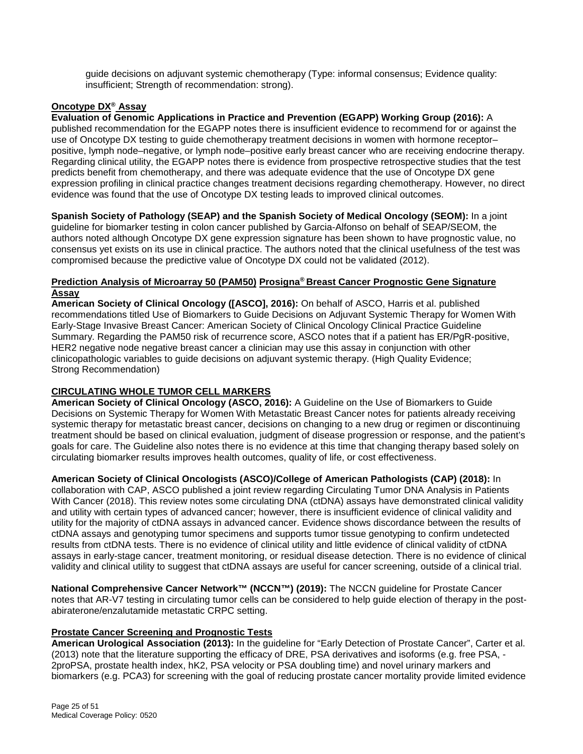guide decisions on adjuvant systemic chemotherapy (Type: informal consensus; Evidence quality: insufficient; Strength of recommendation: strong).

**Oncotype DX® Assay**

**Evaluation of Genomic Applications in Practice and Prevention (EGAPP) Working Group (2016):** A published recommendation for the EGAPP notes there is insufficient evidence to recommend for or against the use of Oncotype DX testing to guide chemotherapy treatment decisions in women with hormone receptor–positive, lymph node–negative, or lymph node–positive early breast cancer who are receiving endocrine therapy. Regarding clinical utility, the EGAPP notes there is evidence from prospective retrospective studies that the test predicts benefit from chemotherapy, and there was adequate evidence that the use of Oncotype DX gene expression profiling in clinical practice changes treatment decisions regarding chemotherapy. However, no direct evidence was found that the use of Oncotype DX testing leads to improved clinical outcomes.

**Spanish Society of Pathology (SEAP) and the Spanish Society of Medical Oncology (SEOM):** In a joint guideline for biomarker testing in colon cancer published by Garcia-Alfonso on behalf of SEAP/SEOM, the authors noted although Oncotype DX gene expression signature has been shown to have prognostic value, no consensus yet exists on its use in clinical practice. The authors noted that the clinical usefulness of the test was compromised because the predictive value of Oncotype DX could not be validated (2012).

**Prediction Analysis of Microarray 50 (PAM50) Prosigna® Breast Cancer Prognostic Gene Signature Assay**

**American Society of Clinical Oncology ([ASCO], 2016):** On behalf of ASCO, Harris et al. published recommendations titled Use of Biomarkers to Guide Decisions on Adjuvant Systemic Therapy for Women With Early-Stage Invasive Breast Cancer: American Society of Clinical Oncology Clinical Practice Guideline Summary. Regarding the PAM50 risk of recurrence score, ASCO notes that if a patient has ER/PgR-positive, HER2 negative node negative breast cancer a clinician may use this assay in conjunction with other clinicopathologic variables to guide decisions on adjuvant systemic therapy. (High Quality Evidence; Strong Recommendation)

**CIRCULATING WHOLE TUMOR CELL MARKERS**

**American Society of Clinical Oncology (ASCO, 2016):** A Guideline on the Use of Biomarkers to Guide Decisions on Systemic Therapy for Women With Metastatic Breast Cancer notes for patients already receiving systemic therapy for metastatic breast cancer, decisions on changing to a new drug or regimen or discontinuing treatment should be based on clinical evaluation, judgment of disease progression or response, and the patient's goals for care. The Guideline also notes there is no evidence at this time that changing therapy based solely on circulating biomarker results improves health outcomes, quality of life, or cost effectiveness.

**American Society of Clinical Oncologists (ASCO)/College of American Pathologists (CAP) (2018):** In collaboration with CAP, ASCO published a joint review regarding Circulating Tumor DNA Analysis in Patients With Cancer (2018). This review notes some circulating DNA (ctDNA) assays have demonstrated clinical validity and utility with certain types of advanced cancer; however, there is insufficient evidence of clinical validity and utility for the majority of ctDNA assays in advanced cancer. Evidence shows discordance between the results of ctDNA assays and genotyping tumor specimens and supports tumor tissue genotyping to confirm undetected results from ctDNA tests. There is no evidence of clinical utility and little evidence of clinical validity of ctDNA assays in early-stage cancer, treatment monitoring, or residual disease detection. There is no evidence of clinical validity and clinical utility to suggest that ctDNA assays are useful for cancer screening, outside of a clinical trial.

**National Comprehensive Cancer Network™ (NCCN™) (2019):** The NCCN guideline for Prostate Cancer notes that AR-V7 testing in circulating tumor cells can be considered to help guide election of therapy in the post-abiraterone/enzalutamide metastatic CRPC setting.

**Prostate Cancer Screening and Prognostic Tests**

**American Urological Association (2013):** In the guideline for "Early Detection of Prostate Cancer", Carter et al. (2013) note that the literature supporting the efficacy of DRE, PSA derivatives and isoforms (e.g. free PSA, -2proPSA, prostate health index, hK2, PSA velocity or PSA doubling time) and novel urinary markers and biomarkers (e.g. PCA3) for screening with the goal of reducing prostate cancer mortality provide limited evidence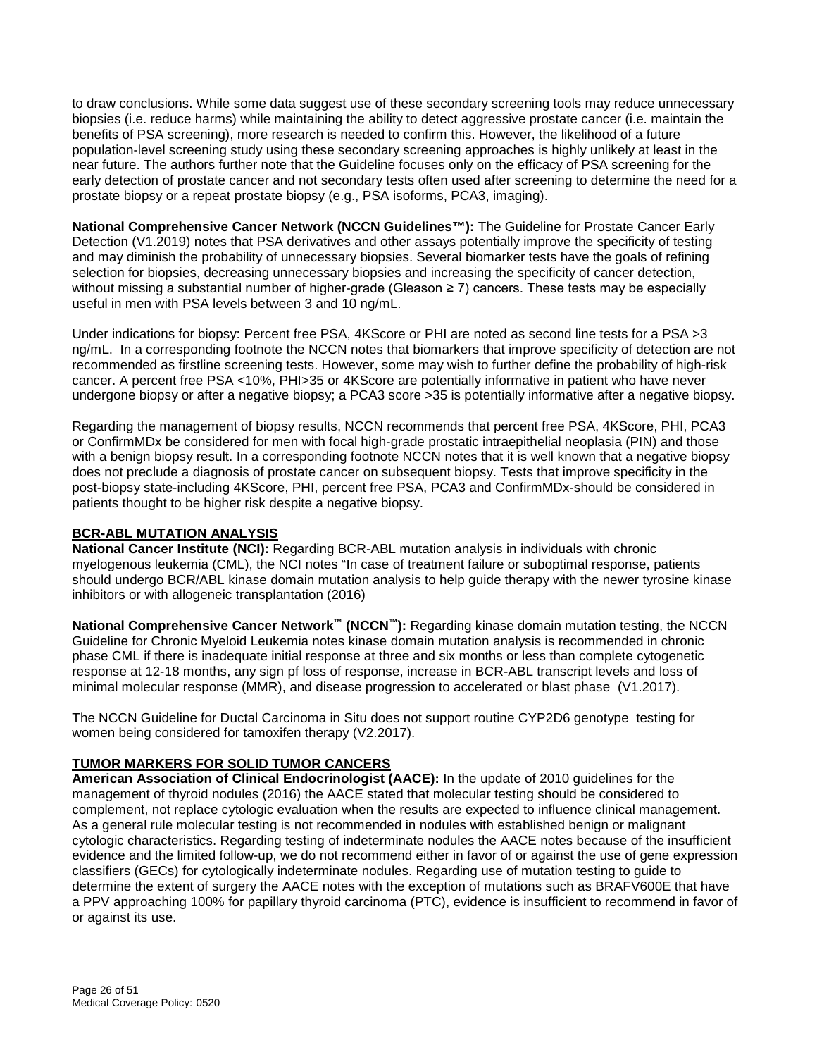to draw conclusions. While some data suggest use of these secondary screening tools may reduce unnecessary biopsies (i.e. reduce harms) while maintaining the ability to detect aggressive prostate cancer (i.e. maintain the benefits of PSA screening), more research is needed to confirm this. However, the likelihood of a future population-level screening study using these secondary screening approaches is highly unlikely at least in the near future. The authors further note that the Guideline focuses only on the efficacy of PSA screening for the early detection of prostate cancer and not secondary tests often used after screening to determine the need for a prostate biopsy or a repeat prostate biopsy (e.g., PSA isoforms, PCA3, imaging).

**National Comprehensive Cancer Network (NCCN Guidelines™):** The Guideline for Prostate Cancer Early Detection (V1.2019) notes that PSA derivatives and other assays potentially improve the specificity of testing and may diminish the probability of unnecessary biopsies. Several biomarker tests have the goals of refining selection for biopsies, decreasing unnecessary biopsies and increasing the specificity of cancer detection, without missing a substantial number of higher-grade (Gleason ≥ 7) cancers. These tests may be especially useful in men with PSA levels between 3 and 10 ng/mL.

Under indications for biopsy: Percent free PSA, 4KScore or PHI are noted as second line tests for a PSA >3 ng/mL. In a corresponding footnote the NCCN notes that biomarkers that improve specificity of detection are not recommended as firstline screening tests. However, some may wish to further define the probability of high-risk cancer. A percent free PSA <10%, PHI>35 or 4KScore are potentially informative in patient who have never undergone biopsy or after a negative biopsy; a PCA3 score >35 is potentially informative after a negative biopsy.

Regarding the management of biopsy results, NCCN recommends that percent free PSA, 4KScore, PHI, PCA3 or ConfirmMDx be considered for men with focal high-grade prostatic intraepithelial neoplasia (PIN) and those with a benign biopsy result. In a corresponding footnote NCCN notes that it is well known that a negative biopsy does not preclude a diagnosis of prostate cancer on subsequent biopsy. Tests that improve specificity in the post-biopsy state-including 4KScore, PHI, percent free PSA, PCA3 and ConfirmMDx-should be considered in patients thought to be higher risk despite a negative biopsy.

**BCR-ABL MUTATION ANALYSIS**

**National Cancer Institute (NCI):** Regarding BCR-ABL mutation analysis in individuals with chronic myelogenous leukemia (CML), the NCI notes "In case of treatment failure or suboptimal response, patients should undergo BCR/ABL kinase domain mutation analysis to help guide therapy with the newer tyrosine kinase inhibitors or with allogeneic transplantation (2016)

**National Comprehensive Cancer Network™ (NCCN™):** Regarding kinase domain mutation testing, the NCCN Guideline for Chronic Myeloid Leukemia notes kinase domain mutation analysis is recommended in chronic phase CML if there is inadequate initial response at three and six months or less than complete cytogenetic response at 12-18 months, any sign pf loss of response, increase in BCR-ABL transcript levels and loss of minimal molecular response (MMR), and disease progression to accelerated or blast phase (V1.2017).

The NCCN Guideline for Ductal Carcinoma in Situ does not support routine CYP2D6 genotype testing for women being considered for tamoxifen therapy (V2.2017).

**TUMOR MARKERS FOR SOLID TUMOR CANCERS**

**American Association of Clinical Endocrinologist (AACE):** In the update of 2010 guidelines for the management of thyroid nodules (2016) the AACE stated that molecular testing should be considered to complement, not replace cytologic evaluation when the results are expected to influence clinical management. As a general rule molecular testing is not recommended in nodules with established benign or malignant cytologic characteristics. Regarding testing of indeterminate nodules the AACE notes because of the insufficient evidence and the limited follow-up, we do not recommend either in favor of or against the use of gene expression classifiers (GECs) for cytologically indeterminate nodules. Regarding use of mutation testing to guide to determine the extent of surgery the AACE notes with the exception of mutations such as BRAFV600E that have a PPV approaching 100% for papillary thyroid carcinoma (PTC), evidence is insufficient to recommend in favor of or against its use.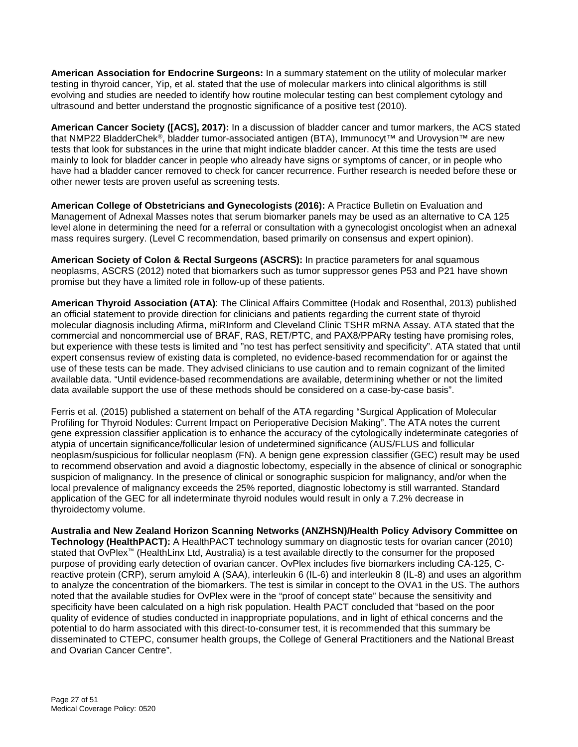**American Association for Endocrine Surgeons:** In a summary statement on the utility of molecular marker testing in thyroid cancer, Yip, et al. stated that the use of molecular markers into clinical algorithms is still evolving and studies are needed to identify how routine molecular testing can best complement cytology and ultrasound and better understand the prognostic significance of a positive test (2010).

**American Cancer Society ([ACS], 2017):** In a discussion of bladder cancer and tumor markers, the ACS stated that NMP22 BladderChek®, bladder tumor-associated antigen (BTA), Immunocyt™ and Urovysion™ are new tests that look for substances in the urine that might indicate bladder cancer. At this time the tests are used mainly to look for bladder cancer in people who already have signs or symptoms of cancer, or in people who have had a bladder cancer removed to check for cancer recurrence. Further research is needed before these or other newer tests are proven useful as screening tests.

**American College of Obstetricians and Gynecologists (2016):** A Practice Bulletin on Evaluation and Management of Adnexal Masses notes that serum biomarker panels may be used as an alternative to CA 125 level alone in determining the need for a referral or consultation with a gynecologist oncologist when an adnexal mass requires surgery. (Level C recommendation, based primarily on consensus and expert opinion).

**American Society of Colon & Rectal Surgeons (ASCRS):** In practice parameters for anal squamous neoplasms, ASCRS (2012) noted that biomarkers such as tumor suppressor genes P53 and P21 have shown promise but they have a limited role in follow-up of these patients.

**American Thyroid Association (ATA)**: The Clinical Affairs Committee (Hodak and Rosenthal, 2013) published an official statement to provide direction for clinicians and patients regarding the current state of thyroid molecular diagnosis including Afirma, miRInform and Cleveland Clinic TSHR mRNA Assay. ATA stated that the commercial and noncommercial use of BRAF, RAS, RET/PTC, and PAX8/PPARγ testing have promising roles, but experience with these tests is limited and "no test has perfect sensitivity and specificity". ATA stated that until expert consensus review of existing data is completed, no evidence-based recommendation for or against the use of these tests can be made. They advised clinicians to use caution and to remain cognizant of the limited available data. "Until evidence-based recommendations are available, determining whether or not the limited data available support the use of these methods should be considered on a case-by-case basis".

Ferris et al. (2015) published a statement on behalf of the ATA regarding "Surgical Application of Molecular Profiling for Thyroid Nodules: Current Impact on Perioperative Decision Making". The ATA notes the current gene expression classifier application is to enhance the accuracy of the cytologically indeterminate categories of atypia of uncertain significance/follicular lesion of undetermined significance (AUS/FLUS and follicular neoplasm/suspicious for follicular neoplasm (FN). A benign gene expression classifier (GEC) result may be used to recommend observation and avoid a diagnostic lobectomy, especially in the absence of clinical or sonographic suspicion of malignancy. In the presence of clinical or sonographic suspicion for malignancy, and/or when the local prevalence of malignancy exceeds the 25% reported, diagnostic lobectomy is still warranted. Standard application of the GEC for all indeterminate thyroid nodules would result in only a 7.2% decrease in thyroidectomy volume.

**Australia and New Zealand Horizon Scanning Networks (ANZHSN)/Health Policy Advisory Committee on Technology (HealthPACT):** A HealthPACT technology summary on diagnostic tests for ovarian cancer (2010) stated that OvPlex™ (HealthLinx Ltd, Australia) is a test available directly to the consumer for the proposed purpose of providing early detection of ovarian cancer. OvPlex includes five biomarkers including CA-125, C-reactive protein (CRP), serum amyloid A (SAA), interleukin 6 (IL-6) and interleukin 8 (IL-8) and uses an algorithm to analyze the concentration of the biomarkers. The test is similar in concept to the OVA1 in the US. The authors noted that the available studies for OvPlex were in the "proof of concept state" because the sensitivity and specificity have been calculated on a high risk population. Health PACT concluded that "based on the poor quality of evidence of studies conducted in inappropriate populations, and in light of ethical concerns and the potential to do harm associated with this direct-to-consumer test, it is recommended that this summary be disseminated to CTEPC, consumer health groups, the College of General Practitioners and the National Breast and Ovarian Cancer Centre".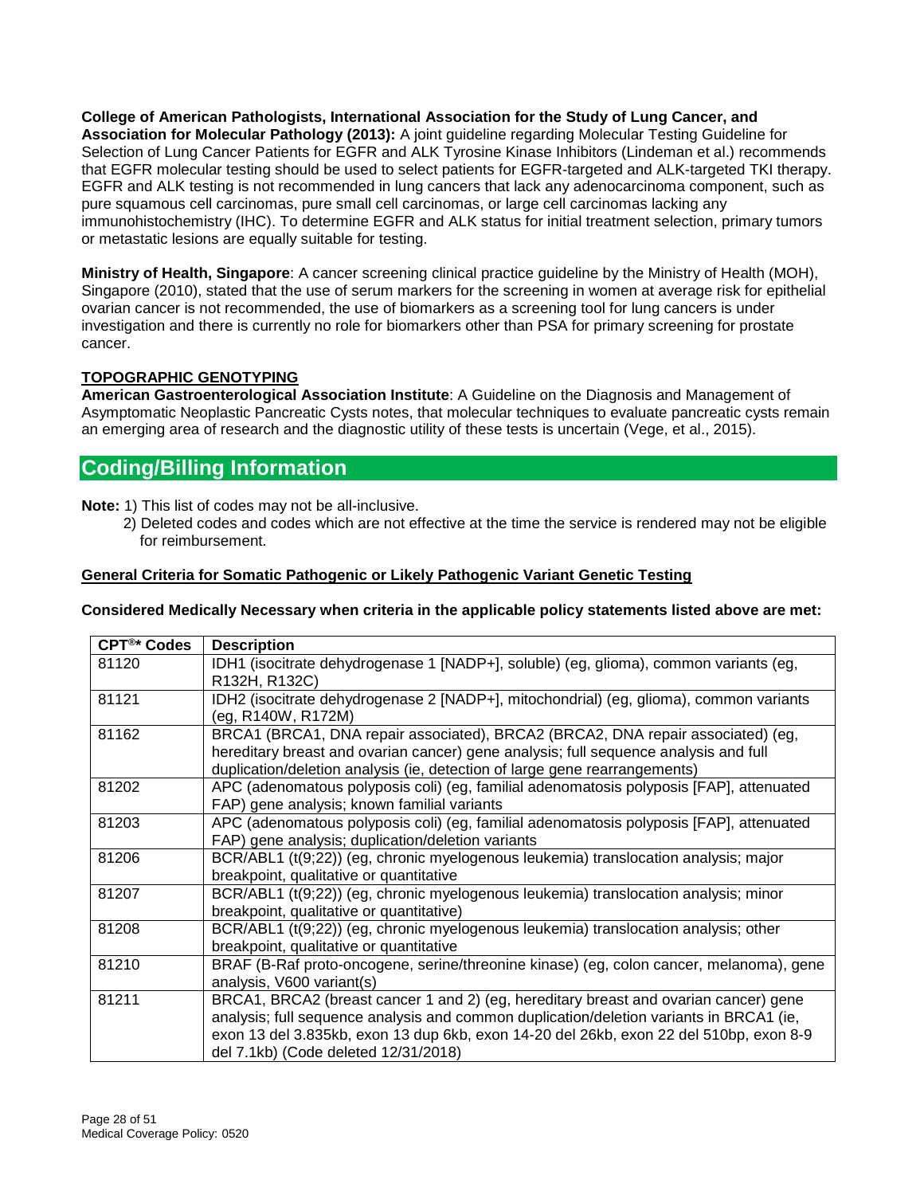**College of American Pathologists, International Association for the Study of Lung Cancer, and Association for Molecular Pathology (2013):** A joint guideline regarding Molecular Testing Guideline for Selection of Lung Cancer Patients for EGFR and ALK Tyrosine Kinase Inhibitors (Lindeman et al.) recommends that EGFR molecular testing should be used to select patients for EGFR-targeted and ALK-targeted TKI therapy. EGFR and ALK testing is not recommended in lung cancers that lack any adenocarcinoma component, such as pure squamous cell carcinomas, pure small cell carcinomas, or large cell carcinomas lacking any immunohistochemistry (IHC). To determine EGFR and ALK status for initial treatment selection, primary tumors or metastatic lesions are equally suitable for testing.

**Ministry of Health, Singapore**: A cancer screening clinical practice guideline by the Ministry of Health (MOH), Singapore (2010), stated that the use of serum markers for the screening in women at average risk for epithelial ovarian cancer is not recommended, the use of biomarkers as a screening tool for lung cancers is under investigation and there is currently no role for biomarkers other than PSA for primary screening for prostate cancer.

**TOPOGRAPHIC GENOTYPING**

**American Gastroenterological Association Institute**: A Guideline on the Diagnosis and Management of Asymptomatic Neoplastic Pancreatic Cysts notes, that molecular techniques to evaluate pancreatic cysts remain an emerging area of research and the diagnostic utility of these tests is uncertain (Vege, et al., 2015).

## Coding/Billing Information

**Note:** 1) This list of codes may not be all-inclusive.
2) Deleted codes and codes which are not effective at the time the service is rendered may not be eligible for reimbursement.

**General Criteria for Somatic Pathogenic or Likely Pathogenic Variant Genetic Testing**

**Considered Medically Necessary when criteria in the applicable policy statements listed above are met:**

| CPT®* Codes | Description |
|---|---|
| 81120 | IDH1 (isocitrate dehydrogenase 1 [NADP+], soluble) (eg, glioma), common variants (eg, R132H, R132C) |
| 81121 | IDH2 (isocitrate dehydrogenase 2 [NADP+], mitochondrial) (eg, glioma), common variants (eg, R140W, R172M) |
| 81162 | BRCA1 (BRCA1, DNA repair associated), BRCA2 (BRCA2, DNA repair associated) (eg, hereditary breast and ovarian cancer) gene analysis; full sequence analysis and full duplication/deletion analysis (ie, detection of large gene rearrangements) |
| 81202 | APC (adenomatous polyposis coli) (eg, familial adenomatosis polyposis [FAP], attenuated FAP) gene analysis; known familial variants |
| 81203 | APC (adenomatous polyposis coli) (eg, familial adenomatosis polyposis [FAP], attenuated FAP) gene analysis; duplication/deletion variants |
| 81206 | BCR/ABL1 (t(9;22)) (eg, chronic myelogenous leukemia) translocation analysis; major breakpoint, qualitative or quantitative |
| 81207 | BCR/ABL1 (t(9;22)) (eg, chronic myelogenous leukemia) translocation analysis; minor breakpoint, qualitative or quantitative) |
| 81208 | BCR/ABL1 (t(9;22)) (eg, chronic myelogenous leukemia) translocation analysis; other breakpoint, qualitative or quantitative |
| 81210 | BRAF (B-Raf proto-oncogene, serine/threonine kinase) (eg, colon cancer, melanoma), gene analysis, V600 variant(s) |
| 81211 | BRCA1, BRCA2 (breast cancer 1 and 2) (eg, hereditary breast and ovarian cancer) gene analysis; full sequence analysis and common duplication/deletion variants in BRCA1 (ie, exon 13 del 3.835kb, exon 13 dup 6kb, exon 14-20 del 26kb, exon 22 del 510bp, exon 8-9 del 7.1kb) (Code deleted 12/31/2018) |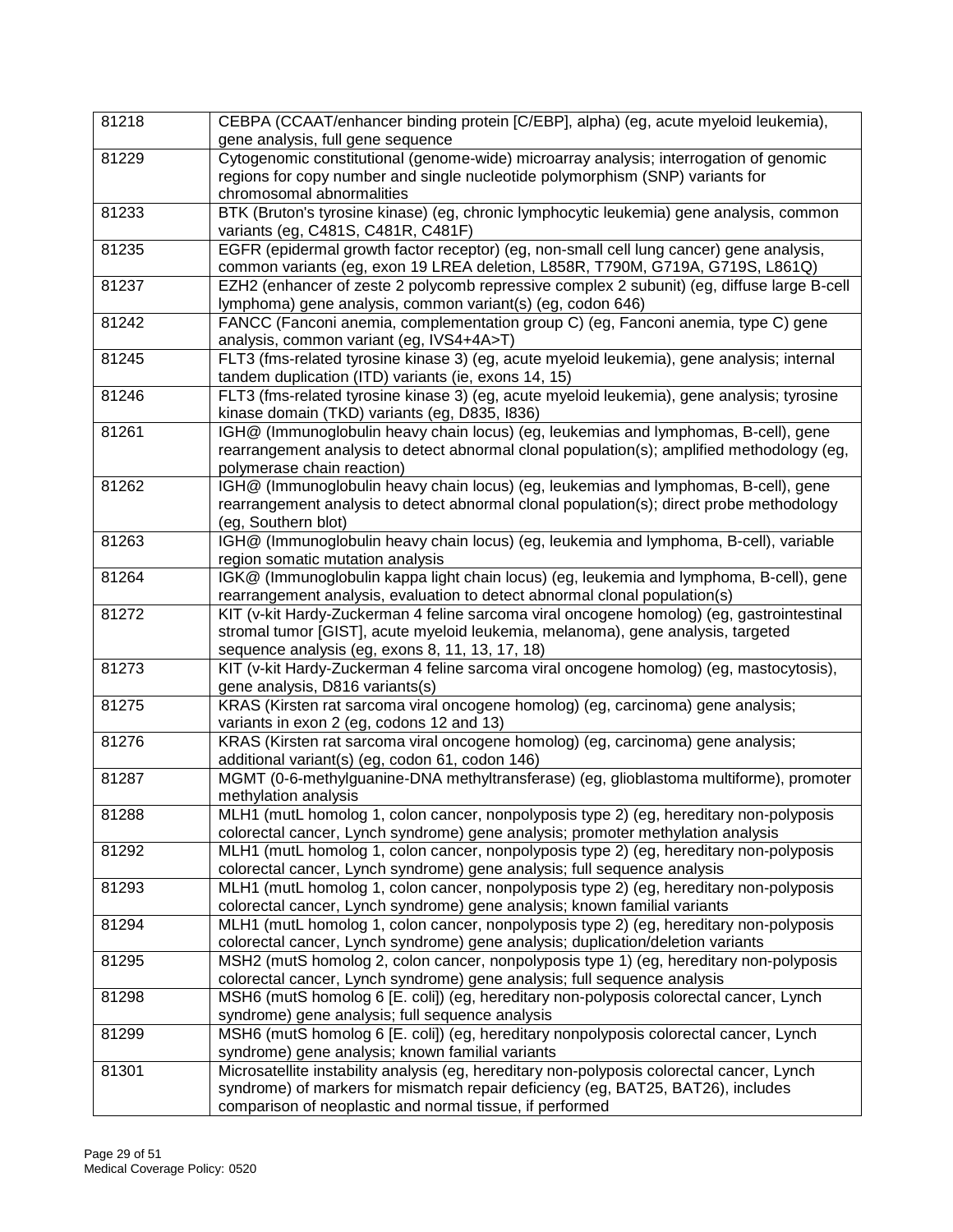| | |
|---|---|
| 81218 | CEBPA (CCAAT/enhancer binding protein [C/EBP], alpha) (eg, acute myeloid leukemia), gene analysis, full gene sequence |
| 81229 | Cytogenomic constitutional (genome-wide) microarray analysis; interrogation of genomic regions for copy number and single nucleotide polymorphism (SNP) variants for chromosomal abnormalities |
| 81233 | BTK (Bruton's tyrosine kinase) (eg, chronic lymphocytic leukemia) gene analysis, common variants (eg, C481S, C481R, C481F) |
| 81235 | EGFR (epidermal growth factor receptor) (eg, non-small cell lung cancer) gene analysis, common variants (eg, exon 19 LREA deletion, L858R, T790M, G719A, G719S, L861Q) |
| 81237 | EZH2 (enhancer of zeste 2 polycomb repressive complex 2 subunit) (eg, diffuse large B-cell lymphoma) gene analysis, common variant(s) (eg, codon 646) |
| 81242 | FANCC (Fanconi anemia, complementation group C) (eg, Fanconi anemia, type C) gene analysis, common variant (eg, IVS4+4A>T) |
| 81245 | FLT3 (fms-related tyrosine kinase 3) (eg, acute myeloid leukemia), gene analysis; internal tandem duplication (ITD) variants (ie, exons 14, 15) |
| 81246 | FLT3 (fms-related tyrosine kinase 3) (eg, acute myeloid leukemia), gene analysis; tyrosine kinase domain (TKD) variants (eg, D835, I836) |
| 81261 | IGH@ (Immunoglobulin heavy chain locus) (eg, leukemias and lymphomas, B-cell), gene rearrangement analysis to detect abnormal clonal population(s); amplified methodology (eg, polymerase chain reaction) |
| 81262 | IGH@ (Immunoglobulin heavy chain locus) (eg, leukemias and lymphomas, B-cell), gene rearrangement analysis to detect abnormal clonal population(s); direct probe methodology (eg, Southern blot) |
| 81263 | IGH@ (Immunoglobulin heavy chain locus) (eg, leukemia and lymphoma, B-cell), variable region somatic mutation analysis |
| 81264 | IGK@ (Immunoglobulin kappa light chain locus) (eg, leukemia and lymphoma, B-cell), gene rearrangement analysis, evaluation to detect abnormal clonal population(s) |
| 81272 | KIT (v-kit Hardy-Zuckerman 4 feline sarcoma viral oncogene homolog) (eg, gastrointestinal stromal tumor [GIST], acute myeloid leukemia, melanoma), gene analysis, targeted sequence analysis (eg, exons 8, 11, 13, 17, 18) |
| 81273 | KIT (v-kit Hardy-Zuckerman 4 feline sarcoma viral oncogene homolog) (eg, mastocytosis), gene analysis, D816 variants(s) |
| 81275 | KRAS (Kirsten rat sarcoma viral oncogene homolog) (eg, carcinoma) gene analysis; variants in exon 2 (eg, codons 12 and 13) |
| 81276 | KRAS (Kirsten rat sarcoma viral oncogene homolog) (eg, carcinoma) gene analysis; additional variant(s) (eg, codon 61, codon 146) |
| 81287 | MGMT (0-6-methylguanine-DNA methyltransferase) (eg, glioblastoma multiforme), promoter methylation analysis |
| 81288 | MLH1 (mutL homolog 1, colon cancer, nonpolyposis type 2) (eg, hereditary non-polyposis colorectal cancer, Lynch syndrome) gene analysis; promoter methylation analysis |
| 81292 | MLH1 (mutL homolog 1, colon cancer, nonpolyposis type 2) (eg, hereditary non-polyposis colorectal cancer, Lynch syndrome) gene analysis; full sequence analysis |
| 81293 | MLH1 (mutL homolog 1, colon cancer, nonpolyposis type 2) (eg, hereditary non-polyposis colorectal cancer, Lynch syndrome) gene analysis; known familial variants |
| 81294 | MLH1 (mutL homolog 1, colon cancer, nonpolyposis type 2) (eg, hereditary non-polyposis colorectal cancer, Lynch syndrome) gene analysis; duplication/deletion variants |
| 81295 | MSH2 (mutS homolog 2, colon cancer, nonpolyposis type 1) (eg, hereditary non-polyposis colorectal cancer, Lynch syndrome) gene analysis; full sequence analysis |
| 81298 | MSH6 (mutS homolog 6 [E. coli]) (eg, hereditary non-polyposis colorectal cancer, Lynch syndrome) gene analysis; full sequence analysis |
| 81299 | MSH6 (mutS homolog 6 [E. coli]) (eg, hereditary nonpolyposis colorectal cancer, Lynch syndrome) gene analysis; known familial variants |
| 81301 | Microsatellite instability analysis (eg, hereditary non-polyposis colorectal cancer, Lynch syndrome) of markers for mismatch repair deficiency (eg, BAT25, BAT26), includes comparison of neoplastic and normal tissue, if performed |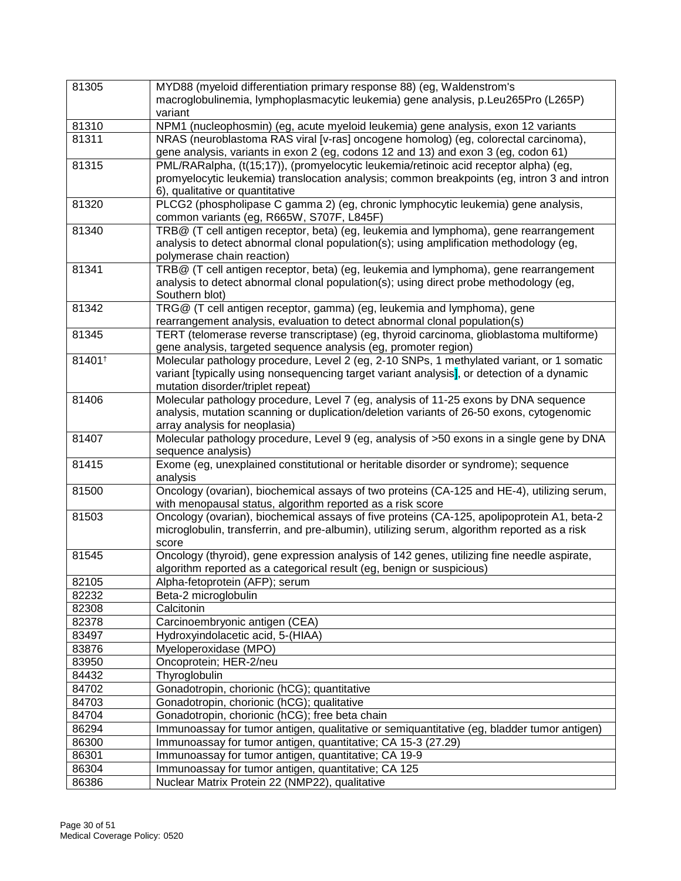| | |
|---|---|
| 81305 | MYD88 (myeloid differentiation primary response 88) (eg, Waldenstrom's macroglobulinemia, lymphoplasmacytic leukemia) gene analysis, p.Leu265Pro (L265P) variant |
| 81310 | NPM1 (nucleophosmin) (eg, acute myeloid leukemia) gene analysis, exon 12 variants |
| 81311 | NRAS (neuroblastoma RAS viral [v-ras] oncogene homolog) (eg, colorectal carcinoma), gene analysis, variants in exon 2 (eg, codons 12 and 13) and exon 3 (eg, codon 61) |
| 81315 | PML/RARalpha, (t(15;17)), (promyelocytic leukemia/retinoic acid receptor alpha) (eg, promyelocytic leukemia) translocation analysis; common breakpoints (eg, intron 3 and intron 6), qualitative or quantitative |
| 81320 | PLCG2 (phospholipase C gamma 2) (eg, chronic lymphocytic leukemia) gene analysis, common variants (eg, R665W, S707F, L845F) |
| 81340 | TRB@ (T cell antigen receptor, beta) (eg, leukemia and lymphoma), gene rearrangement analysis to detect abnormal clonal population(s); using amplification methodology (eg, polymerase chain reaction) |
| 81341 | TRB@ (T cell antigen receptor, beta) (eg, leukemia and lymphoma), gene rearrangement analysis to detect abnormal clonal population(s); using direct probe methodology (eg, Southern blot) |
| 81342 | TRG@ (T cell antigen receptor, gamma) (eg, leukemia and lymphoma), gene rearrangement analysis, evaluation to detect abnormal clonal population(s) |
| 81345 | TERT (telomerase reverse transcriptase) (eg, thyroid carcinoma, glioblastoma multiforme) gene analysis, targeted sequence analysis (eg, promoter region) |
| 81401† | Molecular pathology procedure, Level 2 (eg, 2-10 SNPs, 1 methylated variant, or 1 somatic variant [typically using nonsequencing target variant analysis], or detection of a dynamic mutation disorder/triplet repeat) |
| 81406 | Molecular pathology procedure, Level 7 (eg, analysis of 11-25 exons by DNA sequence analysis, mutation scanning or duplication/deletion variants of 26-50 exons, cytogenomic array analysis for neoplasia) |
| 81407 | Molecular pathology procedure, Level 9 (eg, analysis of >50 exons in a single gene by DNA sequence analysis) |
| 81415 | Exome (eg, unexplained constitutional or heritable disorder or syndrome); sequence analysis |
| 81500 | Oncology (ovarian), biochemical assays of two proteins (CA-125 and HE-4), utilizing serum, with menopausal status, algorithm reported as a risk score |
| 81503 | Oncology (ovarian), biochemical assays of five proteins (CA-125, apolipoprotein A1, beta-2 microglobulin, transferrin, and pre-albumin), utilizing serum, algorithm reported as a risk score |
| 81545 | Oncology (thyroid), gene expression analysis of 142 genes, utilizing fine needle aspirate, algorithm reported as a categorical result (eg, benign or suspicious) |
| 82105 | Alpha-fetoprotein (AFP); serum |
| 82232 | Beta-2 microglobulin |
| 82308 | Calcitonin |
| 82378 | Carcinoembryonic antigen (CEA) |
| 83497 | Hydroxyindolacetic acid, 5-(HIAA) |
| 83876 | Myeloperoxidase (MPO) |
| 83950 | Oncoprotein; HER-2/neu |
| 84432 | Thyroglobulin |
| 84702 | Gonadotropin, chorionic (hCG); quantitative |
| 84703 | Gonadotropin, chorionic (hCG); qualitative |
| 84704 | Gonadotropin, chorionic (hCG); free beta chain |
| 86294 | Immunoassay for tumor antigen, qualitative or semiquantitative (eg, bladder tumor antigen) |
| 86300 | Immunoassay for tumor antigen, quantitative; CA 15-3 (27.29) |
| 86301 | Immunoassay for tumor antigen, quantitative; CA 19-9 |
| 86304 | Immunoassay for tumor antigen, quantitative; CA 125 |
| 86386 | Nuclear Matrix Protein 22 (NMP22), qualitative |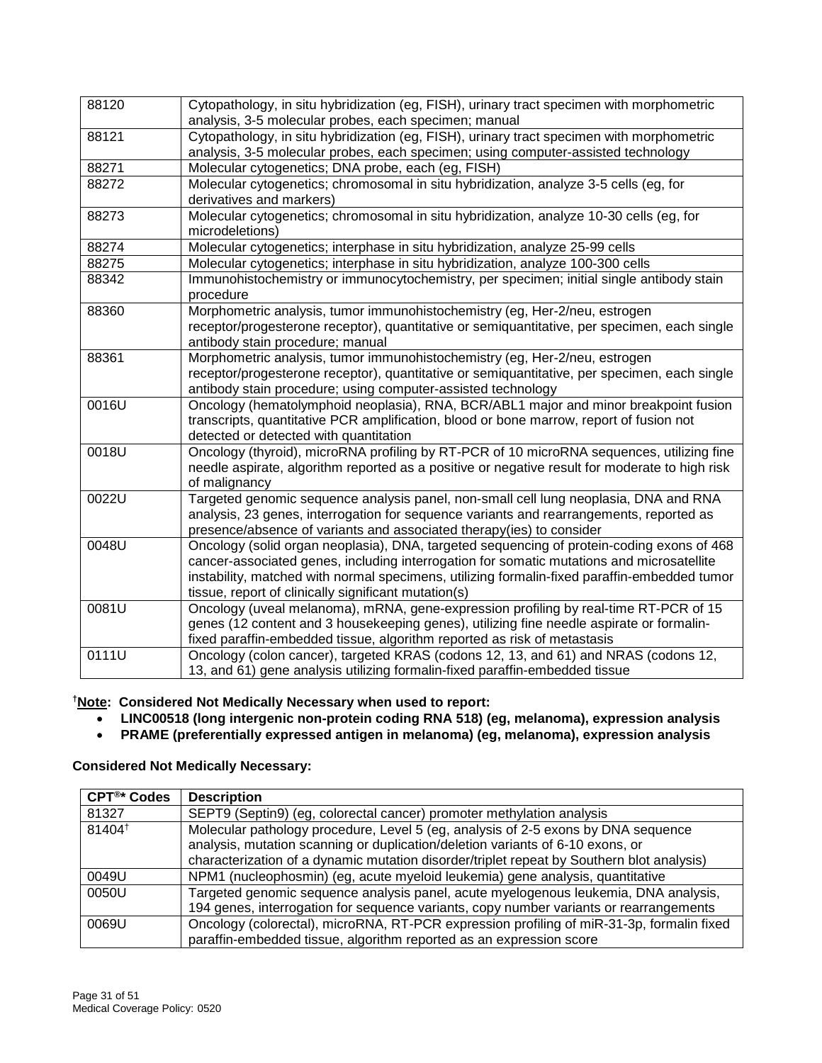| | |
|---|---|
| 88120 | Cytopathology, in situ hybridization (eg, FISH), urinary tract specimen with morphometric analysis, 3-5 molecular probes, each specimen; manual |
| 88121 | Cytopathology, in situ hybridization (eg, FISH), urinary tract specimen with morphometric analysis, 3-5 molecular probes, each specimen; using computer-assisted technology |
| 88271 | Molecular cytogenetics; DNA probe, each (eg, FISH) |
| 88272 | Molecular cytogenetics; chromosomal in situ hybridization, analyze 3-5 cells (eg, for derivatives and markers) |
| 88273 | Molecular cytogenetics; chromosomal in situ hybridization, analyze 10-30 cells (eg, for microdeletions) |
| 88274 | Molecular cytogenetics; interphase in situ hybridization, analyze 25-99 cells |
| 88275 | Molecular cytogenetics; interphase in situ hybridization, analyze 100-300 cells |
| 88342 | Immunohistochemistry or immunocytochemistry, per specimen; initial single antibody stain procedure |
| 88360 | Morphometric analysis, tumor immunohistochemistry (eg, Her-2/neu, estrogen receptor/progesterone receptor), quantitative or semiquantitative, per specimen, each single antibody stain procedure; manual |
| 88361 | Morphometric analysis, tumor immunohistochemistry (eg, Her-2/neu, estrogen receptor/progesterone receptor), quantitative or semiquantitative, per specimen, each single antibody stain procedure; using computer-assisted technology |
| 0016U | Oncology (hematolymphoid neoplasia), RNA, BCR/ABL1 major and minor breakpoint fusion transcripts, quantitative PCR amplification, blood or bone marrow, report of fusion not detected or detected with quantitation |
| 0018U | Oncology (thyroid), microRNA profiling by RT-PCR of 10 microRNA sequences, utilizing fine needle aspirate, algorithm reported as a positive or negative result for moderate to high risk of malignancy |
| 0022U | Targeted genomic sequence analysis panel, non-small cell lung neoplasia, DNA and RNA analysis, 23 genes, interrogation for sequence variants and rearrangements, reported as presence/absence of variants and associated therapy(ies) to consider |
| 0048U | Oncology (solid organ neoplasia), DNA, targeted sequencing of protein-coding exons of 468 cancer-associated genes, including interrogation for somatic mutations and microsatellite instability, matched with normal specimens, utilizing formalin-fixed paraffin-embedded tumor tissue, report of clinically significant mutation(s) |
| 0081U | Oncology (uveal melanoma), mRNA, gene-expression profiling by real-time RT-PCR of 15 genes (12 content and 3 housekeeping genes), utilizing fine needle aspirate or formalin-fixed paraffin-embedded tissue, algorithm reported as risk of metastasis |
| 0111U | Oncology (colon cancer), targeted KRAS (codons 12, 13, and 61) and NRAS (codons 12, 13, and 61) gene analysis utilizing formalin-fixed paraffin-embedded tissue |

**†Note: Considered Not Medically Necessary when used to report:**

- **LINC00518 (long intergenic non-protein coding RNA 518) (eg, melanoma), expression analysis**
- **PRAME (preferentially expressed antigen in melanoma) (eg, melanoma), expression analysis**

**Considered Not Medically Necessary:**

| CPT®* Codes | Description |
|---|---|
| 81327 | SEPT9 (Septin9) (eg, colorectal cancer) promoter methylation analysis |
| 81404† | Molecular pathology procedure, Level 5 (eg, analysis of 2-5 exons by DNA sequence analysis, mutation scanning or duplication/deletion variants of 6-10 exons, or characterization of a dynamic mutation disorder/triplet repeat by Southern blot analysis) |
| 0049U | NPM1 (nucleophosmin) (eg, acute myeloid leukemia) gene analysis, quantitative |
| 0050U | Targeted genomic sequence analysis panel, acute myelogenous leukemia, DNA analysis, 194 genes, interrogation for sequence variants, copy number variants or rearrangements |
| 0069U | Oncology (colorectal), microRNA, RT-PCR expression profiling of miR-31-3p, formalin fixed paraffin-embedded tissue, algorithm reported as an expression score |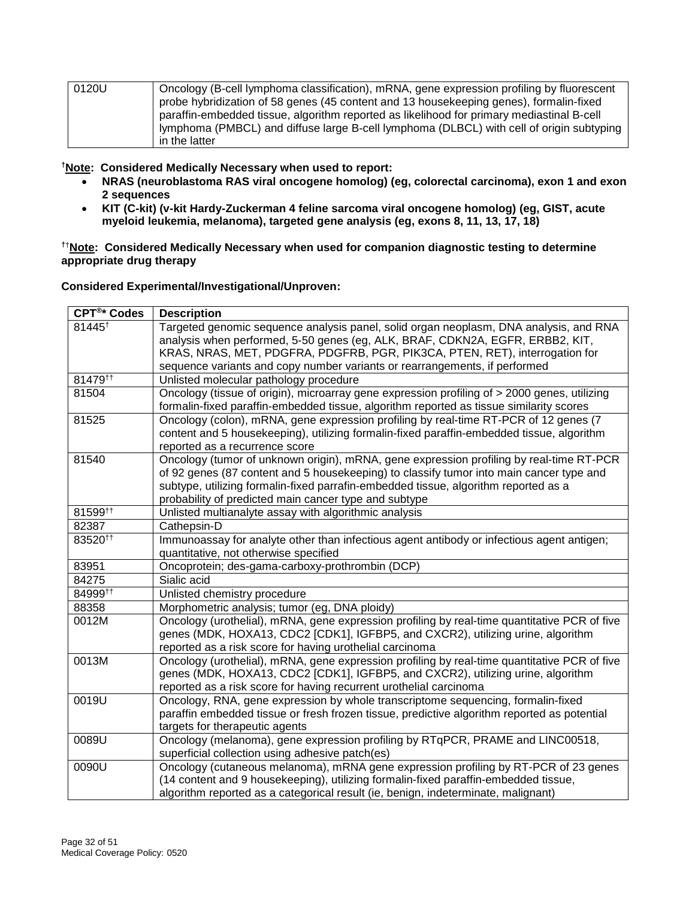| | |
|---|---|
| 0120U | Oncology (B-cell lymphoma classification), mRNA, gene expression profiling by fluorescent probe hybridization of 58 genes (45 content and 13 housekeeping genes), formalin-fixed paraffin-embedded tissue, algorithm reported as likelihood for primary mediastinal B-cell lymphoma (PMBCL) and diffuse large B-cell lymphoma (DLBCL) with cell of origin subtyping in the latter |

†**Note: Considered Medically Necessary when used to report:**

- **NRAS (neuroblastoma RAS viral oncogene homolog) (eg, colorectal carcinoma), exon 1 and exon 2 sequences**
- **KIT (C-kit) (v-kit Hardy-Zuckerman 4 feline sarcoma viral oncogene homolog) (eg, GIST, acute myeloid leukemia, melanoma), targeted gene analysis (eg, exons 8, 11, 13, 17, 18)**

††**Note: Considered Medically Necessary when used for companion diagnostic testing to determine appropriate drug therapy**

**Considered Experimental/Investigational/Unproven:**

| CPT®* Codes | Description |
|---|---|
| 81445† | Targeted genomic sequence analysis panel, solid organ neoplasm, DNA analysis, and RNA analysis when performed, 5-50 genes (eg, ALK, BRAF, CDKN2A, EGFR, ERBB2, KIT, KRAS, NRAS, MET, PDGFRA, PDGFRB, PGR, PIK3CA, PTEN, RET), interrogation for sequence variants and copy number variants or rearrangements, if performed |
| 81479†† | Unlisted molecular pathology procedure |
| 81504 | Oncology (tissue of origin), microarray gene expression profiling of > 2000 genes, utilizing formalin-fixed paraffin-embedded tissue, algorithm reported as tissue similarity scores |
| 81525 | Oncology (colon), mRNA, gene expression profiling by real-time RT-PCR of 12 genes (7 content and 5 housekeeping), utilizing formalin-fixed paraffin-embedded tissue, algorithm reported as a recurrence score |
| 81540 | Oncology (tumor of unknown origin), mRNA, gene expression profiling by real-time RT-PCR of 92 genes (87 content and 5 housekeeping) to classify tumor into main cancer type and subtype, utilizing formalin-fixed parrafin-embedded tissue, algorithm reported as a probability of predicted main cancer type and subtype |
| 81599†† | Unlisted multianalyte assay with algorithmic analysis |
| 82387 | Cathepsin-D |
| 83520†† | Immunoassay for analyte other than infectious agent antibody or infectious agent antigen; quantitative, not otherwise specified |
| 83951 | Oncoprotein; des-gama-carboxy-prothrombin (DCP) |
| 84275 | Sialic acid |
| 84999†† | Unlisted chemistry procedure |
| 88358 | Morphometric analysis; tumor (eg, DNA ploidy) |
| 0012M | Oncology (urothelial), mRNA, gene expression profiling by real-time quantitative PCR of five genes (MDK, HOXA13, CDC2 [CDK1], IGFBP5, and CXCR2), utilizing urine, algorithm reported as a risk score for having urothelial carcinoma |
| 0013M | Oncology (urothelial), mRNA, gene expression profiling by real-time quantitative PCR of five genes (MDK, HOXA13, CDC2 [CDK1], IGFBP5, and CXCR2), utilizing urine, algorithm reported as a risk score for having recurrent urothelial carcinoma |
| 0019U | Oncology, RNA, gene expression by whole transcriptome sequencing, formalin-fixed paraffin embedded tissue or fresh frozen tissue, predictive algorithm reported as potential targets for therapeutic agents |
| 0089U | Oncology (melanoma), gene expression profiling by RTqPCR, PRAME and LINC00518, superficial collection using adhesive patch(es) |
| 0090U | Oncology (cutaneous melanoma), mRNA gene expression profiling by RT-PCR of 23 genes (14 content and 9 housekeeping), utilizing formalin-fixed paraffin-embedded tissue, algorithm reported as a categorical result (ie, benign, indeterminate, malignant) |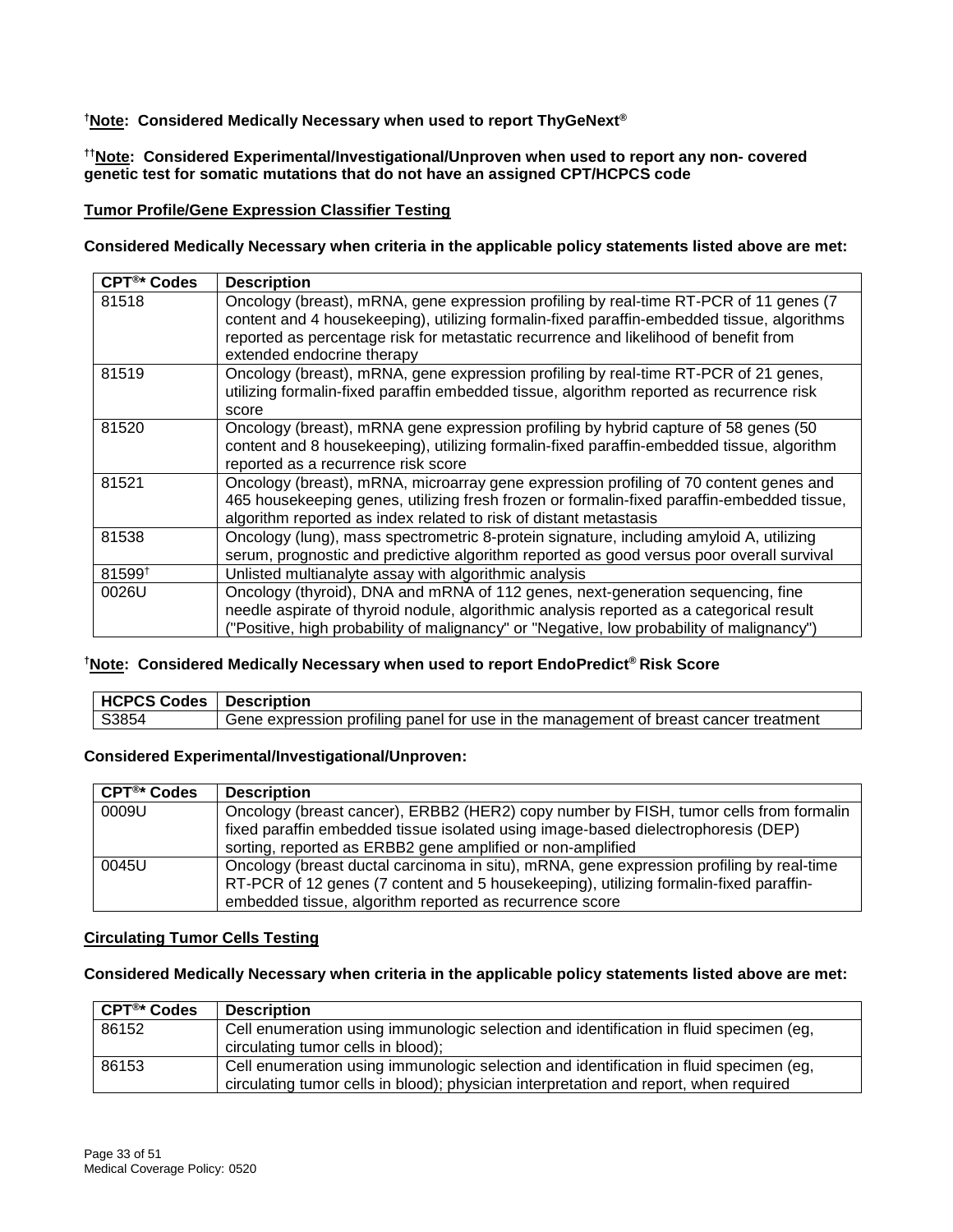[†]**Note: Considered Medically Necessary when used to report ThyGeNext®**

[††]**Note: Considered Experimental/Investigational/Unproven when used to report any non- covered genetic test for somatic mutations that do not have an assigned CPT/HCPCS code**

**Tumor Profile/Gene Expression Classifier Testing**

**Considered Medically Necessary when criteria in the applicable policy statements listed above are met:**

| CPT®* Codes | Description |
|---|---|
| 81518 | Oncology (breast), mRNA, gene expression profiling by real-time RT-PCR of 11 genes (7 content and 4 housekeeping), utilizing formalin-fixed paraffin-embedded tissue, algorithms reported as percentage risk for metastatic recurrence and likelihood of benefit from extended endocrine therapy |
| 81519 | Oncology (breast), mRNA, gene expression profiling by real-time RT-PCR of 21 genes, utilizing formalin-fixed paraffin embedded tissue, algorithm reported as recurrence risk score |
| 81520 | Oncology (breast), mRNA gene expression profiling by hybrid capture of 58 genes (50 content and 8 housekeeping), utilizing formalin-fixed paraffin-embedded tissue, algorithm reported as a recurrence risk score |
| 81521 | Oncology (breast), mRNA, microarray gene expression profiling of 70 content genes and 465 housekeeping genes, utilizing fresh frozen or formalin-fixed paraffin-embedded tissue, algorithm reported as index related to risk of distant metastasis |
| 81538 | Oncology (lung), mass spectrometric 8-protein signature, including amyloid A, utilizing serum, prognostic and predictive algorithm reported as good versus poor overall survival |
| 81599[†] | Unlisted multianalyte assay with algorithmic analysis |
| 0026U | Oncology (thyroid), DNA and mRNA of 112 genes, next-generation sequencing, fine needle aspirate of thyroid nodule, algorithmic analysis reported as a categorical result ("Positive, high probability of malignancy" or "Negative, low probability of malignancy") |

[†]**Note: Considered Medically Necessary when used to report EndoPredict® Risk Score**

| HCPCS Codes | Description |
|---|---|
| S3854 | Gene expression profiling panel for use in the management of breast cancer treatment |

**Considered Experimental/Investigational/Unproven:**

| CPT®* Codes | Description |
|---|---|
| 0009U | Oncology (breast cancer), ERBB2 (HER2) copy number by FISH, tumor cells from formalin fixed paraffin embedded tissue isolated using image-based dielectrophoresis (DEP) sorting, reported as ERBB2 gene amplified or non-amplified |
| 0045U | Oncology (breast ductal carcinoma in situ), mRNA, gene expression profiling by real-time RT-PCR of 12 genes (7 content and 5 housekeeping), utilizing formalin-fixed paraffin-embedded tissue, algorithm reported as recurrence score |

**Circulating Tumor Cells Testing**

**Considered Medically Necessary when criteria in the applicable policy statements listed above are met:**

| CPT®* Codes | Description |
|---|---|
| 86152 | Cell enumeration using immunologic selection and identification in fluid specimen (eg, circulating tumor cells in blood); |
| 86153 | Cell enumeration using immunologic selection and identification in fluid specimen (eg, circulating tumor cells in blood); physician interpretation and report, when required |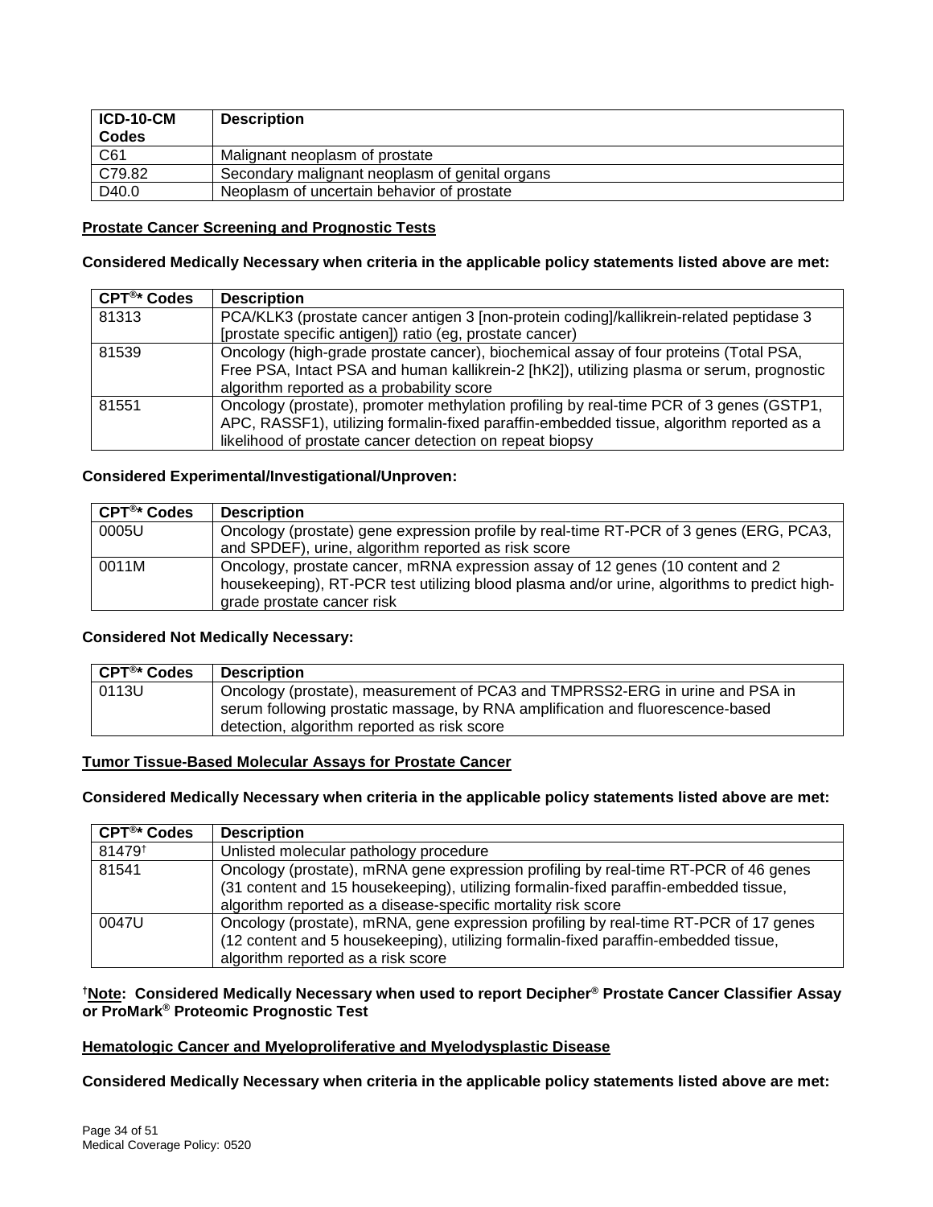| ICD-10-CM Codes | Description |
| --- | --- |
| C61 | Malignant neoplasm of prostate |
| C79.82 | Secondary malignant neoplasm of genital organs |
| D40.0 | Neoplasm of uncertain behavior of prostate |

**Prostate Cancer Screening and Prognostic Tests**

**Considered Medically Necessary when criteria in the applicable policy statements listed above are met:**

| CPT®* Codes | Description |
| --- | --- |
| 81313 | PCA/KLK3 (prostate cancer antigen 3 [non-protein coding]/kallikrein-related peptidase 3 [prostate specific antigen]) ratio (eg, prostate cancer) |
| 81539 | Oncology (high-grade prostate cancer), biochemical assay of four proteins (Total PSA, Free PSA, Intact PSA and human kallikrein-2 [hK2]), utilizing plasma or serum, prognostic algorithm reported as a probability score |
| 81551 | Oncology (prostate), promoter methylation profiling by real-time PCR of 3 genes (GSTP1, APC, RASSF1), utilizing formalin-fixed paraffin-embedded tissue, algorithm reported as a likelihood of prostate cancer detection on repeat biopsy |

**Considered Experimental/Investigational/Unproven:**

| CPT®* Codes | Description |
| --- | --- |
| 0005U | Oncology (prostate) gene expression profile by real-time RT-PCR of 3 genes (ERG, PCA3, and SPDEF), urine, algorithm reported as risk score |
| 0011M | Oncology, prostate cancer, mRNA expression assay of 12 genes (10 content and 2 housekeeping), RT-PCR test utilizing blood plasma and/or urine, algorithms to predict high-grade prostate cancer risk |

**Considered Not Medically Necessary:**

| CPT®* Codes | Description |
| --- | --- |
| 0113U | Oncology (prostate), measurement of PCA3 and TMPRSS2-ERG in urine and PSA in serum following prostatic massage, by RNA amplification and fluorescence-based detection, algorithm reported as risk score |

**Tumor Tissue-Based Molecular Assays for Prostate Cancer**

**Considered Medically Necessary when criteria in the applicable policy statements listed above are met:**

| CPT®* Codes | Description |
| --- | --- |
| 81479† | Unlisted molecular pathology procedure |
| 81541 | Oncology (prostate), mRNA gene expression profiling by real-time RT-PCR of 46 genes (31 content and 15 housekeeping), utilizing formalin-fixed paraffin-embedded tissue, algorithm reported as a disease-specific mortality risk score |
| 0047U | Oncology (prostate), mRNA, gene expression profiling by real-time RT-PCR of 17 genes (12 content and 5 housekeeping), utilizing formalin-fixed paraffin-embedded tissue, algorithm reported as a risk score |

**†Note: Considered Medically Necessary when used to report Decipher® Prostate Cancer Classifier Assay or ProMark® Proteomic Prognostic Test**

**Hematologic Cancer and Myeloproliferative and Myelodysplastic Disease**

**Considered Medically Necessary when criteria in the applicable policy statements listed above are met:**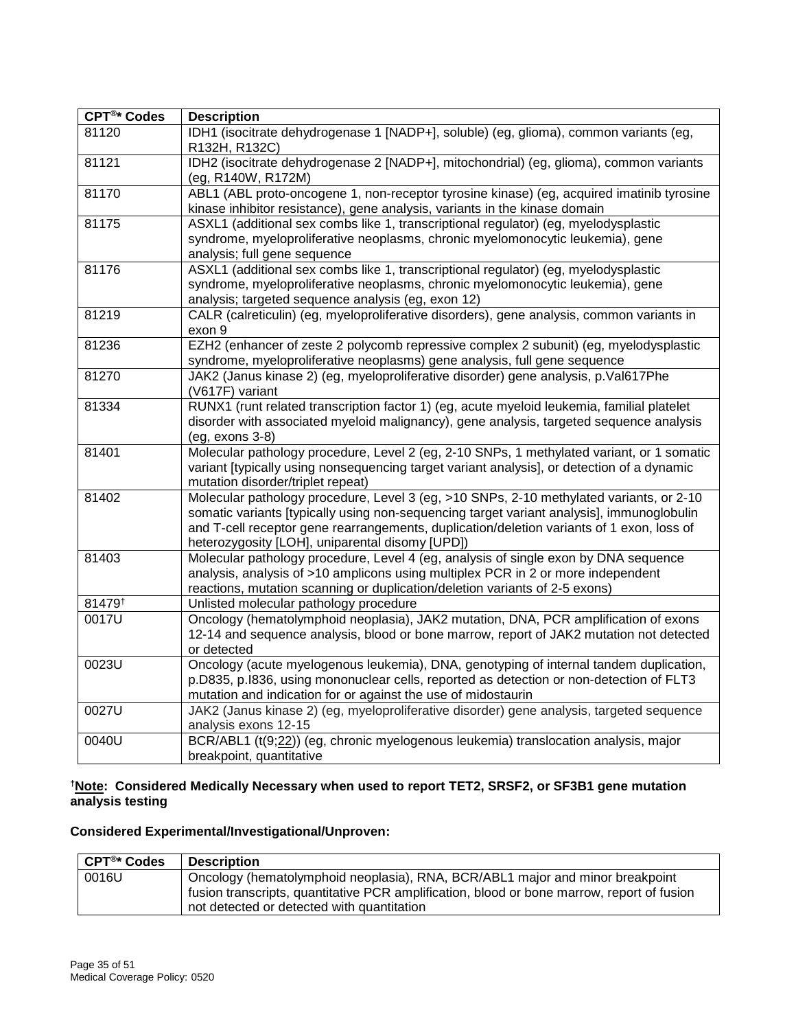| CPT®* Codes | Description |
|---|---|
| 81120 | IDH1 (isocitrate dehydrogenase 1 [NADP+], soluble) (eg, glioma), common variants (eg, R132H, R132C) |
| 81121 | IDH2 (isocitrate dehydrogenase 2 [NADP+], mitochondrial) (eg, glioma), common variants (eg, R140W, R172M) |
| 81170 | ABL1 (ABL proto-oncogene 1, non-receptor tyrosine kinase) (eg, acquired imatinib tyrosine kinase inhibitor resistance), gene analysis, variants in the kinase domain |
| 81175 | ASXL1 (additional sex combs like 1, transcriptional regulator) (eg, myelodysplastic syndrome, myeloproliferative neoplasms, chronic myelomonocytic leukemia), gene analysis; full gene sequence |
| 81176 | ASXL1 (additional sex combs like 1, transcriptional regulator) (eg, myelodysplastic syndrome, myeloproliferative neoplasms, chronic myelomonocytic leukemia), gene analysis; targeted sequence analysis (eg, exon 12) |
| 81219 | CALR (calreticulin) (eg, myeloproliferative disorders), gene analysis, common variants in exon 9 |
| 81236 | EZH2 (enhancer of zeste 2 polycomb repressive complex 2 subunit) (eg, myelodysplastic syndrome, myeloproliferative neoplasms) gene analysis, full gene sequence |
| 81270 | JAK2 (Janus kinase 2) (eg, myeloproliferative disorder) gene analysis, p.Val617Phe (V617F) variant |
| 81334 | RUNX1 (runt related transcription factor 1) (eg, acute myeloid leukemia, familial platelet disorder with associated myeloid malignancy), gene analysis, targeted sequence analysis (eg, exons 3-8) |
| 81401 | Molecular pathology procedure, Level 2 (eg, 2-10 SNPs, 1 methylated variant, or 1 somatic variant [typically using nonsequencing target variant analysis], or detection of a dynamic mutation disorder/triplet repeat) |
| 81402 | Molecular pathology procedure, Level 3 (eg, >10 SNPs, 2-10 methylated variants, or 2-10 somatic variants [typically using non-sequencing target variant analysis], immunoglobulin and T-cell receptor gene rearrangements, duplication/deletion variants of 1 exon, loss of heterozygosity [LOH], uniparental disomy [UPD]) |
| 81403 | Molecular pathology procedure, Level 4 (eg, analysis of single exon by DNA sequence analysis, analysis of >10 amplicons using multiplex PCR in 2 or more independent reactions, mutation scanning or duplication/deletion variants of 2-5 exons) |
| 81479† | Unlisted molecular pathology procedure |
| 0017U | Oncology (hematolymphoid neoplasia), JAK2 mutation, DNA, PCR amplification of exons 12-14 and sequence analysis, blood or bone marrow, report of JAK2 mutation not detected or detected |
| 0023U | Oncology (acute myelogenous leukemia), DNA, genotyping of internal tandem duplication, p.D835, p.I836, using mononuclear cells, reported as detection or non-detection of FLT3 mutation and indication for or against the use of midostaurin |
| 0027U | JAK2 (Janus kinase 2) (eg, myeloproliferative disorder) gene analysis, targeted sequence analysis exons 12-15 |
| 0040U | BCR/ABL1 (t(9;22)) (eg, chronic myelogenous leukemia) translocation analysis, major breakpoint, quantitative |

**†Note: Considered Medically Necessary when used to report TET2, SRSF2, or SF3B1 gene mutation analysis testing**

**Considered Experimental/Investigational/Unproven:**

| CPT®* Codes | Description |
|---|---|
| 0016U | Oncology (hematolymphoid neoplasia), RNA, BCR/ABL1 major and minor breakpoint fusion transcripts, quantitative PCR amplification, blood or bone marrow, report of fusion not detected or detected with quantitation |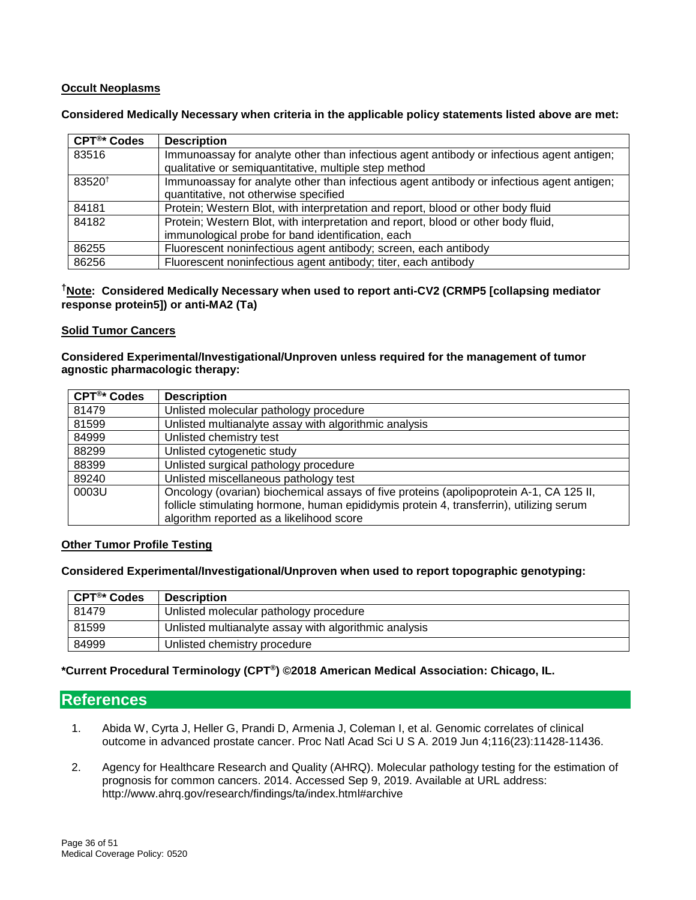**Occult Neoplasms**

**Considered Medically Necessary when criteria in the applicable policy statements listed above are met:**

| CPT®* Codes | Description |
|---|---|
| 83516 | Immunoassay for analyte other than infectious agent antibody or infectious agent antigen; qualitative or semiquantitative, multiple step method |
| 83520† | Immunoassay for analyte other than infectious agent antibody or infectious agent antigen; quantitative, not otherwise specified |
| 84181 | Protein; Western Blot, with interpretation and report, blood or other body fluid |
| 84182 | Protein; Western Blot, with interpretation and report, blood or other body fluid, immunological probe for band identification, each |
| 86255 | Fluorescent noninfectious agent antibody; screen, each antibody |
| 86256 | Fluorescent noninfectious agent antibody; titer, each antibody |

**†Note: Considered Medically Necessary when used to report anti-CV2 (CRMP5 [collapsing mediator response protein5]) or anti-MA2 (Ta)**

**Solid Tumor Cancers**

**Considered Experimental/Investigational/Unproven unless required for the management of tumor agnostic pharmacologic therapy:**

| CPT®* Codes | Description |
|---|---|
| 81479 | Unlisted molecular pathology procedure |
| 81599 | Unlisted multianalyte assay with algorithmic analysis |
| 84999 | Unlisted chemistry test |
| 88299 | Unlisted cytogenetic study |
| 88399 | Unlisted surgical pathology procedure |
| 89240 | Unlisted miscellaneous pathology test |
| 0003U | Oncology (ovarian) biochemical assays of five proteins (apolipoprotein A-1, CA 125 II, follicle stimulating hormone, human epididymis protein 4, transferrin), utilizing serum algorithm reported as a likelihood score |

**Other Tumor Profile Testing**

**Considered Experimental/Investigational/Unproven when used to report topographic genotyping:**

| CPT®* Codes | Description |
|---|---|
| 81479 | Unlisted molecular pathology procedure |
| 81599 | Unlisted multianalyte assay with algorithmic analysis |
| 84999 | Unlisted chemistry procedure |

**\*Current Procedural Terminology (CPT®) ©2018 American Medical Association: Chicago, IL.**

## References

1. Abida W, Cyrta J, Heller G, Prandi D, Armenia J, Coleman I, et al. Genomic correlates of clinical outcome in advanced prostate cancer. Proc Natl Acad Sci U S A. 2019 Jun 4;116(23):11428-11436.

2. Agency for Healthcare Research and Quality (AHRQ). Molecular pathology testing for the estimation of prognosis for common cancers. 2014. Accessed Sep 9, 2019. Available at URL address: http://www.ahrq.gov/research/findings/ta/index.html#archive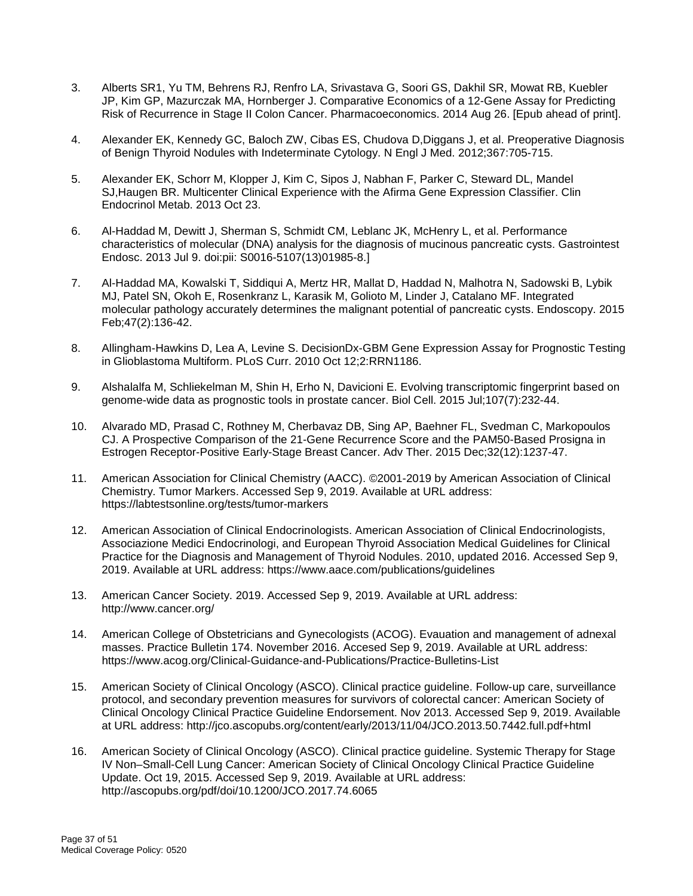3. Alberts SR1, Yu TM, Behrens RJ, Renfro LA, Srivastava G, Soori GS, Dakhil SR, Mowat RB, Kuebler JP, Kim GP, Mazurczak MA, Hornberger J. Comparative Economics of a 12-Gene Assay for Predicting Risk of Recurrence in Stage II Colon Cancer. Pharmacoeconomics. 2014 Aug 26. [Epub ahead of print].

4. Alexander EK, Kennedy GC, Baloch ZW, Cibas ES, Chudova D,Diggans J, et al. Preoperative Diagnosis of Benign Thyroid Nodules with Indeterminate Cytology. N Engl J Med. 2012;367:705-715.

5. Alexander EK, Schorr M, Klopper J, Kim C, Sipos J, Nabhan F, Parker C, Steward DL, Mandel SJ,Haugen BR. Multicenter Clinical Experience with the Afirma Gene Expression Classifier. Clin Endocrinol Metab. 2013 Oct 23.

6. Al-Haddad M, Dewitt J, Sherman S, Schmidt CM, Leblanc JK, McHenry L, et al. Performance characteristics of molecular (DNA) analysis for the diagnosis of mucinous pancreatic cysts. Gastrointest Endosc. 2013 Jul 9. doi:pii: S0016-5107(13)01985-8.]

7. Al-Haddad MA, Kowalski T, Siddiqui A, Mertz HR, Mallat D, Haddad N, Malhotra N, Sadowski B, Lybik MJ, Patel SN, Okoh E, Rosenkranz L, Karasik M, Golioto M, Linder J, Catalano MF. Integrated molecular pathology accurately determines the malignant potential of pancreatic cysts. Endoscopy. 2015 Feb;47(2):136-42.

8. Allingham-Hawkins D, Lea A, Levine S. DecisionDx-GBM Gene Expression Assay for Prognostic Testing in Glioblastoma Multiform. PLoS Curr. 2010 Oct 12;2:RRN1186.

9. Alshalalfa M, Schliekelman M, Shin H, Erho N, Davicioni E. Evolving transcriptomic fingerprint based on genome-wide data as prognostic tools in prostate cancer. Biol Cell. 2015 Jul;107(7):232-44.

10. Alvarado MD, Prasad C, Rothney M, Cherbavaz DB, Sing AP, Baehner FL, Svedman C, Markopoulos CJ. A Prospective Comparison of the 21-Gene Recurrence Score and the PAM50-Based Prosigna in Estrogen Receptor-Positive Early-Stage Breast Cancer. Adv Ther. 2015 Dec;32(12):1237-47.

11. American Association for Clinical Chemistry (AACC). ©2001-2019 by American Association of Clinical Chemistry. Tumor Markers. Accessed Sep 9, 2019. Available at URL address: https://labtestsonline.org/tests/tumor-markers

12. American Association of Clinical Endocrinologists. American Association of Clinical Endocrinologists, Associazione Medici Endocrinologi, and European Thyroid Association Medical Guidelines for Clinical Practice for the Diagnosis and Management of Thyroid Nodules. 2010, updated 2016. Accessed Sep 9, 2019. Available at URL address: https://www.aace.com/publications/guidelines

13. American Cancer Society. 2019. Accessed Sep 9, 2019. Available at URL address: http://www.cancer.org/

14. American College of Obstetricians and Gynecologists (ACOG). Evauation and management of adnexal masses. Practice Bulletin 174. November 2016. Accesed Sep 9, 2019. Available at URL address: https://www.acog.org/Clinical-Guidance-and-Publications/Practice-Bulletins-List

15. American Society of Clinical Oncology (ASCO). Clinical practice guideline. Follow-up care, surveillance protocol, and secondary prevention measures for survivors of colorectal cancer: American Society of Clinical Oncology Clinical Practice Guideline Endorsement. Nov 2013. Accessed Sep 9, 2019. Available at URL address: http://jco.ascopubs.org/content/early/2013/11/04/JCO.2013.50.7442.full.pdf+html

16. American Society of Clinical Oncology (ASCO). Clinical practice guideline. Systemic Therapy for Stage IV Non–Small-Cell Lung Cancer: American Society of Clinical Oncology Clinical Practice Guideline Update. Oct 19, 2015. Accessed Sep 9, 2019. Available at URL address: http://ascopubs.org/pdf/doi/10.1200/JCO.2017.74.6065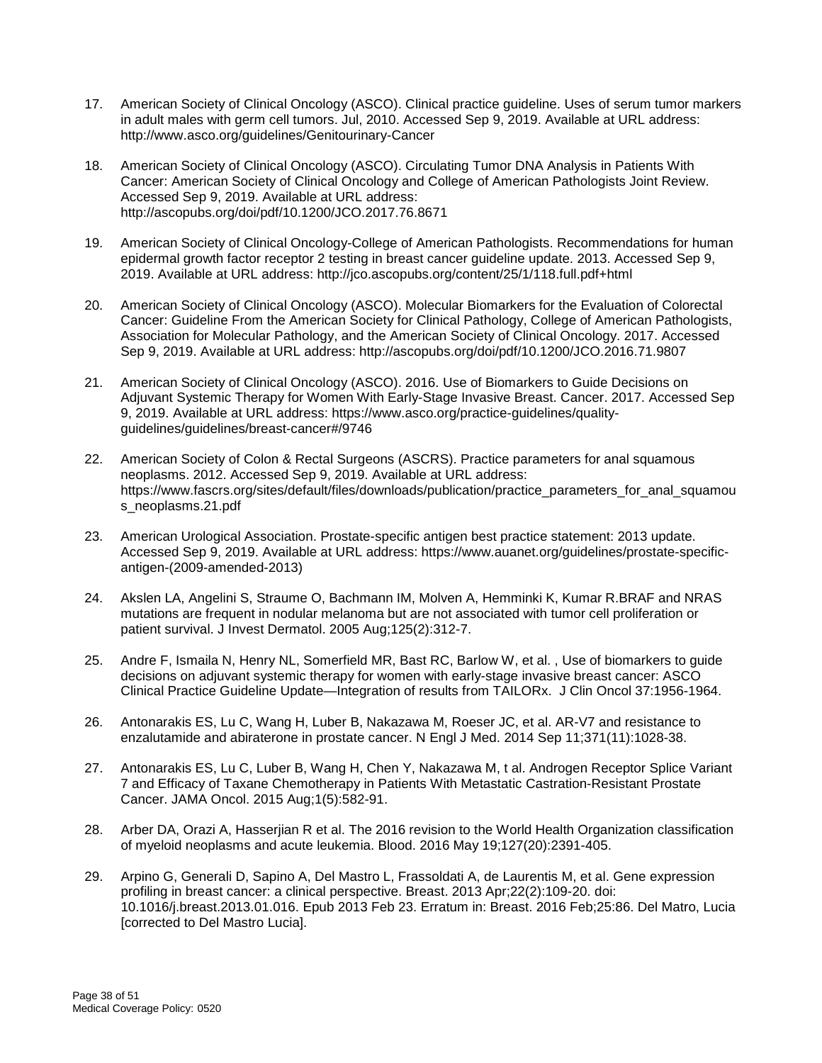17. American Society of Clinical Oncology (ASCO). Clinical practice guideline. Uses of serum tumor markers in adult males with germ cell tumors. Jul, 2010. Accessed Sep 9, 2019. Available at URL address: http://www.asco.org/guidelines/Genitourinary-Cancer

18. American Society of Clinical Oncology (ASCO). Circulating Tumor DNA Analysis in Patients With Cancer: American Society of Clinical Oncology and College of American Pathologists Joint Review. Accessed Sep 9, 2019. Available at URL address: http://ascopubs.org/doi/pdf/10.1200/JCO.2017.76.8671

19. American Society of Clinical Oncology-College of American Pathologists. Recommendations for human epidermal growth factor receptor 2 testing in breast cancer guideline update. 2013. Accessed Sep 9, 2019. Available at URL address: http://jco.ascopubs.org/content/25/1/118.full.pdf+html

20. American Society of Clinical Oncology (ASCO). Molecular Biomarkers for the Evaluation of Colorectal Cancer: Guideline From the American Society for Clinical Pathology, College of American Pathologists, Association for Molecular Pathology, and the American Society of Clinical Oncology. 2017. Accessed Sep 9, 2019. Available at URL address: http://ascopubs.org/doi/pdf/10.1200/JCO.2016.71.9807

21. American Society of Clinical Oncology (ASCO). 2016. Use of Biomarkers to Guide Decisions on Adjuvant Systemic Therapy for Women With Early-Stage Invasive Breast. Cancer. 2017. Accessed Sep 9, 2019. Available at URL address: https://www.asco.org/practice-guidelines/quality-guidelines/guidelines/breast-cancer#/9746

22. American Society of Colon & Rectal Surgeons (ASCRS). Practice parameters for anal squamous neoplasms. 2012. Accessed Sep 9, 2019. Available at URL address: https://www.fascrs.org/sites/default/files/downloads/publication/practice_parameters_for_anal_squamous_neoplasms.21.pdf

23. American Urological Association. Prostate-specific antigen best practice statement: 2013 update. Accessed Sep 9, 2019. Available at URL address: https://www.auanet.org/guidelines/prostate-specific-antigen-(2009-amended-2013)

24. Akslen LA, Angelini S, Straume O, Bachmann IM, Molven A, Hemminki K, Kumar R.BRAF and NRAS mutations are frequent in nodular melanoma but are not associated with tumor cell proliferation or patient survival. J Invest Dermatol. 2005 Aug;125(2):312-7.

25. Andre F, Ismaila N, Henry NL, Somerfield MR, Bast RC, Barlow W, et al. , Use of biomarkers to guide decisions on adjuvant systemic therapy for women with early-stage invasive breast cancer: ASCO Clinical Practice Guideline Update—Integration of results from TAILORx. J Clin Oncol 37:1956-1964.

26. Antonarakis ES, Lu C, Wang H, Luber B, Nakazawa M, Roeser JC, et al. AR-V7 and resistance to enzalutamide and abiraterone in prostate cancer. N Engl J Med. 2014 Sep 11;371(11):1028-38.

27. Antonarakis ES, Lu C, Luber B, Wang H, Chen Y, Nakazawa M, t al. Androgen Receptor Splice Variant 7 and Efficacy of Taxane Chemotherapy in Patients With Metastatic Castration-Resistant Prostate Cancer. JAMA Oncol. 2015 Aug;1(5):582-91.

28. Arber DA, Orazi A, Hasserjian R et al. The 2016 revision to the World Health Organization classification of myeloid neoplasms and acute leukemia. Blood. 2016 May 19;127(20):2391-405.

29. Arpino G, Generali D, Sapino A, Del Mastro L, Frassoldati A, de Laurentis M, et al. Gene expression profiling in breast cancer: a clinical perspective. Breast. 2013 Apr;22(2):109-20. doi: 10.1016/j.breast.2013.01.016. Epub 2013 Feb 23. Erratum in: Breast. 2016 Feb;25:86. Del Matro, Lucia [corrected to Del Mastro Lucia].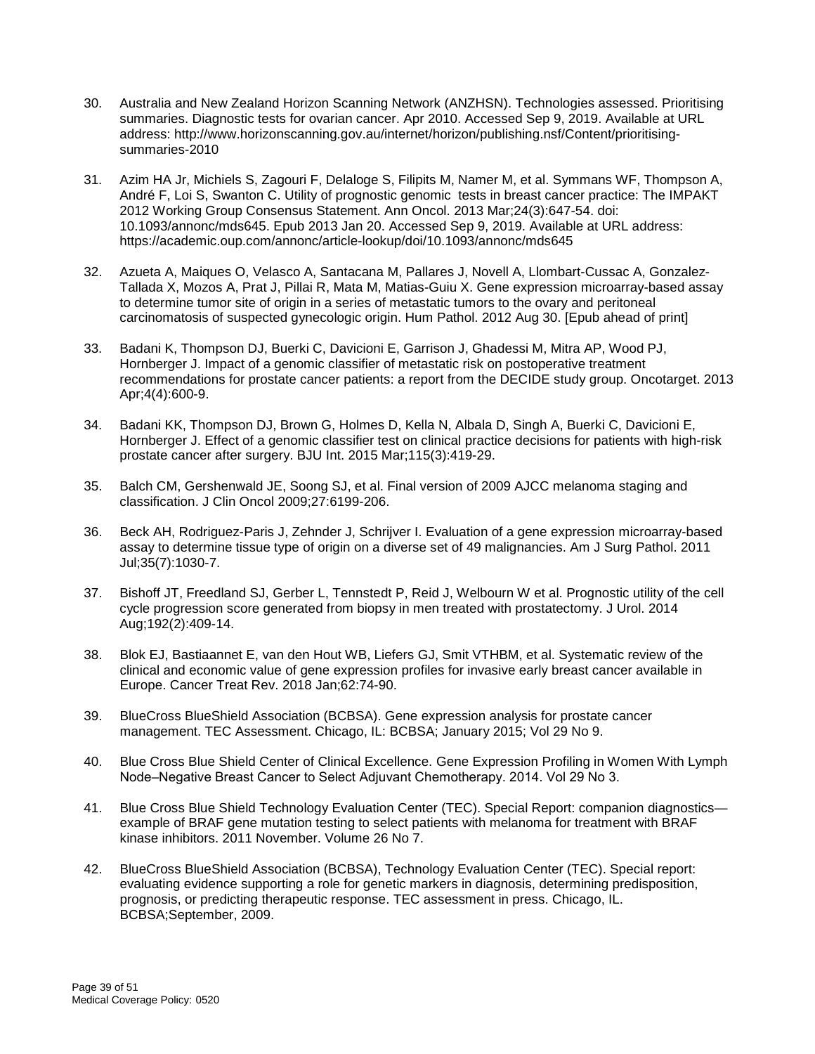30. Australia and New Zealand Horizon Scanning Network (ANZHSN). Technologies assessed. Prioritising summaries. Diagnostic tests for ovarian cancer. Apr 2010. Accessed Sep 9, 2019. Available at URL address: http://www.horizonscanning.gov.au/internet/horizon/publishing.nsf/Content/prioritising-summaries-2010

31. Azim HA Jr, Michiels S, Zagouri F, Delaloge S, Filipits M, Namer M, et al. Symmans WF, Thompson A, André F, Loi S, Swanton C. Utility of prognostic genomic tests in breast cancer practice: The IMPAKT 2012 Working Group Consensus Statement. Ann Oncol. 2013 Mar;24(3):647-54. doi: 10.1093/annonc/mds645. Epub 2013 Jan 20. Accessed Sep 9, 2019. Available at URL address: https://academic.oup.com/annonc/article-lookup/doi/10.1093/annonc/mds645

32. Azueta A, Maiques O, Velasco A, Santacana M, Pallares J, Novell A, Llombart-Cussac A, Gonzalez-Tallada X, Mozos A, Prat J, Pillai R, Mata M, Matias-Guiu X. Gene expression microarray-based assay to determine tumor site of origin in a series of metastatic tumors to the ovary and peritoneal carcinomatosis of suspected gynecologic origin. Hum Pathol. 2012 Aug 30. [Epub ahead of print]

33. Badani K, Thompson DJ, Buerki C, Davicioni E, Garrison J, Ghadessi M, Mitra AP, Wood PJ, Hornberger J. Impact of a genomic classifier of metastatic risk on postoperative treatment recommendations for prostate cancer patients: a report from the DECIDE study group. Oncotarget. 2013 Apr;4(4):600-9.

34. Badani KK, Thompson DJ, Brown G, Holmes D, Kella N, Albala D, Singh A, Buerki C, Davicioni E, Hornberger J. Effect of a genomic classifier test on clinical practice decisions for patients with high-risk prostate cancer after surgery. BJU Int. 2015 Mar;115(3):419-29.

35. Balch CM, Gershenwald JE, Soong SJ, et al. Final version of 2009 AJCC melanoma staging and classification. J Clin Oncol 2009;27:6199-206.

36. Beck AH, Rodriguez-Paris J, Zehnder J, Schrijver I. Evaluation of a gene expression microarray-based assay to determine tissue type of origin on a diverse set of 49 malignancies. Am J Surg Pathol. 2011 Jul;35(7):1030-7.

37. Bishoff JT, Freedland SJ, Gerber L, Tennstedt P, Reid J, Welbourn W et al. Prognostic utility of the cell cycle progression score generated from biopsy in men treated with prostatectomy. J Urol. 2014 Aug;192(2):409-14.

38. Blok EJ, Bastiaannet E, van den Hout WB, Liefers GJ, Smit VTHBM, et al. Systematic review of the clinical and economic value of gene expression profiles for invasive early breast cancer available in Europe. Cancer Treat Rev. 2018 Jan;62:74-90.

39. BlueCross BlueShield Association (BCBSA). Gene expression analysis for prostate cancer management. TEC Assessment. Chicago, IL: BCBSA; January 2015; Vol 29 No 9.

40. Blue Cross Blue Shield Center of Clinical Excellence. Gene Expression Profiling in Women With Lymph Node–Negative Breast Cancer to Select Adjuvant Chemotherapy. 2014. Vol 29 No 3.

41. Blue Cross Blue Shield Technology Evaluation Center (TEC). Special Report: companion diagnostics—example of BRAF gene mutation testing to select patients with melanoma for treatment with BRAF kinase inhibitors. 2011 November. Volume 26 No 7.

42. BlueCross BlueShield Association (BCBSA), Technology Evaluation Center (TEC). Special report: evaluating evidence supporting a role for genetic markers in diagnosis, determining predisposition, prognosis, or predicting therapeutic response. TEC assessment in press. Chicago, IL. BCBSA;September, 2009.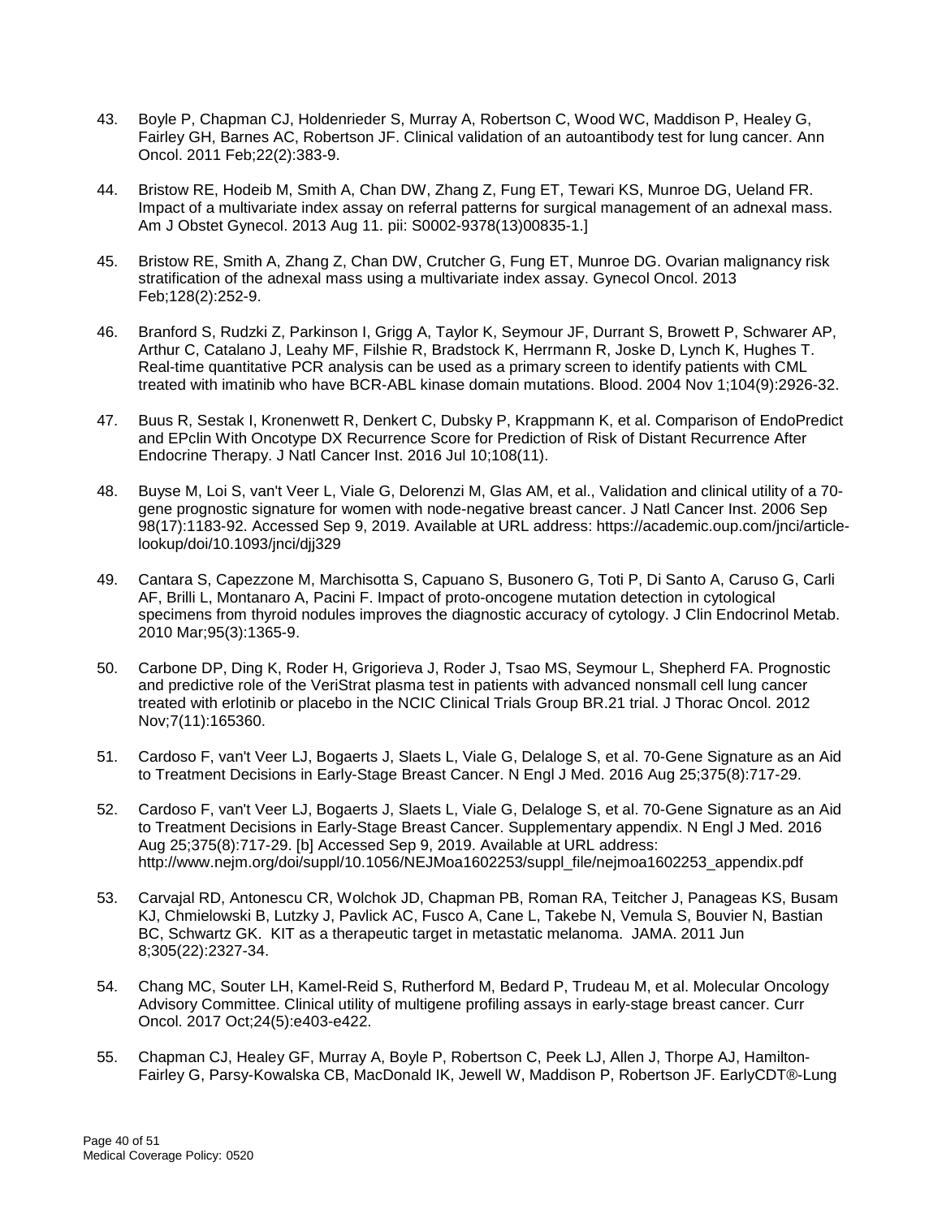43. Boyle P, Chapman CJ, Holdenrieder S, Murray A, Robertson C, Wood WC, Maddison P, Healey G, Fairley GH, Barnes AC, Robertson JF. Clinical validation of an autoantibody test for lung cancer. Ann Oncol. 2011 Feb;22(2):383-9.

44. Bristow RE, Hodeib M, Smith A, Chan DW, Zhang Z, Fung ET, Tewari KS, Munroe DG, Ueland FR. Impact of a multivariate index assay on referral patterns for surgical management of an adnexal mass. Am J Obstet Gynecol. 2013 Aug 11. pii: S0002-9378(13)00835-1.]

45. Bristow RE, Smith A, Zhang Z, Chan DW, Crutcher G, Fung ET, Munroe DG. Ovarian malignancy risk stratification of the adnexal mass using a multivariate index assay. Gynecol Oncol. 2013 Feb;128(2):252-9.

46. Branford S, Rudzki Z, Parkinson I, Grigg A, Taylor K, Seymour JF, Durrant S, Browett P, Schwarer AP, Arthur C, Catalano J, Leahy MF, Filshie R, Bradstock K, Herrmann R, Joske D, Lynch K, Hughes T. Real-time quantitative PCR analysis can be used as a primary screen to identify patients with CML treated with imatinib who have BCR-ABL kinase domain mutations. Blood. 2004 Nov 1;104(9):2926-32.

47. Buus R, Sestak I, Kronenwett R, Denkert C, Dubsky P, Krappmann K, et al. Comparison of EndoPredict and EPclin With Oncotype DX Recurrence Score for Prediction of Risk of Distant Recurrence After Endocrine Therapy. J Natl Cancer Inst. 2016 Jul 10;108(11).

48. Buyse M, Loi S, van't Veer L, Viale G, Delorenzi M, Glas AM, et al., Validation and clinical utility of a 70-gene prognostic signature for women with node-negative breast cancer. J Natl Cancer Inst. 2006 Sep 98(17):1183-92. Accessed Sep 9, 2019. Available at URL address: https://academic.oup.com/jnci/article-lookup/doi/10.1093/jnci/djj329

49. Cantara S, Capezzone M, Marchisotta S, Capuano S, Busonero G, Toti P, Di Santo A, Caruso G, Carli AF, Brilli L, Montanaro A, Pacini F. Impact of proto-oncogene mutation detection in cytological specimens from thyroid nodules improves the diagnostic accuracy of cytology. J Clin Endocrinol Metab. 2010 Mar;95(3):1365-9.

50. Carbone DP, Ding K, Roder H, Grigorieva J, Roder J, Tsao MS, Seymour L, Shepherd FA. Prognostic and predictive role of the VeriStrat plasma test in patients with advanced nonsmall cell lung cancer treated with erlotinib or placebo in the NCIC Clinical Trials Group BR.21 trial. J Thorac Oncol. 2012 Nov;7(11):165360.

51. Cardoso F, van't Veer LJ, Bogaerts J, Slaets L, Viale G, Delaloge S, et al. 70-Gene Signature as an Aid to Treatment Decisions in Early-Stage Breast Cancer. N Engl J Med. 2016 Aug 25;375(8):717-29.

52. Cardoso F, van't Veer LJ, Bogaerts J, Slaets L, Viale G, Delaloge S, et al. 70-Gene Signature as an Aid to Treatment Decisions in Early-Stage Breast Cancer. Supplementary appendix. N Engl J Med. 2016 Aug 25;375(8):717-29. [b] Accessed Sep 9, 2019. Available at URL address: http://www.nejm.org/doi/suppl/10.1056/NEJMoa1602253/suppl_file/nejmoa1602253_appendix.pdf

53. Carvajal RD, Antonescu CR, Wolchok JD, Chapman PB, Roman RA, Teitcher J, Panageas KS, Busam KJ, Chmielowski B, Lutzky J, Pavlick AC, Fusco A, Cane L, Takebe N, Vemula S, Bouvier N, Bastian BC, Schwartz GK. KIT as a therapeutic target in metastatic melanoma. JAMA. 2011 Jun 8;305(22):2327-34.

54. Chang MC, Souter LH, Kamel-Reid S, Rutherford M, Bedard P, Trudeau M, et al. Molecular Oncology Advisory Committee. Clinical utility of multigene profiling assays in early-stage breast cancer. Curr Oncol. 2017 Oct;24(5):e403-e422.

55. Chapman CJ, Healey GF, Murray A, Boyle P, Robertson C, Peek LJ, Allen J, Thorpe AJ, Hamilton-Fairley G, Parsy-Kowalska CB, MacDonald IK, Jewell W, Maddison P, Robertson JF. EarlyCDT®-Lung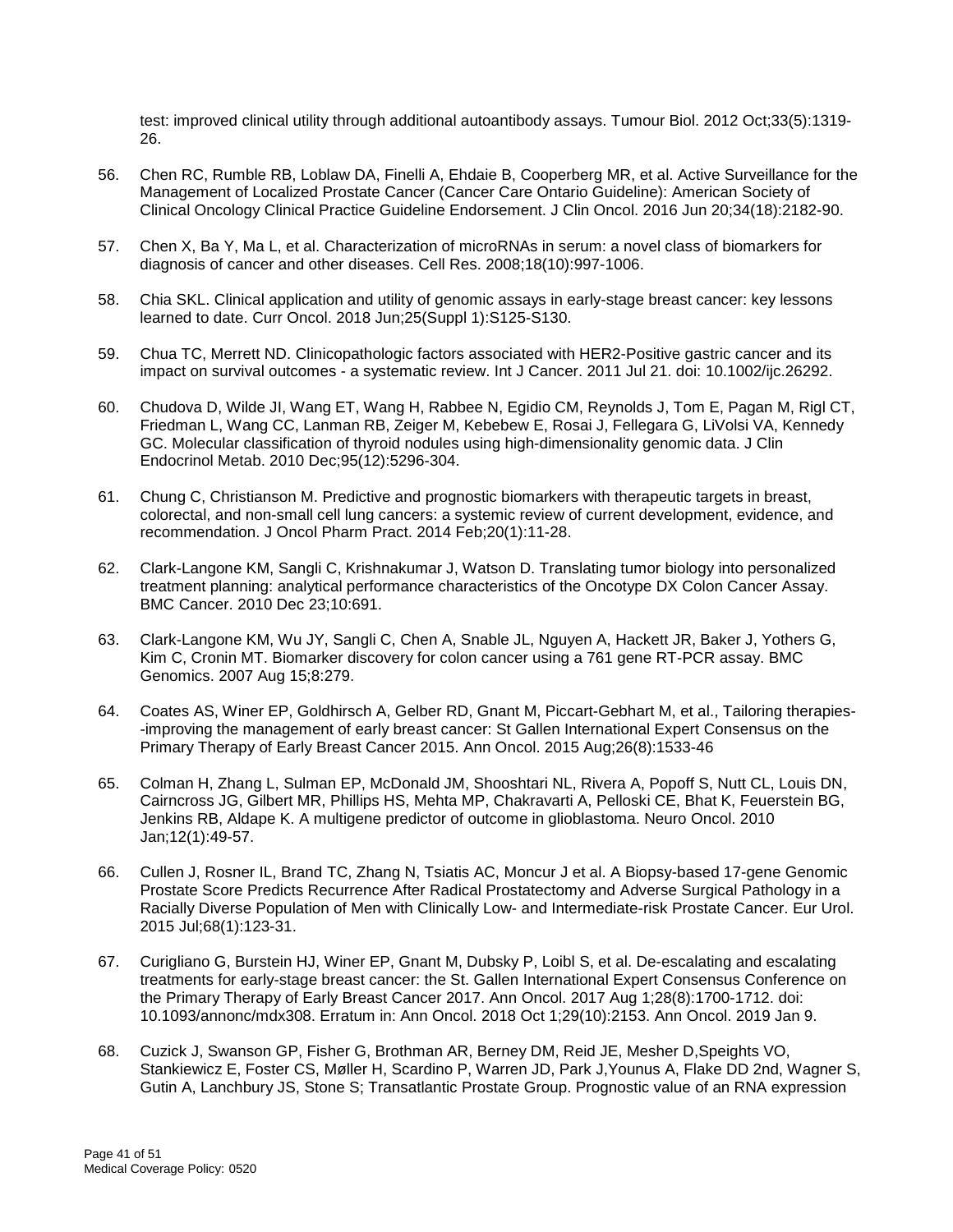test: improved clinical utility through additional autoantibody assays. Tumour Biol. 2012 Oct;33(5):1319-26.

56. Chen RC, Rumble RB, Loblaw DA, Finelli A, Ehdaie B, Cooperberg MR, et al. Active Surveillance for the Management of Localized Prostate Cancer (Cancer Care Ontario Guideline): American Society of Clinical Oncology Clinical Practice Guideline Endorsement. J Clin Oncol. 2016 Jun 20;34(18):2182-90.

57. Chen X, Ba Y, Ma L, et al. Characterization of microRNAs in serum: a novel class of biomarkers for diagnosis of cancer and other diseases. Cell Res. 2008;18(10):997-1006.

58. Chia SKL. Clinical application and utility of genomic assays in early-stage breast cancer: key lessons learned to date. Curr Oncol. 2018 Jun;25(Suppl 1):S125-S130.

59. Chua TC, Merrett ND. Clinicopathologic factors associated with HER2-Positive gastric cancer and its impact on survival outcomes - a systematic review. Int J Cancer. 2011 Jul 21. doi: 10.1002/ijc.26292.

60. Chudova D, Wilde JI, Wang ET, Wang H, Rabbee N, Egidio CM, Reynolds J, Tom E, Pagan M, Rigl CT, Friedman L, Wang CC, Lanman RB, Zeiger M, Kebebew E, Rosai J, Fellegara G, LiVolsi VA, Kennedy GC. Molecular classification of thyroid nodules using high-dimensionality genomic data. J Clin Endocrinol Metab. 2010 Dec;95(12):5296-304.

61. Chung C, Christianson M. Predictive and prognostic biomarkers with therapeutic targets in breast, colorectal, and non-small cell lung cancers: a systemic review of current development, evidence, and recommendation. J Oncol Pharm Pract. 2014 Feb;20(1):11-28.

62. Clark-Langone KM, Sangli C, Krishnakumar J, Watson D. Translating tumor biology into personalized treatment planning: analytical performance characteristics of the Oncotype DX Colon Cancer Assay. BMC Cancer. 2010 Dec 23;10:691.

63. Clark-Langone KM, Wu JY, Sangli C, Chen A, Snable JL, Nguyen A, Hackett JR, Baker J, Yothers G, Kim C, Cronin MT. Biomarker discovery for colon cancer using a 761 gene RT-PCR assay. BMC Genomics. 2007 Aug 15;8:279.

64. Coates AS, Winer EP, Goldhirsch A, Gelber RD, Gnant M, Piccart-Gebhart M, et al., Tailoring therapies--improving the management of early breast cancer: St Gallen International Expert Consensus on the Primary Therapy of Early Breast Cancer 2015. Ann Oncol. 2015 Aug;26(8):1533-46

65. Colman H, Zhang L, Sulman EP, McDonald JM, Shooshtari NL, Rivera A, Popoff S, Nutt CL, Louis DN, Cairncross JG, Gilbert MR, Phillips HS, Mehta MP, Chakravarti A, Pelloski CE, Bhat K, Feuerstein BG, Jenkins RB, Aldape K. A multigene predictor of outcome in glioblastoma. Neuro Oncol. 2010 Jan;12(1):49-57.

66. Cullen J, Rosner IL, Brand TC, Zhang N, Tsiatis AC, Moncur J et al. A Biopsy-based 17-gene Genomic Prostate Score Predicts Recurrence After Radical Prostatectomy and Adverse Surgical Pathology in a Racially Diverse Population of Men with Clinically Low- and Intermediate-risk Prostate Cancer. Eur Urol. 2015 Jul;68(1):123-31.

67. Curigliano G, Burstein HJ, Winer EP, Gnant M, Dubsky P, Loibl S, et al. De-escalating and escalating treatments for early-stage breast cancer: the St. Gallen International Expert Consensus Conference on the Primary Therapy of Early Breast Cancer 2017. Ann Oncol. 2017 Aug 1;28(8):1700-1712. doi: 10.1093/annonc/mdx308. Erratum in: Ann Oncol. 2018 Oct 1;29(10):2153. Ann Oncol. 2019 Jan 9.

68. Cuzick J, Swanson GP, Fisher G, Brothman AR, Berney DM, Reid JE, Mesher D,Speights VO, Stankiewicz E, Foster CS, Møller H, Scardino P, Warren JD, Park J,Younus A, Flake DD 2nd, Wagner S, Gutin A, Lanchbury JS, Stone S; Transatlantic Prostate Group. Prognostic value of an RNA expression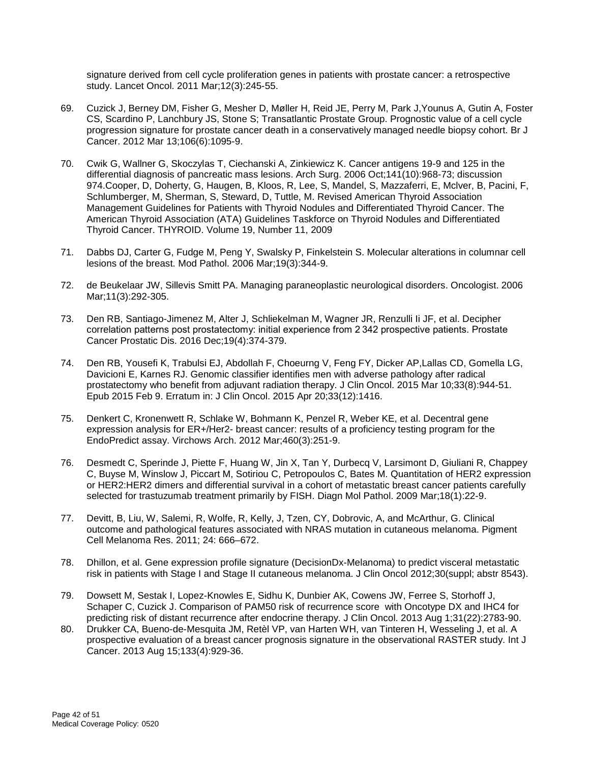signature derived from cell cycle proliferation genes in patients with prostate cancer: a retrospective study. Lancet Oncol. 2011 Mar;12(3):245-55.

69. Cuzick J, Berney DM, Fisher G, Mesher D, Møller H, Reid JE, Perry M, Park J,Younus A, Gutin A, Foster CS, Scardino P, Lanchbury JS, Stone S; Transatlantic Prostate Group. Prognostic value of a cell cycle progression signature for prostate cancer death in a conservatively managed needle biopsy cohort. Br J Cancer. 2012 Mar 13;106(6):1095-9.

70. Cwik G, Wallner G, Skoczylas T, Ciechanski A, Zinkiewicz K. Cancer antigens 19-9 and 125 in the differential diagnosis of pancreatic mass lesions. Arch Surg. 2006 Oct;141(10):968-73; discussion 974.Cooper, D, Doherty, G, Haugen, B, Kloos, R, Lee, S, Mandel, S, Mazzaferri, E, Mclver, B, Pacini, F, Schlumberger, M, Sherman, S, Steward, D, Tuttle, M. Revised American Thyroid Association Management Guidelines for Patients with Thyroid Nodules and Differentiated Thyroid Cancer. The American Thyroid Association (ATA) Guidelines Taskforce on Thyroid Nodules and Differentiated Thyroid Cancer. THYROID. Volume 19, Number 11, 2009

71. Dabbs DJ, Carter G, Fudge M, Peng Y, Swalsky P, Finkelstein S. Molecular alterations in columnar cell lesions of the breast. Mod Pathol. 2006 Mar;19(3):344-9.

72. de Beukelaar JW, Sillevis Smitt PA. Managing paraneoplastic neurological disorders. Oncologist. 2006 Mar;11(3):292-305.

73. Den RB, Santiago-Jimenez M, Alter J, Schliekelman M, Wagner JR, Renzulli Ii JF, et al. Decipher correlation patterns post prostatectomy: initial experience from 2 342 prospective patients. Prostate Cancer Prostatic Dis. 2016 Dec;19(4):374-379.

74. Den RB, Yousefi K, Trabulsi EJ, Abdollah F, Choeurng V, Feng FY, Dicker AP,Lallas CD, Gomella LG, Davicioni E, Karnes RJ. Genomic classifier identifies men with adverse pathology after radical prostatectomy who benefit from adjuvant radiation therapy. J Clin Oncol. 2015 Mar 10;33(8):944-51. Epub 2015 Feb 9. Erratum in: J Clin Oncol. 2015 Apr 20;33(12):1416.

75. Denkert C, Kronenwett R, Schlake W, Bohmann K, Penzel R, Weber KE, et al. Decentral gene expression analysis for ER+/Her2- breast cancer: results of a proficiency testing program for the EndoPredict assay. Virchows Arch. 2012 Mar;460(3):251-9.

76. Desmedt C, Sperinde J, Piette F, Huang W, Jin X, Tan Y, Durbecq V, Larsimont D, Giuliani R, Chappey C, Buyse M, Winslow J, Piccart M, Sotiriou C, Petropoulos C, Bates M. Quantitation of HER2 expression or HER2:HER2 dimers and differential survival in a cohort of metastatic breast cancer patients carefully selected for trastuzumab treatment primarily by FISH. Diagn Mol Pathol. 2009 Mar;18(1):22-9.

77. Devitt, B, Liu, W, Salemi, R, Wolfe, R, Kelly, J, Tzen, CY, Dobrovic, A, and McArthur, G. Clinical outcome and pathological features associated with NRAS mutation in cutaneous melanoma. Pigment Cell Melanoma Res. 2011; 24: 666–672.

78. Dhillon, et al. Gene expression profile signature (DecisionDx-Melanoma) to predict visceral metastatic risk in patients with Stage I and Stage II cutaneous melanoma. J Clin Oncol 2012;30(suppl; abstr 8543).

79. Dowsett M, Sestak I, Lopez-Knowles E, Sidhu K, Dunbier AK, Cowens JW, Ferree S, Storhoff J, Schaper C, Cuzick J. Comparison of PAM50 risk of recurrence score with Oncotype DX and IHC4 for predicting risk of distant recurrence after endocrine therapy. J Clin Oncol. 2013 Aug 1;31(22):2783-90.

80. Drukker CA, Bueno-de-Mesquita JM, Retèl VP, van Harten WH, van Tinteren H, Wesseling J, et al. A prospective evaluation of a breast cancer prognosis signature in the observational RASTER study. Int J Cancer. 2013 Aug 15;133(4):929-36.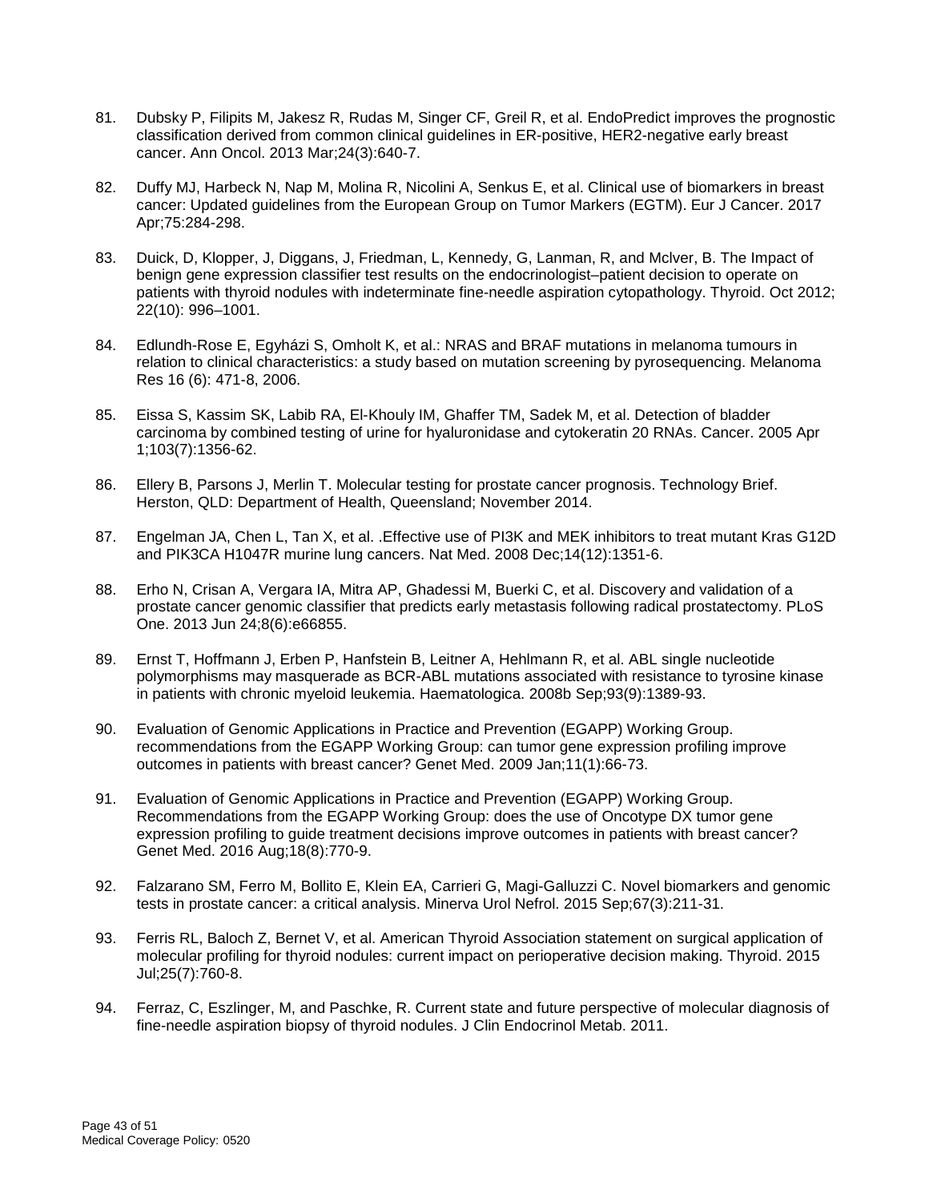81. Dubsky P, Filipits M, Jakesz R, Rudas M, Singer CF, Greil R, et al. EndoPredict improves the prognostic classification derived from common clinical guidelines in ER-positive, HER2-negative early breast cancer. Ann Oncol. 2013 Mar;24(3):640-7.

82. Duffy MJ, Harbeck N, Nap M, Molina R, Nicolini A, Senkus E, et al. Clinical use of biomarkers in breast cancer: Updated guidelines from the European Group on Tumor Markers (EGTM). Eur J Cancer. 2017 Apr;75:284-298.

83. Duick, D, Klopper, J, Diggans, J, Friedman, L, Kennedy, G, Lanman, R, and McIver, B. The Impact of benign gene expression classifier test results on the endocrinologist–patient decision to operate on patients with thyroid nodules with indeterminate fine-needle aspiration cytopathology. Thyroid. Oct 2012; 22(10): 996–1001.

84. Edlundh-Rose E, Egyházi S, Omholt K, et al.: NRAS and BRAF mutations in melanoma tumours in relation to clinical characteristics: a study based on mutation screening by pyrosequencing. Melanoma Res 16 (6): 471-8, 2006.

85. Eissa S, Kassim SK, Labib RA, El-Khouly IM, Ghaffer TM, Sadek M, et al. Detection of bladder carcinoma by combined testing of urine for hyaluronidase and cytokeratin 20 RNAs. Cancer. 2005 Apr 1;103(7):1356-62.

86. Ellery B, Parsons J, Merlin T. Molecular testing for prostate cancer prognosis. Technology Brief. Herston, QLD: Department of Health, Queensland; November 2014.

87. Engelman JA, Chen L, Tan X, et al. .Effective use of PI3K and MEK inhibitors to treat mutant Kras G12D and PIK3CA H1047R murine lung cancers. Nat Med. 2008 Dec;14(12):1351-6.

88. Erho N, Crisan A, Vergara IA, Mitra AP, Ghadessi M, Buerki C, et al. Discovery and validation of a prostate cancer genomic classifier that predicts early metastasis following radical prostatectomy. PLoS One. 2013 Jun 24;8(6):e66855.

89. Ernst T, Hoffmann J, Erben P, Hanfstein B, Leitner A, Hehlmann R, et al. ABL single nucleotide polymorphisms may masquerade as BCR-ABL mutations associated with resistance to tyrosine kinase in patients with chronic myeloid leukemia. Haematologica. 2008b Sep;93(9):1389-93.

90. Evaluation of Genomic Applications in Practice and Prevention (EGAPP) Working Group. recommendations from the EGAPP Working Group: can tumor gene expression profiling improve outcomes in patients with breast cancer? Genet Med. 2009 Jan;11(1):66-73.

91. Evaluation of Genomic Applications in Practice and Prevention (EGAPP) Working Group. Recommendations from the EGAPP Working Group: does the use of Oncotype DX tumor gene expression profiling to guide treatment decisions improve outcomes in patients with breast cancer? Genet Med. 2016 Aug;18(8):770-9.

92. Falzarano SM, Ferro M, Bollito E, Klein EA, Carrieri G, Magi-Galluzzi C. Novel biomarkers and genomic tests in prostate cancer: a critical analysis. Minerva Urol Nefrol. 2015 Sep;67(3):211-31.

93. Ferris RL, Baloch Z, Bernet V, et al. American Thyroid Association statement on surgical application of molecular profiling for thyroid nodules: current impact on perioperative decision making. Thyroid. 2015 Jul;25(7):760-8.

94. Ferraz, C, Eszlinger, M, and Paschke, R. Current state and future perspective of molecular diagnosis of fine-needle aspiration biopsy of thyroid nodules. J Clin Endocrinol Metab. 2011.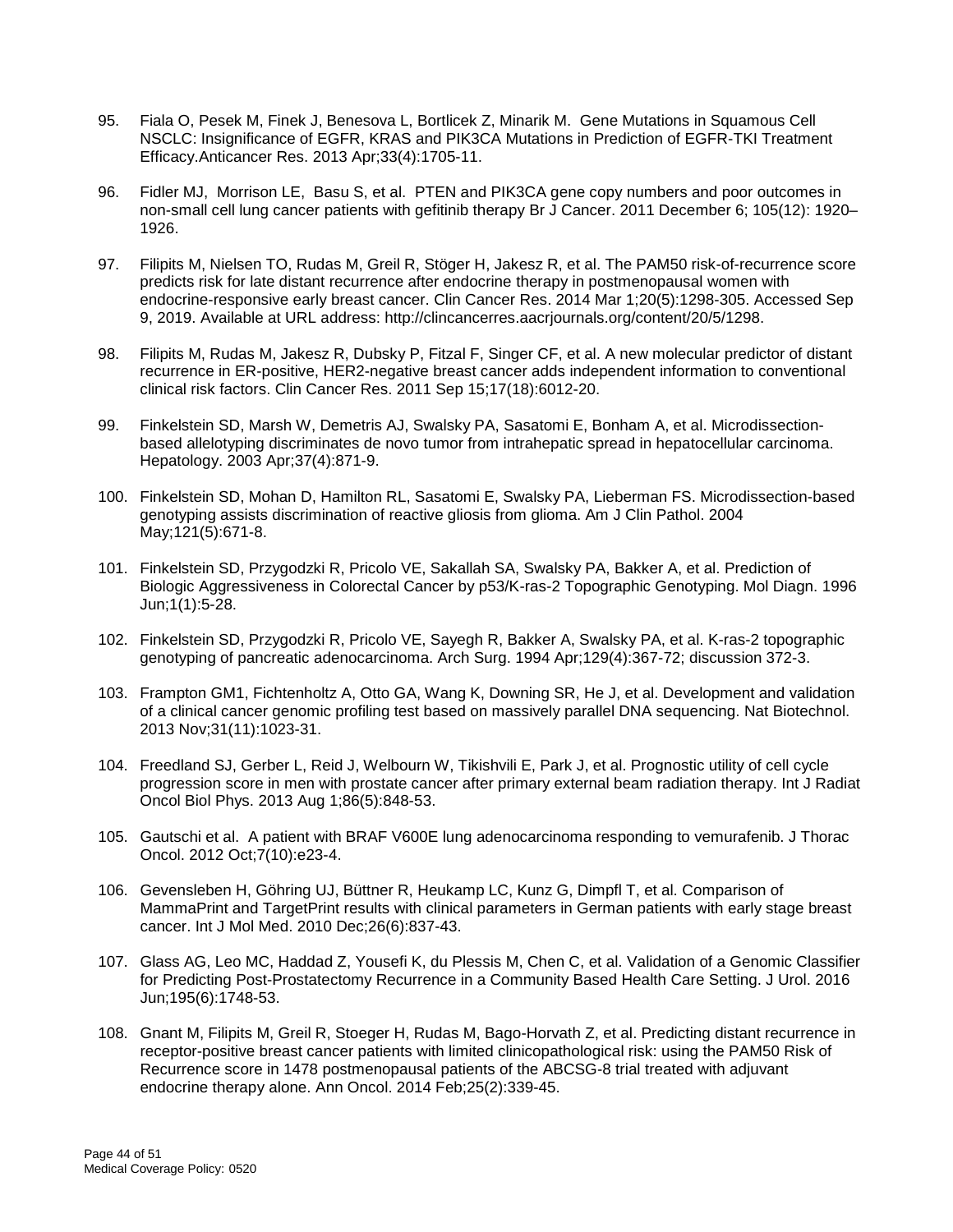95. Fiala O, Pesek M, Finek J, Benesova L, Bortlicek Z, Minarik M. Gene Mutations in Squamous Cell NSCLC: Insignificance of EGFR, KRAS and PIK3CA Mutations in Prediction of EGFR-TKI Treatment Efficacy.Anticancer Res. 2013 Apr;33(4):1705-11.

96. Fidler MJ, Morrison LE, Basu S, et al. PTEN and PIK3CA gene copy numbers and poor outcomes in non-small cell lung cancer patients with gefitinib therapy Br J Cancer. 2011 December 6; 105(12): 1920–1926.

97. Filipits M, Nielsen TO, Rudas M, Greil R, Stöger H, Jakesz R, et al. The PAM50 risk-of-recurrence score predicts risk for late distant recurrence after endocrine therapy in postmenopausal women with endocrine-responsive early breast cancer. Clin Cancer Res. 2014 Mar 1;20(5):1298-305. Accessed Sep 9, 2019. Available at URL address: http://clincancerres.aacrjournals.org/content/20/5/1298.

98. Filipits M, Rudas M, Jakesz R, Dubsky P, Fitzal F, Singer CF, et al. A new molecular predictor of distant recurrence in ER-positive, HER2-negative breast cancer adds independent information to conventional clinical risk factors. Clin Cancer Res. 2011 Sep 15;17(18):6012-20.

99. Finkelstein SD, Marsh W, Demetris AJ, Swalsky PA, Sasatomi E, Bonham A, et al. Microdissection-based allelotyping discriminates de novo tumor from intrahepatic spread in hepatocellular carcinoma. Hepatology. 2003 Apr;37(4):871-9.

100. Finkelstein SD, Mohan D, Hamilton RL, Sasatomi E, Swalsky PA, Lieberman FS. Microdissection-based genotyping assists discrimination of reactive gliosis from glioma. Am J Clin Pathol. 2004 May;121(5):671-8.

101. Finkelstein SD, Przygodzki R, Pricolo VE, Sakallah SA, Swalsky PA, Bakker A, et al. Prediction of Biologic Aggressiveness in Colorectal Cancer by p53/K-ras-2 Topographic Genotyping. Mol Diagn. 1996 Jun;1(1):5-28.

102. Finkelstein SD, Przygodzki R, Pricolo VE, Sayegh R, Bakker A, Swalsky PA, et al. K-ras-2 topographic genotyping of pancreatic adenocarcinoma. Arch Surg. 1994 Apr;129(4):367-72; discussion 372-3.

103. Frampton GM1, Fichtenholtz A, Otto GA, Wang K, Downing SR, He J, et al. Development and validation of a clinical cancer genomic profiling test based on massively parallel DNA sequencing. Nat Biotechnol. 2013 Nov;31(11):1023-31.

104. Freedland SJ, Gerber L, Reid J, Welbourn W, Tikishvili E, Park J, et al. Prognostic utility of cell cycle progression score in men with prostate cancer after primary external beam radiation therapy. Int J Radiat Oncol Biol Phys. 2013 Aug 1;86(5):848-53.

105. Gautschi et al. A patient with BRAF V600E lung adenocarcinoma responding to vemurafenib. J Thorac Oncol. 2012 Oct;7(10):e23-4.

106. Gevensleben H, Göhring UJ, Büttner R, Heukamp LC, Kunz G, Dimpfl T, et al. Comparison of MammaPrint and TargetPrint results with clinical parameters in German patients with early stage breast cancer. Int J Mol Med. 2010 Dec;26(6):837-43.

107. Glass AG, Leo MC, Haddad Z, Yousefi K, du Plessis M, Chen C, et al. Validation of a Genomic Classifier for Predicting Post-Prostatectomy Recurrence in a Community Based Health Care Setting. J Urol. 2016 Jun;195(6):1748-53.

108. Gnant M, Filipits M, Greil R, Stoeger H, Rudas M, Bago-Horvath Z, et al. Predicting distant recurrence in receptor-positive breast cancer patients with limited clinicopathological risk: using the PAM50 Risk of Recurrence score in 1478 postmenopausal patients of the ABCSG-8 trial treated with adjuvant endocrine therapy alone. Ann Oncol. 2014 Feb;25(2):339-45.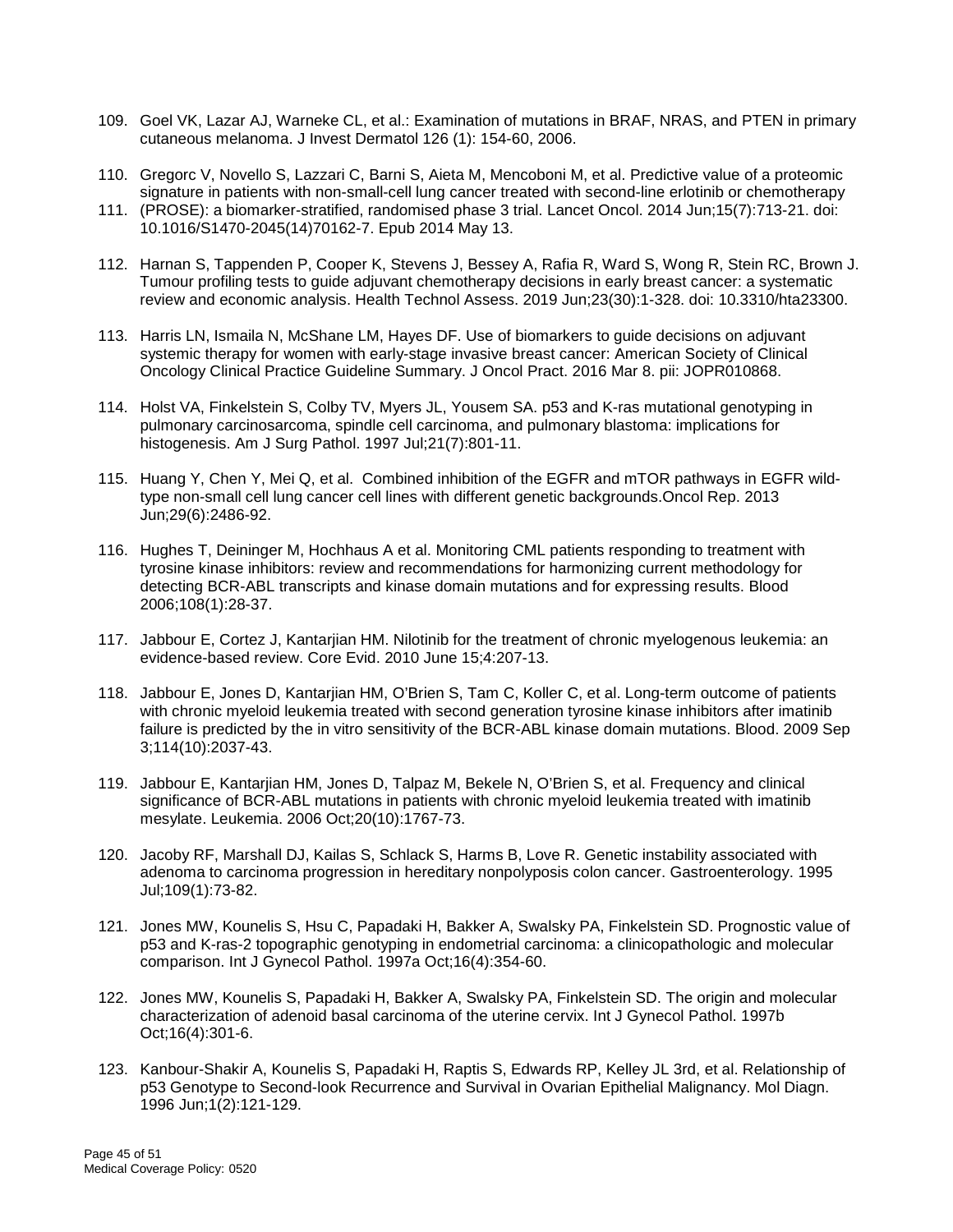109. Goel VK, Lazar AJ, Warneke CL, et al.: Examination of mutations in BRAF, NRAS, and PTEN in primary cutaneous melanoma. J Invest Dermatol 126 (1): 154-60, 2006.

110. Gregorc V, Novello S, Lazzari C, Barni S, Aieta M, Mencoboni M, et al. Predictive value of a proteomic signature in patients with non-small-cell lung cancer treated with second-line erlotinib or chemotherapy

111. (PROSE): a biomarker-stratified, randomised phase 3 trial. Lancet Oncol. 2014 Jun;15(7):713-21. doi: 10.1016/S1470-2045(14)70162-7. Epub 2014 May 13.

112. Harnan S, Tappenden P, Cooper K, Stevens J, Bessey A, Rafia R, Ward S, Wong R, Stein RC, Brown J. Tumour profiling tests to guide adjuvant chemotherapy decisions in early breast cancer: a systematic review and economic analysis. Health Technol Assess. 2019 Jun;23(30):1-328. doi: 10.3310/hta23300.

113. Harris LN, Ismaila N, McShane LM, Hayes DF. Use of biomarkers to guide decisions on adjuvant systemic therapy for women with early-stage invasive breast cancer: American Society of Clinical Oncology Clinical Practice Guideline Summary. J Oncol Pract. 2016 Mar 8. pii: JOPR010868.

114. Holst VA, Finkelstein S, Colby TV, Myers JL, Yousem SA. p53 and K-ras mutational genotyping in pulmonary carcinosarcoma, spindle cell carcinoma, and pulmonary blastoma: implications for histogenesis. Am J Surg Pathol. 1997 Jul;21(7):801-11.

115. Huang Y, Chen Y, Mei Q, et al. Combined inhibition of the EGFR and mTOR pathways in EGFR wild-type non-small cell lung cancer cell lines with different genetic backgrounds.Oncol Rep. 2013 Jun;29(6):2486-92.

116. Hughes T, Deininger M, Hochhaus A et al. Monitoring CML patients responding to treatment with tyrosine kinase inhibitors: review and recommendations for harmonizing current methodology for detecting BCR-ABL transcripts and kinase domain mutations and for expressing results. Blood 2006;108(1):28-37.

117. Jabbour E, Cortez J, Kantarjian HM. Nilotinib for the treatment of chronic myelogenous leukemia: an evidence-based review. Core Evid. 2010 June 15;4:207-13.

118. Jabbour E, Jones D, Kantarjian HM, O'Brien S, Tam C, Koller C, et al. Long-term outcome of patients with chronic myeloid leukemia treated with second generation tyrosine kinase inhibitors after imatinib failure is predicted by the in vitro sensitivity of the BCR-ABL kinase domain mutations. Blood. 2009 Sep 3;114(10):2037-43.

119. Jabbour E, Kantarjian HM, Jones D, Talpaz M, Bekele N, O'Brien S, et al. Frequency and clinical significance of BCR-ABL mutations in patients with chronic myeloid leukemia treated with imatinib mesylate. Leukemia. 2006 Oct;20(10):1767-73.

120. Jacoby RF, Marshall DJ, Kailas S, Schlack S, Harms B, Love R. Genetic instability associated with adenoma to carcinoma progression in hereditary nonpolyposis colon cancer. Gastroenterology. 1995 Jul;109(1):73-82.

121. Jones MW, Kounelis S, Hsu C, Papadaki H, Bakker A, Swalsky PA, Finkelstein SD. Prognostic value of p53 and K-ras-2 topographic genotyping in endometrial carcinoma: a clinicopathologic and molecular comparison. Int J Gynecol Pathol. 1997a Oct;16(4):354-60.

122. Jones MW, Kounelis S, Papadaki H, Bakker A, Swalsky PA, Finkelstein SD. The origin and molecular characterization of adenoid basal carcinoma of the uterine cervix. Int J Gynecol Pathol. 1997b Oct;16(4):301-6.

123. Kanbour-Shakir A, Kounelis S, Papadaki H, Raptis S, Edwards RP, Kelley JL 3rd, et al. Relationship of p53 Genotype to Second-look Recurrence and Survival in Ovarian Epithelial Malignancy. Mol Diagn. 1996 Jun;1(2):121-129.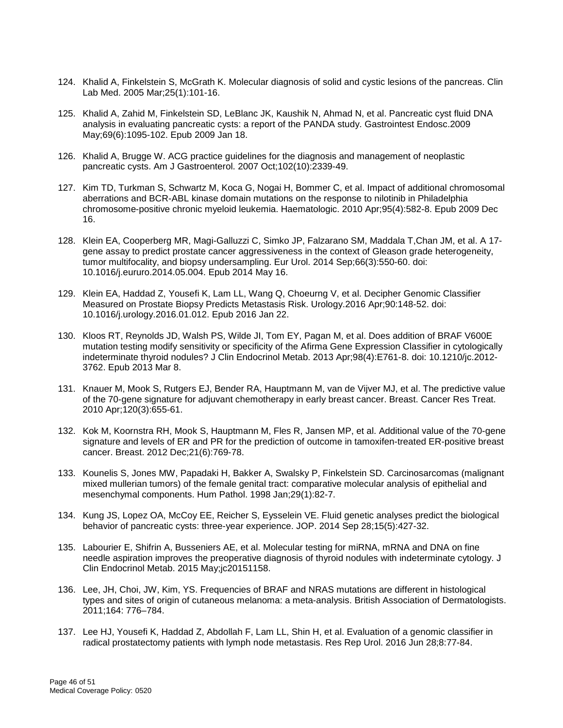124. Khalid A, Finkelstein S, McGrath K. Molecular diagnosis of solid and cystic lesions of the pancreas. Clin Lab Med. 2005 Mar;25(1):101-16.

125. Khalid A, Zahid M, Finkelstein SD, LeBlanc JK, Kaushik N, Ahmad N, et al. Pancreatic cyst fluid DNA analysis in evaluating pancreatic cysts: a report of the PANDA study. Gastrointest Endosc.2009 May;69(6):1095-102. Epub 2009 Jan 18.

126. Khalid A, Brugge W. ACG practice guidelines for the diagnosis and management of neoplastic pancreatic cysts. Am J Gastroenterol. 2007 Oct;102(10):2339-49.

127. Kim TD, Turkman S, Schwartz M, Koca G, Nogai H, Bommer C, et al. Impact of additional chromosomal aberrations and BCR-ABL kinase domain mutations on the response to nilotinib in Philadelphia chromosome-positive chronic myeloid leukemia. Haematologic. 2010 Apr;95(4):582-8. Epub 2009 Dec 16.

128. Klein EA, Cooperberg MR, Magi-Galluzzi C, Simko JP, Falzarano SM, Maddala T,Chan JM, et al. A 17-gene assay to predict prostate cancer aggressiveness in the context of Gleason grade heterogeneity, tumor multifocality, and biopsy undersampling. Eur Urol. 2014 Sep;66(3):550-60. doi: 10.1016/j.eururo.2014.05.004. Epub 2014 May 16.

129. Klein EA, Haddad Z, Yousefi K, Lam LL, Wang Q, Choeurng V, et al. Decipher Genomic Classifier Measured on Prostate Biopsy Predicts Metastasis Risk. Urology.2016 Apr;90:148-52. doi: 10.1016/j.urology.2016.01.012. Epub 2016 Jan 22.

130. Kloos RT, Reynolds JD, Walsh PS, Wilde JI, Tom EY, Pagan M, et al. Does addition of BRAF V600E mutation testing modify sensitivity or specificity of the Afirma Gene Expression Classifier in cytologically indeterminate thyroid nodules? J Clin Endocrinol Metab. 2013 Apr;98(4):E761-8. doi: 10.1210/jc.2012-3762. Epub 2013 Mar 8.

131. Knauer M, Mook S, Rutgers EJ, Bender RA, Hauptmann M, van de Vijver MJ, et al. The predictive value of the 70-gene signature for adjuvant chemotherapy in early breast cancer. Breast. Cancer Res Treat. 2010 Apr;120(3):655-61.

132. Kok M, Koornstra RH, Mook S, Hauptmann M, Fles R, Jansen MP, et al. Additional value of the 70-gene signature and levels of ER and PR for the prediction of outcome in tamoxifen-treated ER-positive breast cancer. Breast. 2012 Dec;21(6):769-78.

133. Kounelis S, Jones MW, Papadaki H, Bakker A, Swalsky P, Finkelstein SD. Carcinosarcomas (malignant mixed mullerian tumors) of the female genital tract: comparative molecular analysis of epithelial and mesenchymal components. Hum Pathol. 1998 Jan;29(1):82-7.

134. Kung JS, Lopez OA, McCoy EE, Reicher S, Eysselein VE. Fluid genetic analyses predict the biological behavior of pancreatic cysts: three-year experience. JOP. 2014 Sep 28;15(5):427-32.

135. Labourier E, Shifrin A, Busseniers AE, et al. Molecular testing for miRNA, mRNA and DNA on fine needle aspiration improves the preoperative diagnosis of thyroid nodules with indeterminate cytology. J Clin Endocrinol Metab. 2015 May;jc20151158.

136. Lee, JH, Choi, JW, Kim, YS. Frequencies of BRAF and NRAS mutations are different in histological types and sites of origin of cutaneous melanoma: a meta-analysis. British Association of Dermatologists. 2011;164: 776–784.

137. Lee HJ, Yousefi K, Haddad Z, Abdollah F, Lam LL, Shin H, et al. Evaluation of a genomic classifier in radical prostatectomy patients with lymph node metastasis. Res Rep Urol. 2016 Jun 28;8:77-84.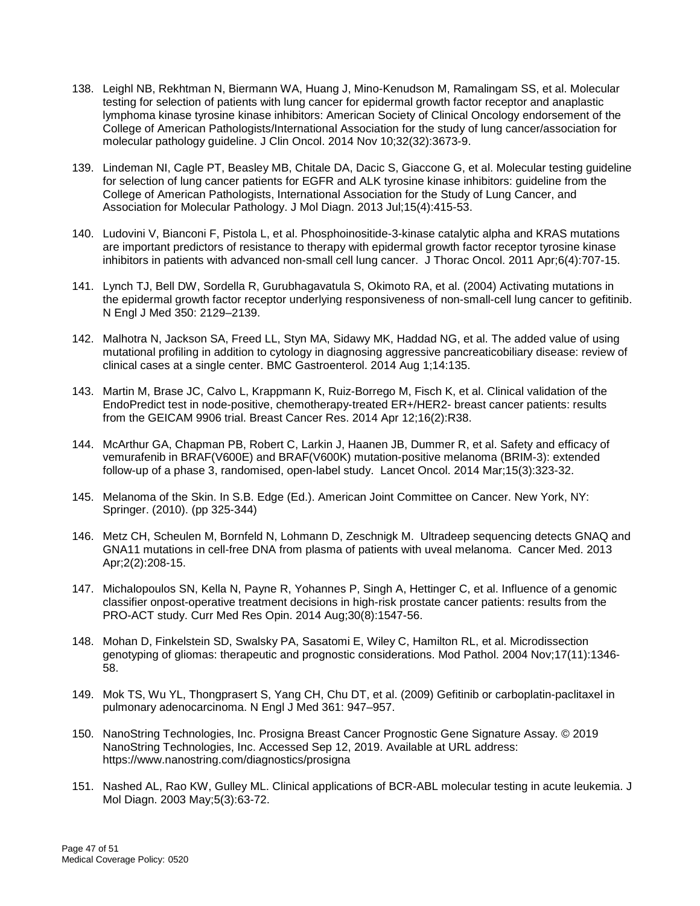138. Leighl NB, Rekhtman N, Biermann WA, Huang J, Mino-Kenudson M, Ramalingam SS, et al. Molecular testing for selection of patients with lung cancer for epidermal growth factor receptor and anaplastic lymphoma kinase tyrosine kinase inhibitors: American Society of Clinical Oncology endorsement of the College of American Pathologists/International Association for the study of lung cancer/association for molecular pathology guideline. J Clin Oncol. 2014 Nov 10;32(32):3673-9.

139. Lindeman NI, Cagle PT, Beasley MB, Chitale DA, Dacic S, Giaccone G, et al. Molecular testing guideline for selection of lung cancer patients for EGFR and ALK tyrosine kinase inhibitors: guideline from the College of American Pathologists, International Association for the Study of Lung Cancer, and Association for Molecular Pathology. J Mol Diagn. 2013 Jul;15(4):415-53.

140. Ludovini V, Bianconi F, Pistola L, et al. Phosphoinositide-3-kinase catalytic alpha and KRAS mutations are important predictors of resistance to therapy with epidermal growth factor receptor tyrosine kinase inhibitors in patients with advanced non-small cell lung cancer. J Thorac Oncol. 2011 Apr;6(4):707-15.

141. Lynch TJ, Bell DW, Sordella R, Gurubhagavatula S, Okimoto RA, et al. (2004) Activating mutations in the epidermal growth factor receptor underlying responsiveness of non-small-cell lung cancer to gefitinib. N Engl J Med 350: 2129–2139.

142. Malhotra N, Jackson SA, Freed LL, Styn MA, Sidawy MK, Haddad NG, et al. The added value of using mutational profiling in addition to cytology in diagnosing aggressive pancreaticobiliary disease: review of clinical cases at a single center. BMC Gastroenterol. 2014 Aug 1;14:135.

143. Martin M, Brase JC, Calvo L, Krappmann K, Ruiz-Borrego M, Fisch K, et al. Clinical validation of the EndoPredict test in node-positive, chemotherapy-treated ER+/HER2- breast cancer patients: results from the GEICAM 9906 trial. Breast Cancer Res. 2014 Apr 12;16(2):R38.

144. McArthur GA, Chapman PB, Robert C, Larkin J, Haanen JB, Dummer R, et al. Safety and efficacy of vemurafenib in BRAF(V600E) and BRAF(V600K) mutation-positive melanoma (BRIM-3): extended follow-up of a phase 3, randomised, open-label study. Lancet Oncol. 2014 Mar;15(3):323-32.

145. Melanoma of the Skin. In S.B. Edge (Ed.). American Joint Committee on Cancer. New York, NY: Springer. (2010). (pp 325-344)

146. Metz CH, Scheulen M, Bornfeld N, Lohmann D, Zeschnigk M. Ultradeep sequencing detects GNAQ and GNA11 mutations in cell-free DNA from plasma of patients with uveal melanoma. Cancer Med. 2013 Apr;2(2):208-15.

147. Michalopoulos SN, Kella N, Payne R, Yohannes P, Singh A, Hettinger C, et al. Influence of a genomic classifier onpost-operative treatment decisions in high-risk prostate cancer patients: results from the PRO-ACT study. Curr Med Res Opin. 2014 Aug;30(8):1547-56.

148. Mohan D, Finkelstein SD, Swalsky PA, Sasatomi E, Wiley C, Hamilton RL, et al. Microdissection genotyping of gliomas: therapeutic and prognostic considerations. Mod Pathol. 2004 Nov;17(11):1346-58.

149. Mok TS, Wu YL, Thongprasert S, Yang CH, Chu DT, et al. (2009) Gefitinib or carboplatin-paclitaxel in pulmonary adenocarcinoma. N Engl J Med 361: 947–957.

150. NanoString Technologies, Inc. Prosigna Breast Cancer Prognostic Gene Signature Assay. © 2019 NanoString Technologies, Inc. Accessed Sep 12, 2019. Available at URL address: https://www.nanostring.com/diagnostics/prosigna

151. Nashed AL, Rao KW, Gulley ML. Clinical applications of BCR-ABL molecular testing in acute leukemia. J Mol Diagn. 2003 May;5(3):63-72.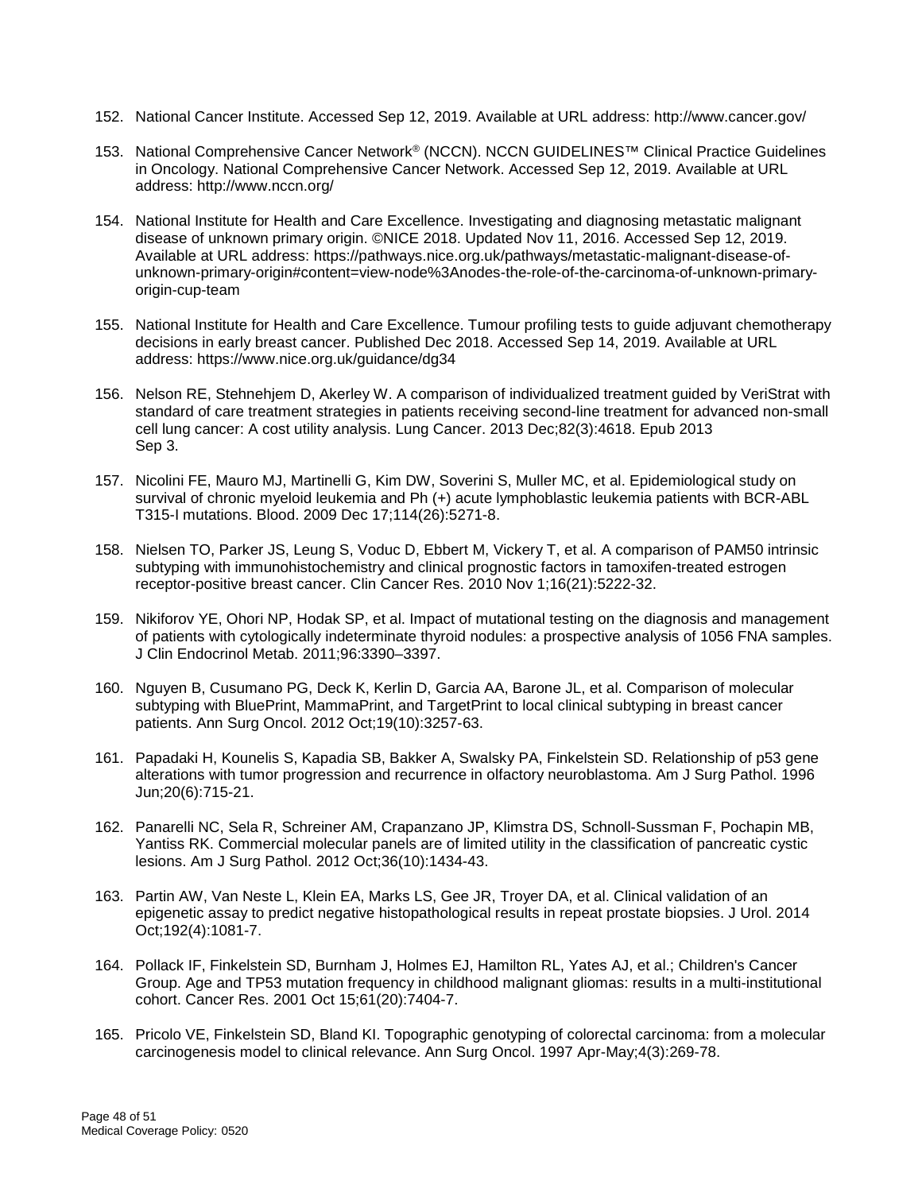152. National Cancer Institute. Accessed Sep 12, 2019. Available at URL address: http://www.cancer.gov/

153. National Comprehensive Cancer Network® (NCCN). NCCN GUIDELINES™ Clinical Practice Guidelines in Oncology. National Comprehensive Cancer Network. Accessed Sep 12, 2019. Available at URL address: http://www.nccn.org/

154. National Institute for Health and Care Excellence. Investigating and diagnosing metastatic malignant disease of unknown primary origin. ©NICE 2018. Updated Nov 11, 2016. Accessed Sep 12, 2019. Available at URL address: https://pathways.nice.org.uk/pathways/metastatic-malignant-disease-of-unknown-primary-origin#content=view-node%3Anodes-the-role-of-the-carcinoma-of-unknown-primary-origin-cup-team

155. National Institute for Health and Care Excellence. Tumour profiling tests to guide adjuvant chemotherapy decisions in early breast cancer. Published Dec 2018. Accessed Sep 14, 2019. Available at URL address: https://www.nice.org.uk/guidance/dg34

156. Nelson RE, Stehnehjem D, Akerley W. A comparison of individualized treatment guided by VeriStrat with standard of care treatment strategies in patients receiving second-line treatment for advanced non-small cell lung cancer: A cost utility analysis. Lung Cancer. 2013 Dec;82(3):4618. Epub 2013 Sep 3.

157. Nicolini FE, Mauro MJ, Martinelli G, Kim DW, Soverini S, Muller MC, et al. Epidemiological study on survival of chronic myeloid leukemia and Ph (+) acute lymphoblastic leukemia patients with BCR-ABL T315-I mutations. Blood. 2009 Dec 17;114(26):5271-8.

158. Nielsen TO, Parker JS, Leung S, Voduc D, Ebbert M, Vickery T, et al. A comparison of PAM50 intrinsic subtyping with immunohistochemistry and clinical prognostic factors in tamoxifen-treated estrogen receptor-positive breast cancer. Clin Cancer Res. 2010 Nov 1;16(21):5222-32.

159. Nikiforov YE, Ohori NP, Hodak SP, et al. Impact of mutational testing on the diagnosis and management of patients with cytologically indeterminate thyroid nodules: a prospective analysis of 1056 FNA samples. J Clin Endocrinol Metab. 2011;96:3390–3397.

160. Nguyen B, Cusumano PG, Deck K, Kerlin D, Garcia AA, Barone JL, et al. Comparison of molecular subtyping with BluePrint, MammaPrint, and TargetPrint to local clinical subtyping in breast cancer patients. Ann Surg Oncol. 2012 Oct;19(10):3257-63.

161. Papadaki H, Kounelis S, Kapadia SB, Bakker A, Swalsky PA, Finkelstein SD. Relationship of p53 gene alterations with tumor progression and recurrence in olfactory neuroblastoma. Am J Surg Pathol. 1996 Jun;20(6):715-21.

162. Panarelli NC, Sela R, Schreiner AM, Crapanzano JP, Klimstra DS, Schnoll-Sussman F, Pochapin MB, Yantiss RK. Commercial molecular panels are of limited utility in the classification of pancreatic cystic lesions. Am J Surg Pathol. 2012 Oct;36(10):1434-43.

163. Partin AW, Van Neste L, Klein EA, Marks LS, Gee JR, Troyer DA, et al. Clinical validation of an epigenetic assay to predict negative histopathological results in repeat prostate biopsies. J Urol. 2014 Oct;192(4):1081-7.

164. Pollack IF, Finkelstein SD, Burnham J, Holmes EJ, Hamilton RL, Yates AJ, et al.; Children's Cancer Group. Age and TP53 mutation frequency in childhood malignant gliomas: results in a multi-institutional cohort. Cancer Res. 2001 Oct 15;61(20):7404-7.

165. Pricolo VE, Finkelstein SD, Bland KI. Topographic genotyping of colorectal carcinoma: from a molecular carcinogenesis model to clinical relevance. Ann Surg Oncol. 1997 Apr-May;4(3):269-78.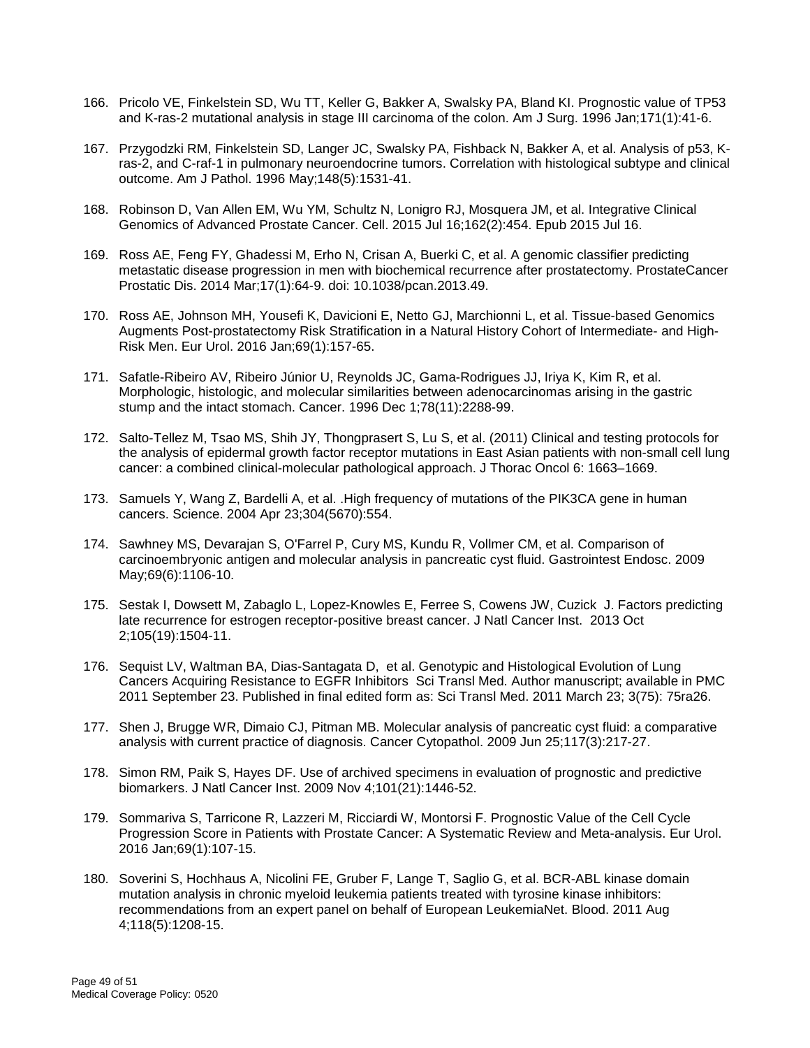166. Pricolo VE, Finkelstein SD, Wu TT, Keller G, Bakker A, Swalsky PA, Bland KI. Prognostic value of TP53 and K-ras-2 mutational analysis in stage III carcinoma of the colon. Am J Surg. 1996 Jan;171(1):41-6.

167. Przygodzki RM, Finkelstein SD, Langer JC, Swalsky PA, Fishback N, Bakker A, et al. Analysis of p53, K-ras-2, and C-raf-1 in pulmonary neuroendocrine tumors. Correlation with histological subtype and clinical outcome. Am J Pathol. 1996 May;148(5):1531-41.

168. Robinson D, Van Allen EM, Wu YM, Schultz N, Lonigro RJ, Mosquera JM, et al. Integrative Clinical Genomics of Advanced Prostate Cancer. Cell. 2015 Jul 16;162(2):454. Epub 2015 Jul 16.

169. Ross AE, Feng FY, Ghadessi M, Erho N, Crisan A, Buerki C, et al. A genomic classifier predicting metastatic disease progression in men with biochemical recurrence after prostatectomy. ProstateCancer Prostatic Dis. 2014 Mar;17(1):64-9. doi: 10.1038/pcan.2013.49.

170. Ross AE, Johnson MH, Yousefi K, Davicioni E, Netto GJ, Marchionni L, et al. Tissue-based Genomics Augments Post-prostatectomy Risk Stratification in a Natural History Cohort of Intermediate- and High-Risk Men. Eur Urol. 2016 Jan;69(1):157-65.

171. Safatle-Ribeiro AV, Ribeiro Júnior U, Reynolds JC, Gama-Rodrigues JJ, Iriya K, Kim R, et al. Morphologic, histologic, and molecular similarities between adenocarcinomas arising in the gastric stump and the intact stomach. Cancer. 1996 Dec 1;78(11):2288-99.

172. Salto-Tellez M, Tsao MS, Shih JY, Thongprasert S, Lu S, et al. (2011) Clinical and testing protocols for the analysis of epidermal growth factor receptor mutations in East Asian patients with non-small cell lung cancer: a combined clinical-molecular pathological approach. J Thorac Oncol 6: 1663–1669.

173. Samuels Y, Wang Z, Bardelli A, et al. .High frequency of mutations of the PIK3CA gene in human cancers. Science. 2004 Apr 23;304(5670):554.

174. Sawhney MS, Devarajan S, O'Farrel P, Cury MS, Kundu R, Vollmer CM, et al. Comparison of carcinoembryonic antigen and molecular analysis in pancreatic cyst fluid. Gastrointest Endosc. 2009 May;69(6):1106-10.

175. Sestak I, Dowsett M, Zabaglo L, Lopez-Knowles E, Ferree S, Cowens JW, Cuzick J. Factors predicting late recurrence for estrogen receptor-positive breast cancer. J Natl Cancer Inst. 2013 Oct 2;105(19):1504-11.

176. Sequist LV, Waltman BA, Dias-Santagata D, et al. Genotypic and Histological Evolution of Lung Cancers Acquiring Resistance to EGFR Inhibitors Sci Transl Med. Author manuscript; available in PMC 2011 September 23. Published in final edited form as: Sci Transl Med. 2011 March 23; 3(75): 75ra26.

177. Shen J, Brugge WR, Dimaio CJ, Pitman MB. Molecular analysis of pancreatic cyst fluid: a comparative analysis with current practice of diagnosis. Cancer Cytopathol. 2009 Jun 25;117(3):217-27.

178. Simon RM, Paik S, Hayes DF. Use of archived specimens in evaluation of prognostic and predictive biomarkers. J Natl Cancer Inst. 2009 Nov 4;101(21):1446-52.

179. Sommariva S, Tarricone R, Lazzeri M, Ricciardi W, Montorsi F. Prognostic Value of the Cell Cycle Progression Score in Patients with Prostate Cancer: A Systematic Review and Meta-analysis. Eur Urol. 2016 Jan;69(1):107-15.

180. Soverini S, Hochhaus A, Nicolini FE, Gruber F, Lange T, Saglio G, et al. BCR-ABL kinase domain mutation analysis in chronic myeloid leukemia patients treated with tyrosine kinase inhibitors: recommendations from an expert panel on behalf of European LeukemiaNet. Blood. 2011 Aug 4;118(5):1208-15.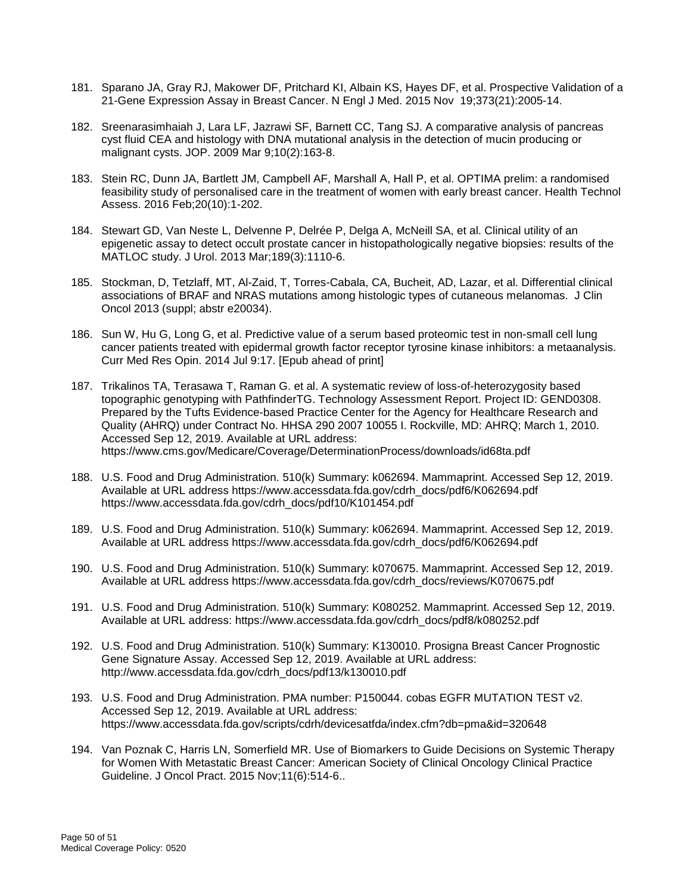181. Sparano JA, Gray RJ, Makower DF, Pritchard KI, Albain KS, Hayes DF, et al. Prospective Validation of a 21-Gene Expression Assay in Breast Cancer. N Engl J Med. 2015 Nov 19;373(21):2005-14.

182. Sreenarasimhaiah J, Lara LF, Jazrawi SF, Barnett CC, Tang SJ. A comparative analysis of pancreas cyst fluid CEA and histology with DNA mutational analysis in the detection of mucin producing or malignant cysts. JOP. 2009 Mar 9;10(2):163-8.

183. Stein RC, Dunn JA, Bartlett JM, Campbell AF, Marshall A, Hall P, et al. OPTIMA prelim: a randomised feasibility study of personalised care in the treatment of women with early breast cancer. Health Technol Assess. 2016 Feb;20(10):1-202.

184. Stewart GD, Van Neste L, Delvenne P, Delrée P, Delga A, McNeill SA, et al. Clinical utility of an epigenetic assay to detect occult prostate cancer in histopathologically negative biopsies: results of the MATLOC study. J Urol. 2013 Mar;189(3):1110-6.

185. Stockman, D, Tetzlaff, MT, Al-Zaid, T, Torres-Cabala, CA, Bucheit, AD, Lazar, et al. Differential clinical associations of BRAF and NRAS mutations among histologic types of cutaneous melanomas. J Clin Oncol 2013 (suppl; abstr e20034).

186. Sun W, Hu G, Long G, et al. Predictive value of a serum based proteomic test in non-small cell lung cancer patients treated with epidermal growth factor receptor tyrosine kinase inhibitors: a metaanalysis. Curr Med Res Opin. 2014 Jul 9:17. [Epub ahead of print]

187. Trikalinos TA, Terasawa T, Raman G. et al. A systematic review of loss-of-heterozygosity based topographic genotyping with PathfinderTG. Technology Assessment Report. Project ID: GEND0308. Prepared by the Tufts Evidence-based Practice Center for the Agency for Healthcare Research and Quality (AHRQ) under Contract No. HHSA 290 2007 10055 I. Rockville, MD: AHRQ; March 1, 2010. Accessed Sep 12, 2019. Available at URL address: https://www.cms.gov/Medicare/Coverage/DeterminationProcess/downloads/id68ta.pdf

188. U.S. Food and Drug Administration. 510(k) Summary: k062694. Mammaprint. Accessed Sep 12, 2019. Available at URL address https://www.accessdata.fda.gov/cdrh_docs/pdf6/K062694.pdf https://www.accessdata.fda.gov/cdrh_docs/pdf10/K101454.pdf

189. U.S. Food and Drug Administration. 510(k) Summary: k062694. Mammaprint. Accessed Sep 12, 2019. Available at URL address https://www.accessdata.fda.gov/cdrh_docs/pdf6/K062694.pdf

190. U.S. Food and Drug Administration. 510(k) Summary: k070675. Mammaprint. Accessed Sep 12, 2019. Available at URL address https://www.accessdata.fda.gov/cdrh_docs/reviews/K070675.pdf

191. U.S. Food and Drug Administration. 510(k) Summary: K080252. Mammaprint. Accessed Sep 12, 2019. Available at URL address: https://www.accessdata.fda.gov/cdrh_docs/pdf8/k080252.pdf

192. U.S. Food and Drug Administration. 510(k) Summary: K130010. Prosigna Breast Cancer Prognostic Gene Signature Assay. Accessed Sep 12, 2019. Available at URL address: http://www.accessdata.fda.gov/cdrh_docs/pdf13/k130010.pdf

193. U.S. Food and Drug Administration. PMA number: P150044. cobas EGFR MUTATION TEST v2. Accessed Sep 12, 2019. Available at URL address: https://www.accessdata.fda.gov/scripts/cdrh/devicesatfda/index.cfm?db=pma&id=320648

194. Van Poznak C, Harris LN, Somerfield MR. Use of Biomarkers to Guide Decisions on Systemic Therapy for Women With Metastatic Breast Cancer: American Society of Clinical Oncology Clinical Practice Guideline. J Oncol Pract. 2015 Nov;11(6):514-6..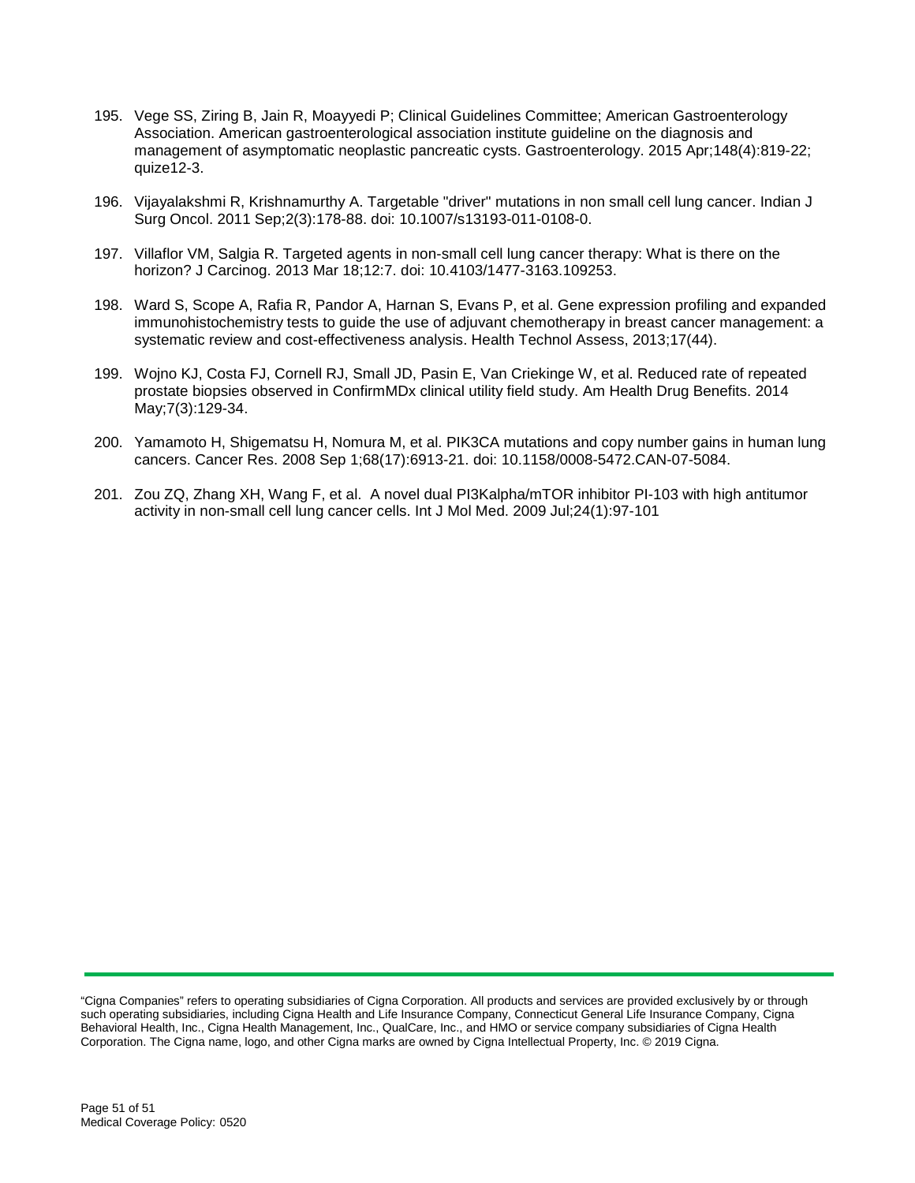195. Vege SS, Ziring B, Jain R, Moayyedi P; Clinical Guidelines Committee; American Gastroenterology Association. American gastroenterological association institute guideline on the diagnosis and management of asymptomatic neoplastic pancreatic cysts. Gastroenterology. 2015 Apr;148(4):819-22; quize12-3.

196. Vijayalakshmi R, Krishnamurthy A. Targetable "driver" mutations in non small cell lung cancer. Indian J Surg Oncol. 2011 Sep;2(3):178-88. doi: 10.1007/s13193-011-0108-0.

197. Villaflor VM, Salgia R. Targeted agents in non-small cell lung cancer therapy: What is there on the horizon? J Carcinog. 2013 Mar 18;12:7. doi: 10.4103/1477-3163.109253.

198. Ward S, Scope A, Rafia R, Pandor A, Harnan S, Evans P, et al. Gene expression profiling and expanded immunohistochemistry tests to guide the use of adjuvant chemotherapy in breast cancer management: a systematic review and cost-effectiveness analysis. Health Technol Assess, 2013;17(44).

199. Wojno KJ, Costa FJ, Cornell RJ, Small JD, Pasin E, Van Criekinge W, et al. Reduced rate of repeated prostate biopsies observed in ConfirmMDx clinical utility field study. Am Health Drug Benefits. 2014 May;7(3):129-34.

200. Yamamoto H, Shigematsu H, Nomura M, et al. PIK3CA mutations and copy number gains in human lung cancers. Cancer Res. 2008 Sep 1;68(17):6913-21. doi: 10.1158/0008-5472.CAN-07-5084.

201. Zou ZQ, Zhang XH, Wang F, et al. A novel dual PI3Kalpha/mTOR inhibitor PI-103 with high antitumor activity in non-small cell lung cancer cells. Int J Mol Med. 2009 Jul;24(1):97-101

"Cigna Companies" refers to operating subsidiaries of Cigna Corporation. All products and services are provided exclusively by or through such operating subsidiaries, including Cigna Health and Life Insurance Company, Connecticut General Life Insurance Company, Cigna Behavioral Health, Inc., Cigna Health Management, Inc., QualCare, Inc., and HMO or service company subsidiaries of Cigna Health Corporation. The Cigna name, logo, and other Cigna marks are owned by Cigna Intellectual Property, Inc. © 2019 Cigna.